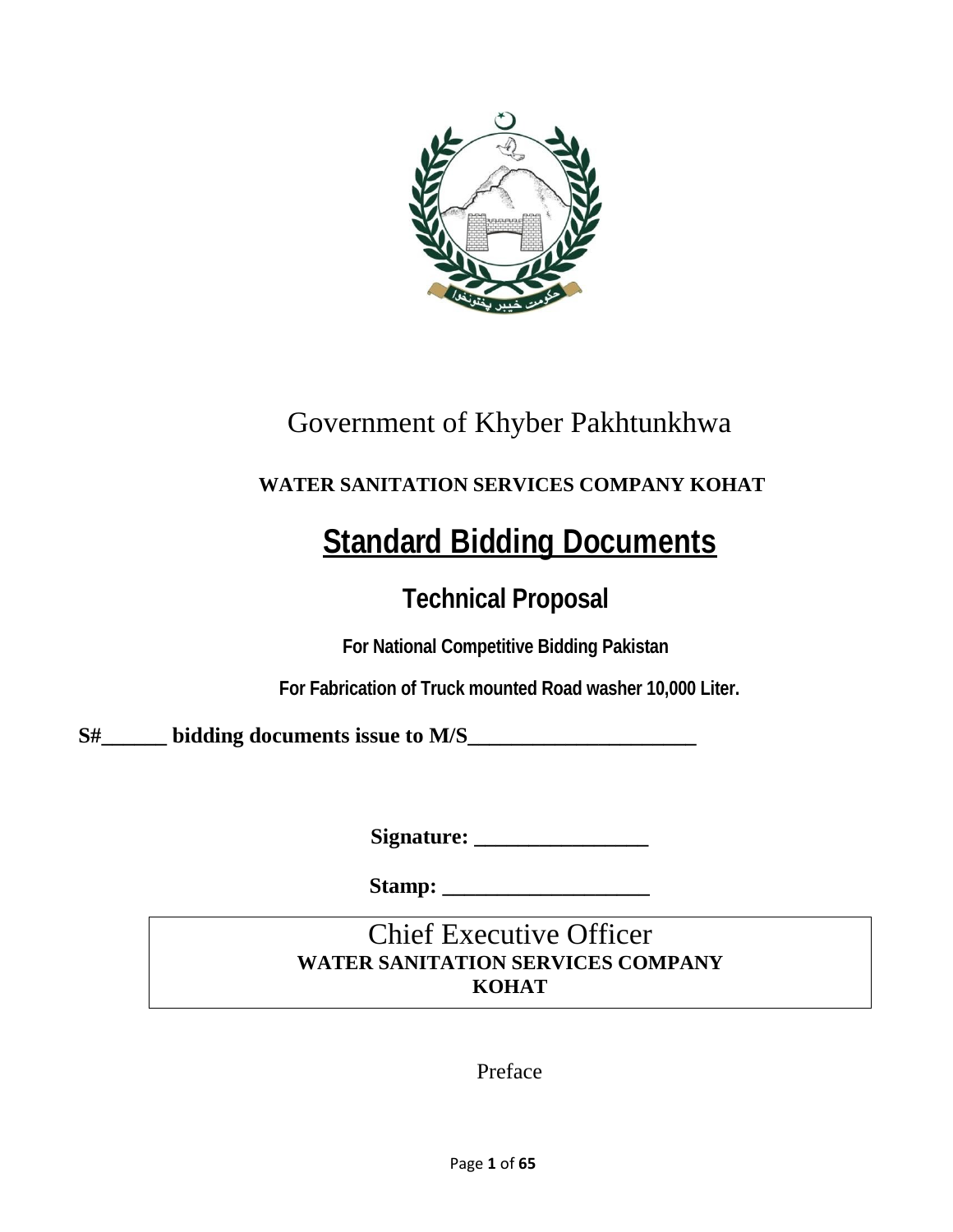# Government of Khyber Pakhtunkhwa

**WATER SANITATION SERVICES COMPANY KOHAT**

# **Standard Bidding Documents**

## **Technical Proposal**

**For National Competitive Bidding Pakistan**

**For Fabrication of Truck mounted Road washer 10,000 Liter.**

**S#______ bidding documents issue to M/S______________________**

**Signature: _________________**

**Stamp: ____________________**

Chief Executive Officer
**WATER SANITATION SERVICES COMPANY KOHAT**

Preface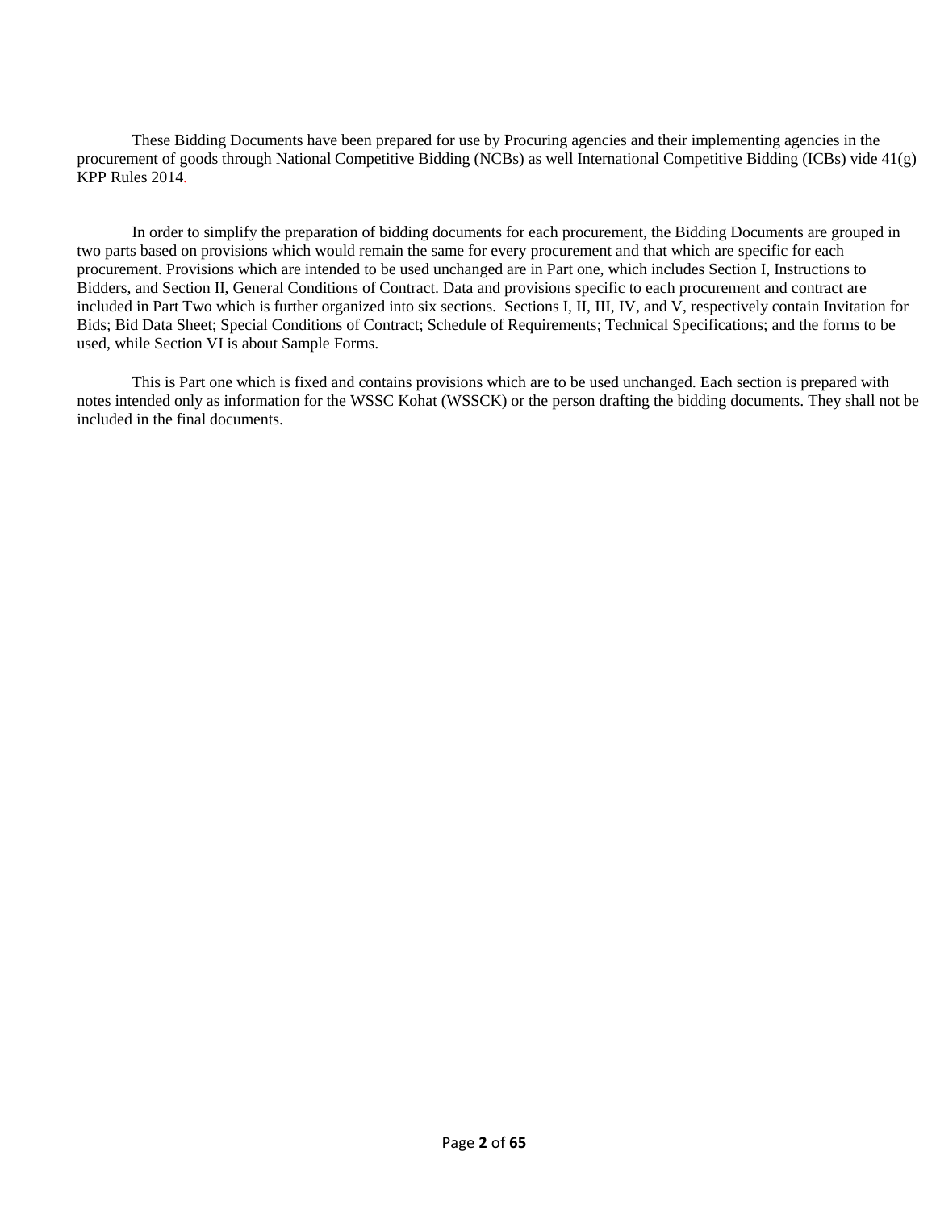These Bidding Documents have been prepared for use by Procuring agencies and their implementing agencies in the procurement of goods through National Competitive Bidding (NCBs) as well International Competitive Bidding (ICBs) vide 41(g) KPP Rules 2014.

In order to simplify the preparation of bidding documents for each procurement, the Bidding Documents are grouped in two parts based on provisions which would remain the same for every procurement and that which are specific for each procurement. Provisions which are intended to be used unchanged are in Part one, which includes Section I, Instructions to Bidders, and Section II, General Conditions of Contract. Data and provisions specific to each procurement and contract are included in Part Two which is further organized into six sections. Sections I, II, III, IV, and V, respectively contain Invitation for Bids; Bid Data Sheet; Special Conditions of Contract; Schedule of Requirements; Technical Specifications; and the forms to be used, while Section VI is about Sample Forms.

This is Part one which is fixed and contains provisions which are to be used unchanged. Each section is prepared with notes intended only as information for the WSSC Kohat (WSSCK) or the person drafting the bidding documents. They shall not be included in the final documents.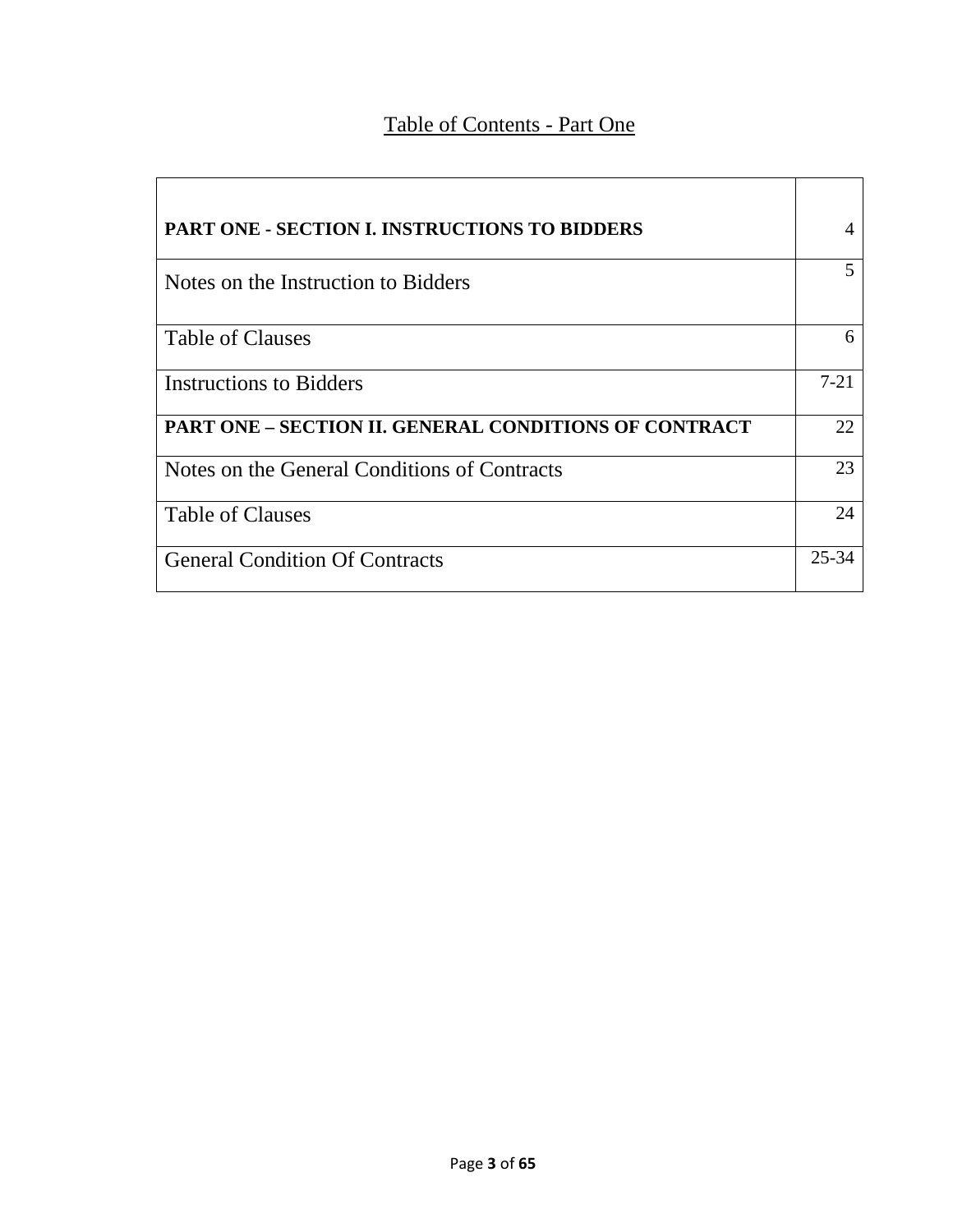# Table of Contents - Part One

| | |
|---|---|
| **PART ONE - SECTION I. INSTRUCTIONS TO BIDDERS** | 4 |
| Notes on the Instruction to Bidders | 5 |
| Table of Clauses | 6 |
| Instructions to Bidders | 7-21 |
| **PART ONE – SECTION II. GENERAL CONDITIONS OF CONTRACT** | 22 |
| Notes on the General Conditions of Contracts | 23 |
| Table of Clauses | 24 |
| General Condition Of Contracts | 25-34 |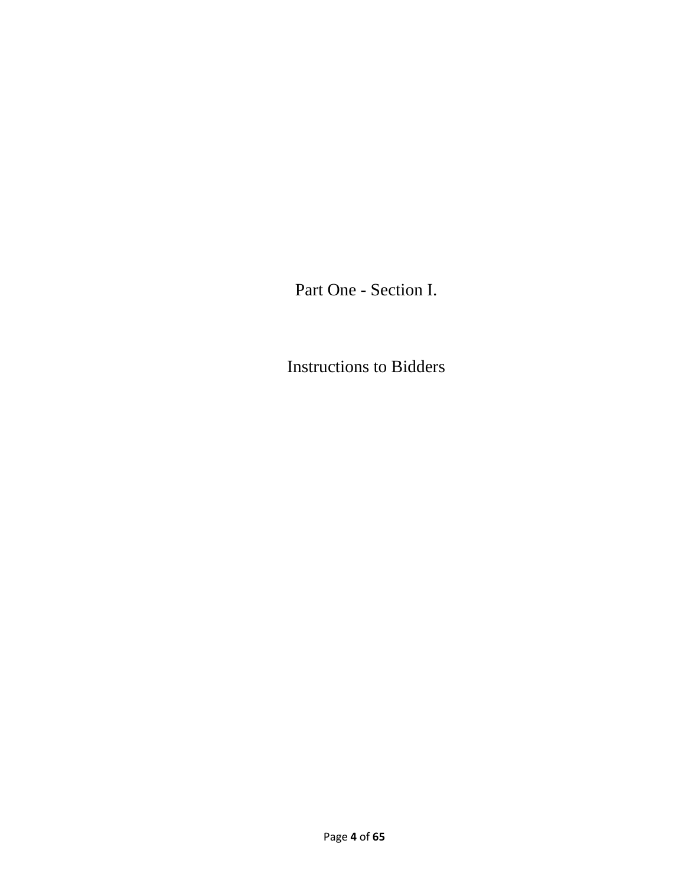# Part One - Section I.

# Instructions to Bidders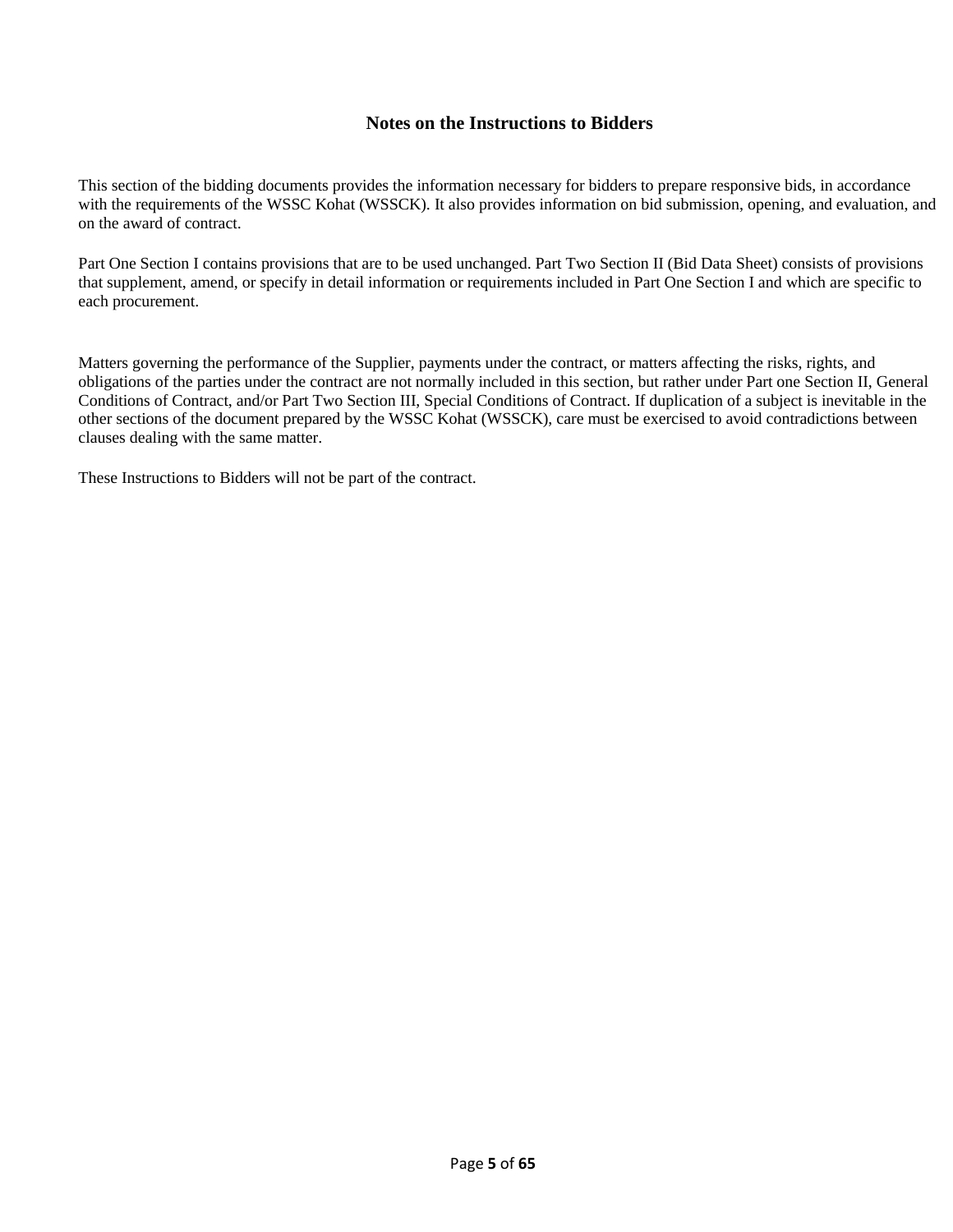## Notes on the Instructions to Bidders

This section of the bidding documents provides the information necessary for bidders to prepare responsive bids, in accordance with the requirements of the WSSC Kohat (WSSCK). It also provides information on bid submission, opening, and evaluation, and on the award of contract.

Part One Section I contains provisions that are to be used unchanged. Part Two Section II (Bid Data Sheet) consists of provisions that supplement, amend, or specify in detail information or requirements included in Part One Section I and which are specific to each procurement.

Matters governing the performance of the Supplier, payments under the contract, or matters affecting the risks, rights, and obligations of the parties under the contract are not normally included in this section, but rather under Part one Section II, General Conditions of Contract, and/or Part Two Section III, Special Conditions of Contract. If duplication of a subject is inevitable in the other sections of the document prepared by the WSSC Kohat (WSSCK), care must be exercised to avoid contradictions between clauses dealing with the same matter.

These Instructions to Bidders will not be part of the contract.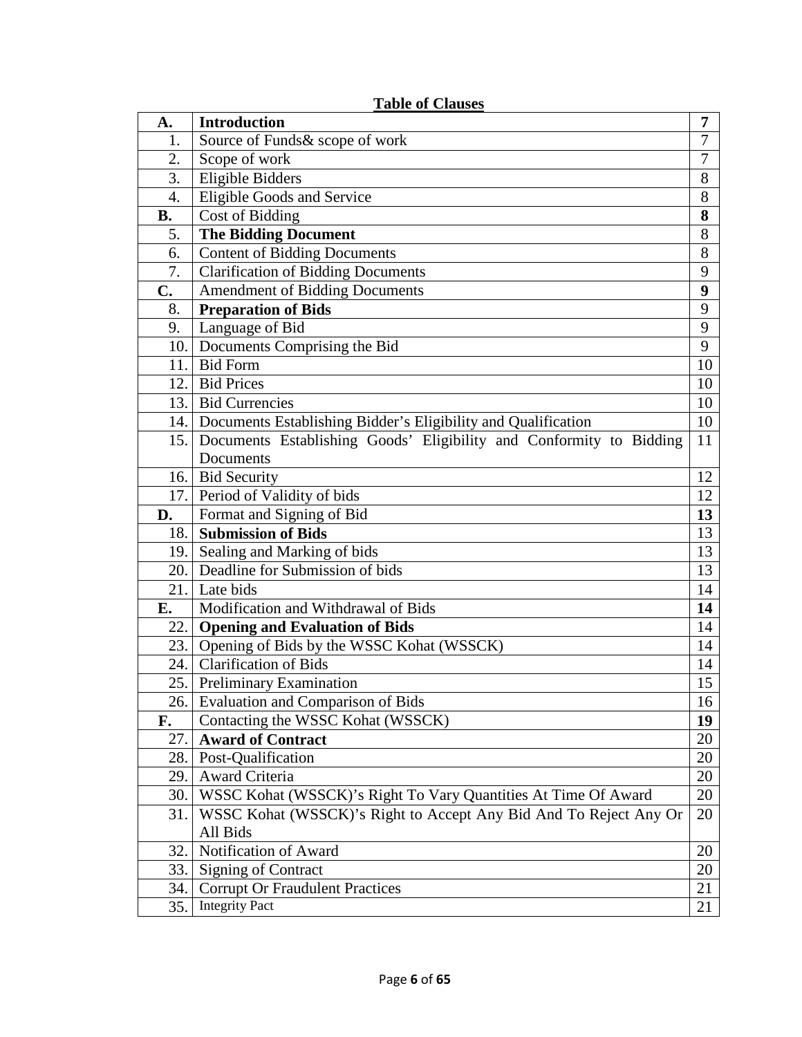## Table of Clauses

| | | |
|---|---|---|
| **A.** | **Introduction** | **7** |
| 1. | Source of Funds& scope of work | 7 |
| 2. | Scope of work | 7 |
| 3. | Eligible Bidders | 8 |
| 4. | Eligible Goods and Service | 8 |
| **B.** | Cost of Bidding | **8** |
| 5. | **The Bidding Document** | 8 |
| 6. | Content of Bidding Documents | 8 |
| 7. | Clarification of Bidding Documents | 9 |
| **C.** | Amendment of Bidding Documents | **9** |
| 8. | **Preparation of Bids** | 9 |
| 9. | Language of Bid | 9 |
| 10. | Documents Comprising the Bid | 9 |
| 11. | Bid Form | 10 |
| 12. | Bid Prices | 10 |
| 13. | Bid Currencies | 10 |
| 14. | Documents Establishing Bidder's Eligibility and Qualification | 10 |
| 15. | Documents Establishing Goods' Eligibility and Conformity to Bidding Documents | 11 |
| 16. | Bid Security | 12 |
| 17. | Period of Validity of bids | 12 |
| **D.** | Format and Signing of Bid | **13** |
| 18. | **Submission of Bids** | 13 |
| 19. | Sealing and Marking of bids | 13 |
| 20. | Deadline for Submission of bids | 13 |
| 21. | Late bids | 14 |
| **E.** | Modification and Withdrawal of Bids | **14** |
| 22. | **Opening and Evaluation of Bids** | 14 |
| 23. | Opening of Bids by the WSSC Kohat (WSSCK) | 14 |
| 24. | Clarification of Bids | 14 |
| 25. | Preliminary Examination | 15 |
| 26. | Evaluation and Comparison of Bids | 16 |
| **F.** | Contacting the WSSC Kohat (WSSCK) | **19** |
| 27. | **Award of Contract** | 20 |
| 28. | Post-Qualification | 20 |
| 29. | Award Criteria | 20 |
| 30. | WSSC Kohat (WSSCK)'s Right To Vary Quantities At Time Of Award | 20 |
| 31. | WSSC Kohat (WSSCK)'s Right to Accept Any Bid And To Reject Any Or All Bids | 20 |
| 32. | Notification of Award | 20 |
| 33. | Signing of Contract | 20 |
| 34. | Corrupt Or Fraudulent Practices | 21 |
| 35. | Integrity Pact | 21 |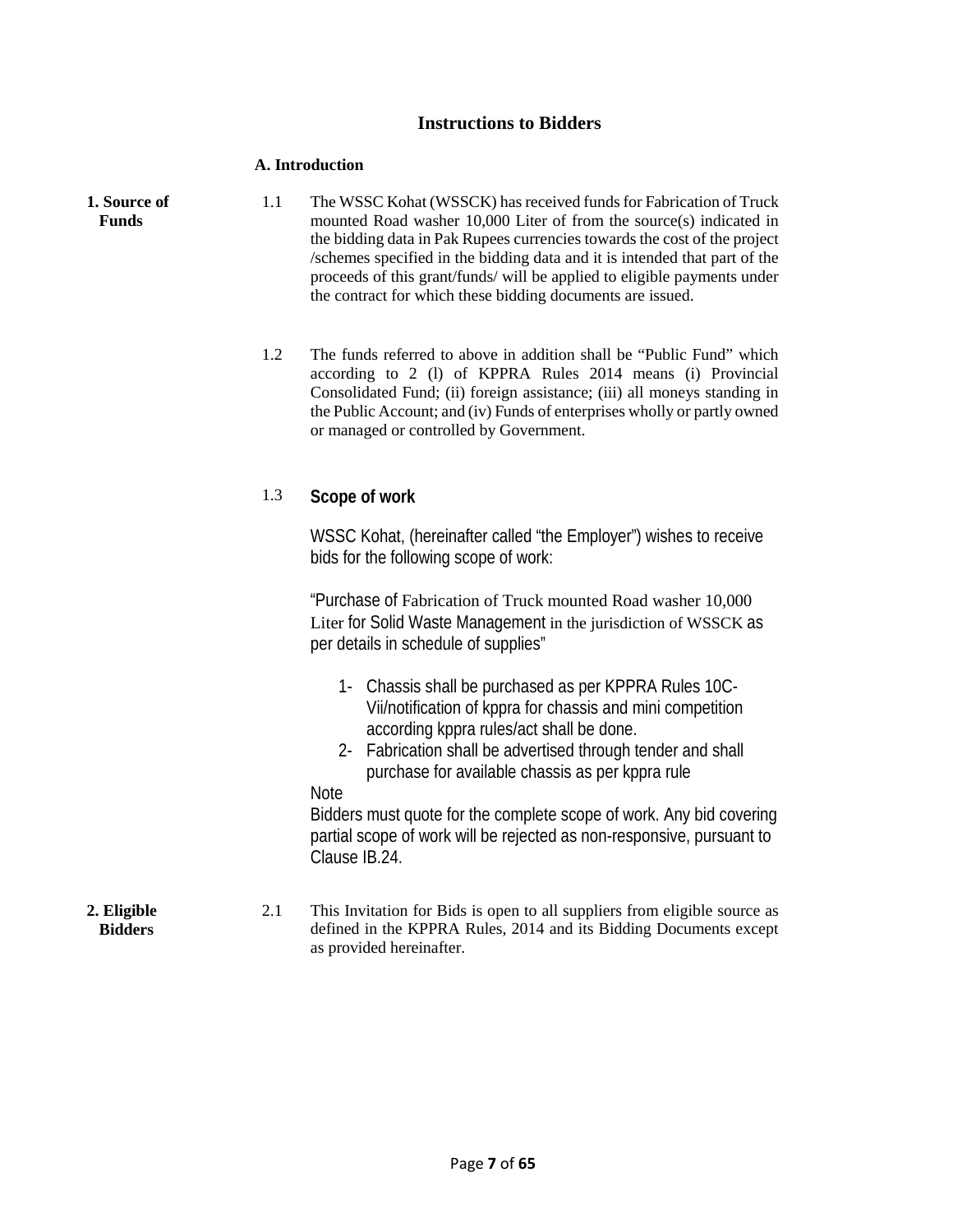# Instructions to Bidders

## A. Introduction

**1. Source of Funds**

1.1 The WSSC Kohat (WSSCK) has received funds for Fabrication of Truck mounted Road washer 10,000 Liter of from the source(s) indicated in the bidding data in Pak Rupees currencies towards the cost of the project /schemes specified in the bidding data and it is intended that part of the proceeds of this grant/funds/ will be applied to eligible payments under the contract for which these bidding documents are issued.

1.2 The funds referred to above in addition shall be "Public Fund" which according to 2 (l) of KPPRA Rules 2014 means (i) Provincial Consolidated Fund; (ii) foreign assistance; (iii) all moneys standing in the Public Account; and (iv) Funds of enterprises wholly or partly owned or managed or controlled by Government.

1.3 **Scope of work**

WSSC Kohat, (hereinafter called "the Employer") wishes to receive bids for the following scope of work:

"Purchase of Fabrication of Truck mounted Road washer 10,000 Liter for Solid Waste Management in the jurisdiction of WSSCK as per details in schedule of supplies"

1- Chassis shall be purchased as per KPPRA Rules 10C-Vii/notification of kppra for chassis and mini competition according kppra rules/act shall be done.

2- Fabrication shall be advertised through tender and shall purchase for available chassis as per kppra rule

Note

Bidders must quote for the complete scope of work. Any bid covering partial scope of work will be rejected as non-responsive, pursuant to Clause IB.24.

**2. Eligible Bidders**

2.1 This Invitation for Bids is open to all suppliers from eligible source as defined in the KPPRA Rules, 2014 and its Bidding Documents except as provided hereinafter.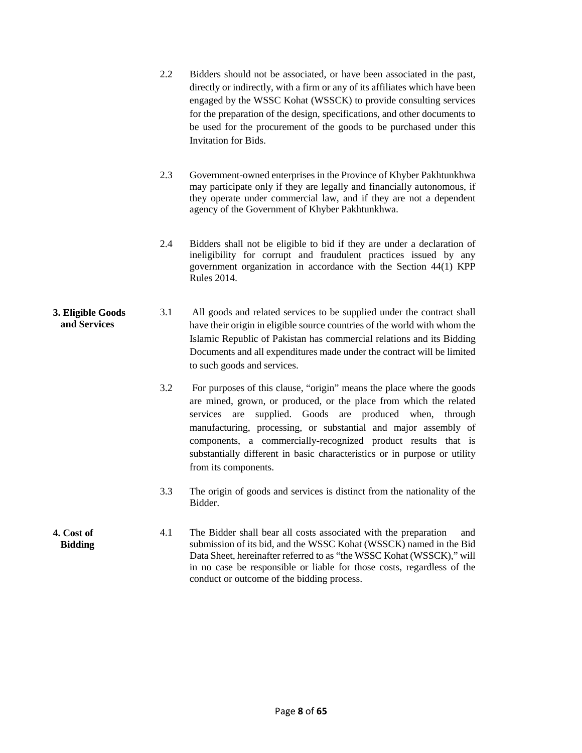2.2 Bidders should not be associated, or have been associated in the past, directly or indirectly, with a firm or any of its affiliates which have been engaged by the WSSC Kohat (WSSCK) to provide consulting services for the preparation of the design, specifications, and other documents to be used for the procurement of the goods to be purchased under this Invitation for Bids.

2.3 Government-owned enterprises in the Province of Khyber Pakhtunkhwa may participate only if they are legally and financially autonomous, if they operate under commercial law, and if they are not a dependent agency of the Government of Khyber Pakhtunkhwa.

2.4 Bidders shall not be eligible to bid if they are under a declaration of ineligibility for corrupt and fraudulent practices issued by any government organization in accordance with the Section 44(1) KPP Rules 2014.

**3. Eligible Goods and Services**

3.1 All goods and related services to be supplied under the contract shall have their origin in eligible source countries of the world with whom the Islamic Republic of Pakistan has commercial relations and its Bidding Documents and all expenditures made under the contract will be limited to such goods and services.

3.2 For purposes of this clause, "origin" means the place where the goods are mined, grown, or produced, or the place from which the related services are supplied. Goods are produced when, through manufacturing, processing, or substantial and major assembly of components, a commercially-recognized product results that is substantially different in basic characteristics or in purpose or utility from its components.

3.3 The origin of goods and services is distinct from the nationality of the Bidder.

**4. Cost of Bidding**

4.1 The Bidder shall bear all costs associated with the preparation and submission of its bid, and the WSSC Kohat (WSSCK) named in the Bid Data Sheet, hereinafter referred to as "the WSSC Kohat (WSSCK)," will in no case be responsible or liable for those costs, regardless of the conduct or outcome of the bidding process.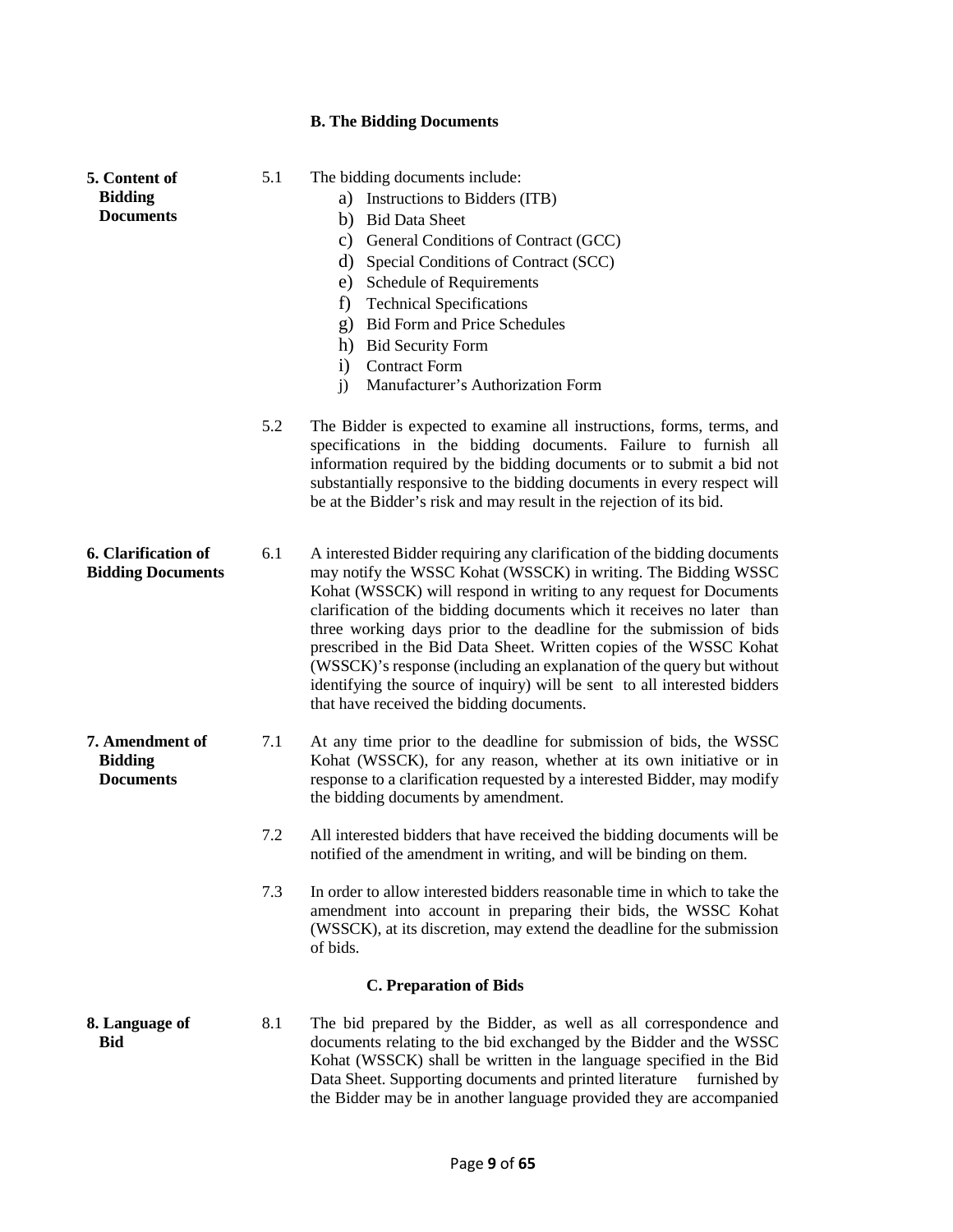## B. The Bidding Documents

**5. Content of Bidding Documents**

5.1 The bidding documents include:

a) Instructions to Bidders (ITB)
b) Bid Data Sheet
c) General Conditions of Contract (GCC)
d) Special Conditions of Contract (SCC)
e) Schedule of Requirements
f) Technical Specifications
g) Bid Form and Price Schedules
h) Bid Security Form
i) Contract Form
j) Manufacturer's Authorization Form

5.2 The Bidder is expected to examine all instructions, forms, terms, and specifications in the bidding documents. Failure to furnish all information required by the bidding documents or to submit a bid not substantially responsive to the bidding documents in every respect will be at the Bidder's risk and may result in the rejection of its bid.

**6. Clarification of Bidding Documents**

6.1 A interested Bidder requiring any clarification of the bidding documents may notify the WSSC Kohat (WSSCK) in writing. The Bidding WSSC Kohat (WSSCK) will respond in writing to any request for Documents clarification of the bidding documents which it receives no later than three working days prior to the deadline for the submission of bids prescribed in the Bid Data Sheet. Written copies of the WSSC Kohat (WSSCK)'s response (including an explanation of the query but without identifying the source of inquiry) will be sent to all interested bidders that have received the bidding documents.

**7. Amendment of Bidding Documents**

7.1 At any time prior to the deadline for submission of bids, the WSSC Kohat (WSSCK), for any reason, whether at its own initiative or in response to a clarification requested by a interested Bidder, may modify the bidding documents by amendment.

7.2 All interested bidders that have received the bidding documents will be notified of the amendment in writing, and will be binding on them.

7.3 In order to allow interested bidders reasonable time in which to take the amendment into account in preparing their bids, the WSSC Kohat (WSSCK), at its discretion, may extend the deadline for the submission of bids.

## C. Preparation of Bids

**8. Language of Bid**

8.1 The bid prepared by the Bidder, as well as all correspondence and documents relating to the bid exchanged by the Bidder and the WSSC Kohat (WSSCK) shall be written in the language specified in the Bid Data Sheet. Supporting documents and printed literature furnished by the Bidder may be in another language provided they are accompanied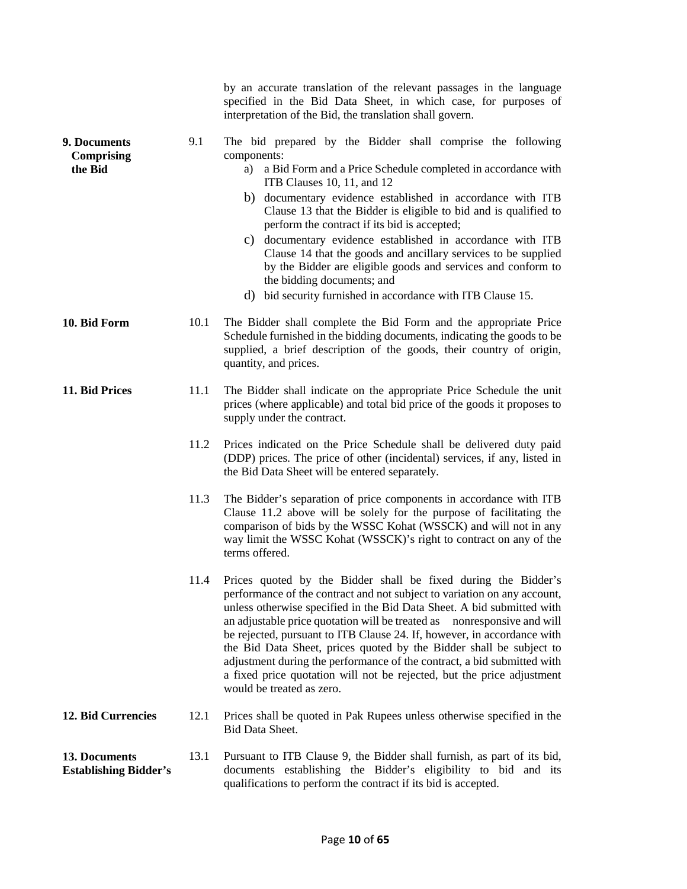by an accurate translation of the relevant passages in the language specified in the Bid Data Sheet, in which case, for purposes of interpretation of the Bid, the translation shall govern.

**9. Documents Comprising the Bid**

9.1 The bid prepared by the Bidder shall comprise the following components:

a) a Bid Form and a Price Schedule completed in accordance with ITB Clauses 10, 11, and 12

b) documentary evidence established in accordance with ITB Clause 13 that the Bidder is eligible to bid and is qualified to perform the contract if its bid is accepted;

c) documentary evidence established in accordance with ITB Clause 14 that the goods and ancillary services to be supplied by the Bidder are eligible goods and services and conform to the bidding documents; and

d) bid security furnished in accordance with ITB Clause 15.

**10. Bid Form**

10.1 The Bidder shall complete the Bid Form and the appropriate Price Schedule furnished in the bidding documents, indicating the goods to be supplied, a brief description of the goods, their country of origin, quantity, and prices.

**11. Bid Prices**

11.1 The Bidder shall indicate on the appropriate Price Schedule the unit prices (where applicable) and total bid price of the goods it proposes to supply under the contract.

11.2 Prices indicated on the Price Schedule shall be delivered duty paid (DDP) prices. The price of other (incidental) services, if any, listed in the Bid Data Sheet will be entered separately.

11.3 The Bidder's separation of price components in accordance with ITB Clause 11.2 above will be solely for the purpose of facilitating the comparison of bids by the WSSC Kohat (WSSCK) and will not in any way limit the WSSC Kohat (WSSCK)'s right to contract on any of the terms offered.

11.4 Prices quoted by the Bidder shall be fixed during the Bidder's performance of the contract and not subject to variation on any account, unless otherwise specified in the Bid Data Sheet. A bid submitted with an adjustable price quotation will be treated as nonresponsive and will be rejected, pursuant to ITB Clause 24. If, however, in accordance with the Bid Data Sheet, prices quoted by the Bidder shall be subject to adjustment during the performance of the contract, a bid submitted with a fixed price quotation will not be rejected, but the price adjustment would be treated as zero.

**12. Bid Currencies**

12.1 Prices shall be quoted in Pak Rupees unless otherwise specified in the Bid Data Sheet.

**13. Documents Establishing Bidder's**

13.1 Pursuant to ITB Clause 9, the Bidder shall furnish, as part of its bid, documents establishing the Bidder's eligibility to bid and its qualifications to perform the contract if its bid is accepted.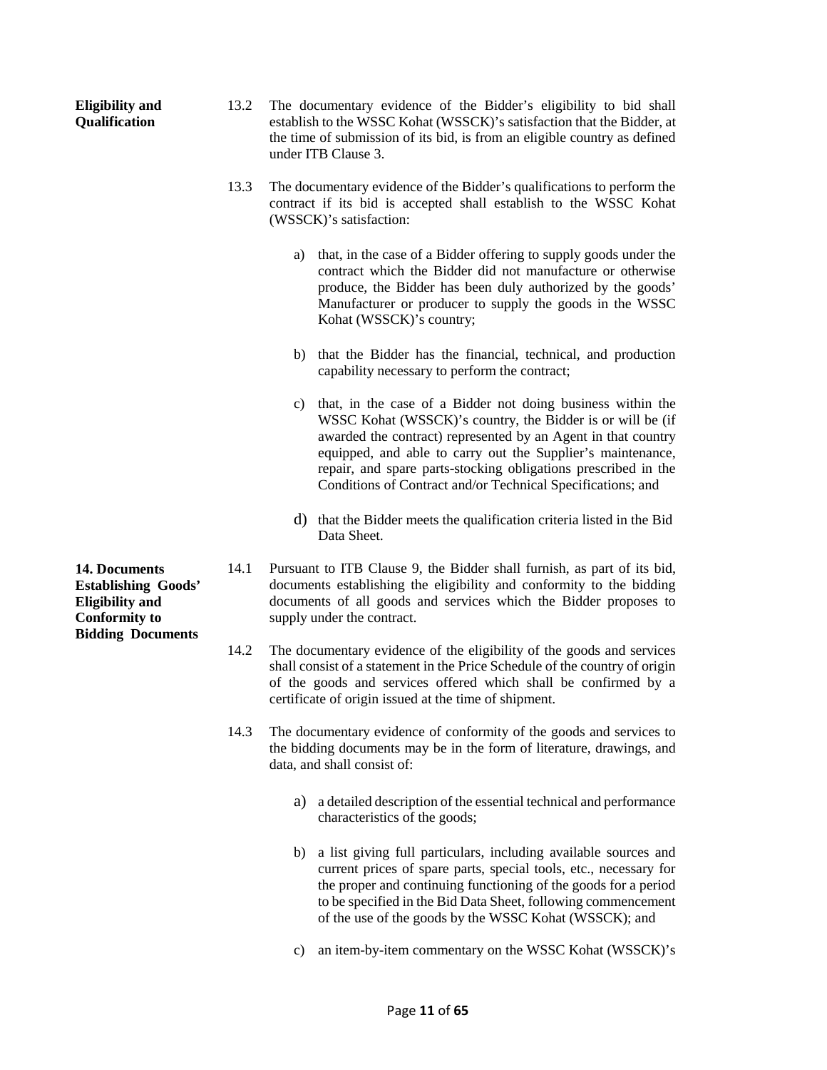**Eligibility and Qualification**

13.2 The documentary evidence of the Bidder's eligibility to bid shall establish to the WSSC Kohat (WSSCK)'s satisfaction that the Bidder, at the time of submission of its bid, is from an eligible country as defined under ITB Clause 3.

13.3 The documentary evidence of the Bidder's qualifications to perform the contract if its bid is accepted shall establish to the WSSC Kohat (WSSCK)'s satisfaction:

a) that, in the case of a Bidder offering to supply goods under the contract which the Bidder did not manufacture or otherwise produce, the Bidder has been duly authorized by the goods' Manufacturer or producer to supply the goods in the WSSC Kohat (WSSCK)'s country;

b) that the Bidder has the financial, technical, and production capability necessary to perform the contract;

c) that, in the case of a Bidder not doing business within the WSSC Kohat (WSSCK)'s country, the Bidder is or will be (if awarded the contract) represented by an Agent in that country equipped, and able to carry out the Supplier's maintenance, repair, and spare parts-stocking obligations prescribed in the Conditions of Contract and/or Technical Specifications; and

d) that the Bidder meets the qualification criteria listed in the Bid Data Sheet.

**14. Documents Establishing Goods' Eligibility and Conformity to Bidding Documents**

14.1 Pursuant to ITB Clause 9, the Bidder shall furnish, as part of its bid, documents establishing the eligibility and conformity to the bidding documents of all goods and services which the Bidder proposes to supply under the contract.

14.2 The documentary evidence of the eligibility of the goods and services shall consist of a statement in the Price Schedule of the country of origin of the goods and services offered which shall be confirmed by a certificate of origin issued at the time of shipment.

14.3 The documentary evidence of conformity of the goods and services to the bidding documents may be in the form of literature, drawings, and data, and shall consist of:

a) a detailed description of the essential technical and performance characteristics of the goods;

b) a list giving full particulars, including available sources and current prices of spare parts, special tools, etc., necessary for the proper and continuing functioning of the goods for a period to be specified in the Bid Data Sheet, following commencement of the use of the goods by the WSSC Kohat (WSSCK); and

c) an item-by-item commentary on the WSSC Kohat (WSSCK)'s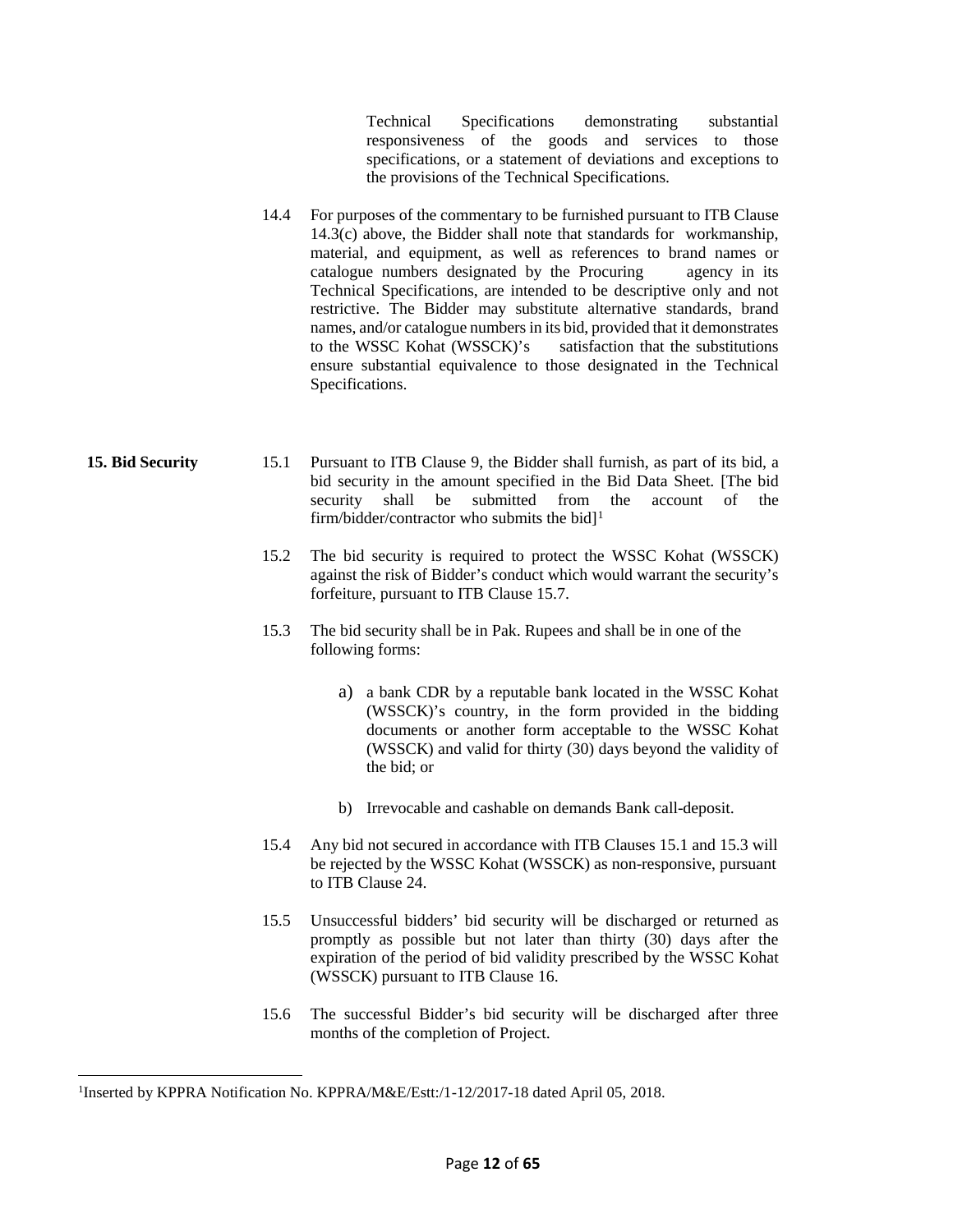Technical Specifications demonstrating substantial responsiveness of the goods and services to those specifications, or a statement of deviations and exceptions to the provisions of the Technical Specifications.

14.4 For purposes of the commentary to be furnished pursuant to ITB Clause 14.3(c) above, the Bidder shall note that standards for workmanship, material, and equipment, as well as references to brand names or catalogue numbers designated by the Procuring agency in its Technical Specifications, are intended to be descriptive only and not restrictive. The Bidder may substitute alternative standards, brand names, and/or catalogue numbers in its bid, provided that it demonstrates to the WSSC Kohat (WSSCK)'s satisfaction that the substitutions ensure substantial equivalence to those designated in the Technical Specifications.

**15. Bid Security**

15.1 Pursuant to ITB Clause 9, the Bidder shall furnish, as part of its bid, a bid security in the amount specified in the Bid Data Sheet. [The bid security shall be submitted from the account of the firm/bidder/contractor who submits the bid][1]

15.2 The bid security is required to protect the WSSC Kohat (WSSCK) against the risk of Bidder's conduct which would warrant the security's forfeiture, pursuant to ITB Clause 15.7.

15.3 The bid security shall be in Pak. Rupees and shall be in one of the following forms:

a) a bank CDR by a reputable bank located in the WSSC Kohat (WSSCK)'s country, in the form provided in the bidding documents or another form acceptable to the WSSC Kohat (WSSCK) and valid for thirty (30) days beyond the validity of the bid; or

b) Irrevocable and cashable on demands Bank call-deposit.

15.4 Any bid not secured in accordance with ITB Clauses 15.1 and 15.3 will be rejected by the WSSC Kohat (WSSCK) as non-responsive, pursuant to ITB Clause 24.

15.5 Unsuccessful bidders' bid security will be discharged or returned as promptly as possible but not later than thirty (30) days after the expiration of the period of bid validity prescribed by the WSSC Kohat (WSSCK) pursuant to ITB Clause 16.

15.6 The successful Bidder's bid security will be discharged after three months of the completion of Project.

[1]Inserted by KPPRA Notification No. KPPRA/M&E/Estt:/1-12/2017-18 dated April 05, 2018.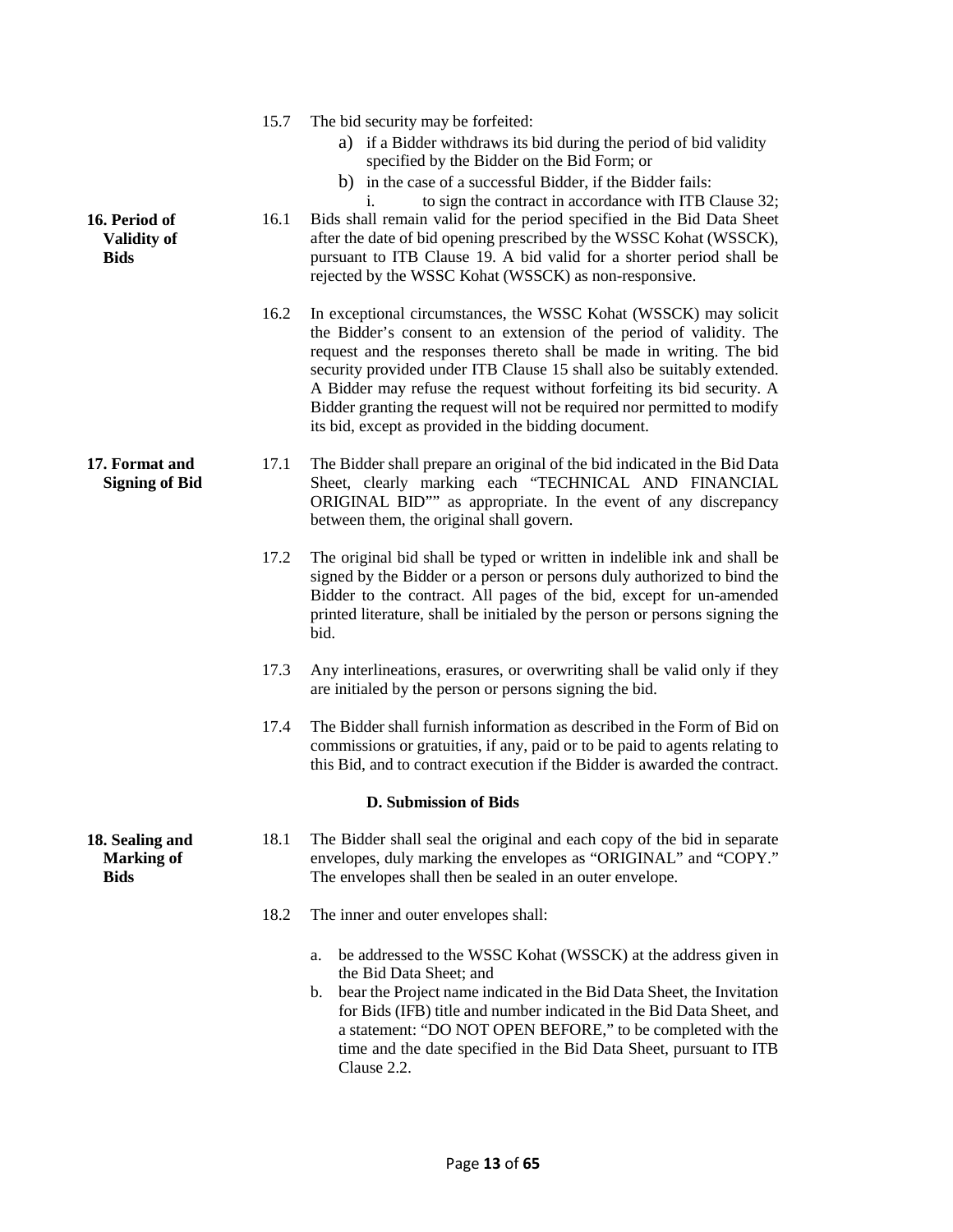15.7 The bid security may be forfeited:

a) if a Bidder withdraws its bid during the period of bid validity specified by the Bidder on the Bid Form; or

b) in the case of a successful Bidder, if the Bidder fails:

i. to sign the contract in accordance with ITB Clause 32;

**16. Period of Validity of Bids**

16.1 Bids shall remain valid for the period specified in the Bid Data Sheet after the date of bid opening prescribed by the WSSC Kohat (WSSCK), pursuant to ITB Clause 19. A bid valid for a shorter period shall be rejected by the WSSC Kohat (WSSCK) as non-responsive.

16.2 In exceptional circumstances, the WSSC Kohat (WSSCK) may solicit the Bidder's consent to an extension of the period of validity. The request and the responses thereto shall be made in writing. The bid security provided under ITB Clause 15 shall also be suitably extended. A Bidder may refuse the request without forfeiting its bid security. A Bidder granting the request will not be required nor permitted to modify its bid, except as provided in the bidding document.

**17. Format and Signing of Bid**

17.1 The Bidder shall prepare an original of the bid indicated in the Bid Data Sheet, clearly marking each "TECHNICAL AND FINANCIAL ORIGINAL BID"" as appropriate. In the event of any discrepancy between them, the original shall govern.

17.2 The original bid shall be typed or written in indelible ink and shall be signed by the Bidder or a person or persons duly authorized to bind the Bidder to the contract. All pages of the bid, except for un-amended printed literature, shall be initialed by the person or persons signing the bid.

17.3 Any interlineations, erasures, or overwriting shall be valid only if they are initialed by the person or persons signing the bid.

17.4 The Bidder shall furnish information as described in the Form of Bid on commissions or gratuities, if any, paid or to be paid to agents relating to this Bid, and to contract execution if the Bidder is awarded the contract.

## D. Submission of Bids

**18. Sealing and Marking of Bids**

18.1 The Bidder shall seal the original and each copy of the bid in separate envelopes, duly marking the envelopes as "ORIGINAL" and "COPY." The envelopes shall then be sealed in an outer envelope.

18.2 The inner and outer envelopes shall:

a. be addressed to the WSSC Kohat (WSSCK) at the address given in the Bid Data Sheet; and

b. bear the Project name indicated in the Bid Data Sheet, the Invitation for Bids (IFB) title and number indicated in the Bid Data Sheet, and a statement: "DO NOT OPEN BEFORE," to be completed with the time and the date specified in the Bid Data Sheet, pursuant to ITB Clause 2.2.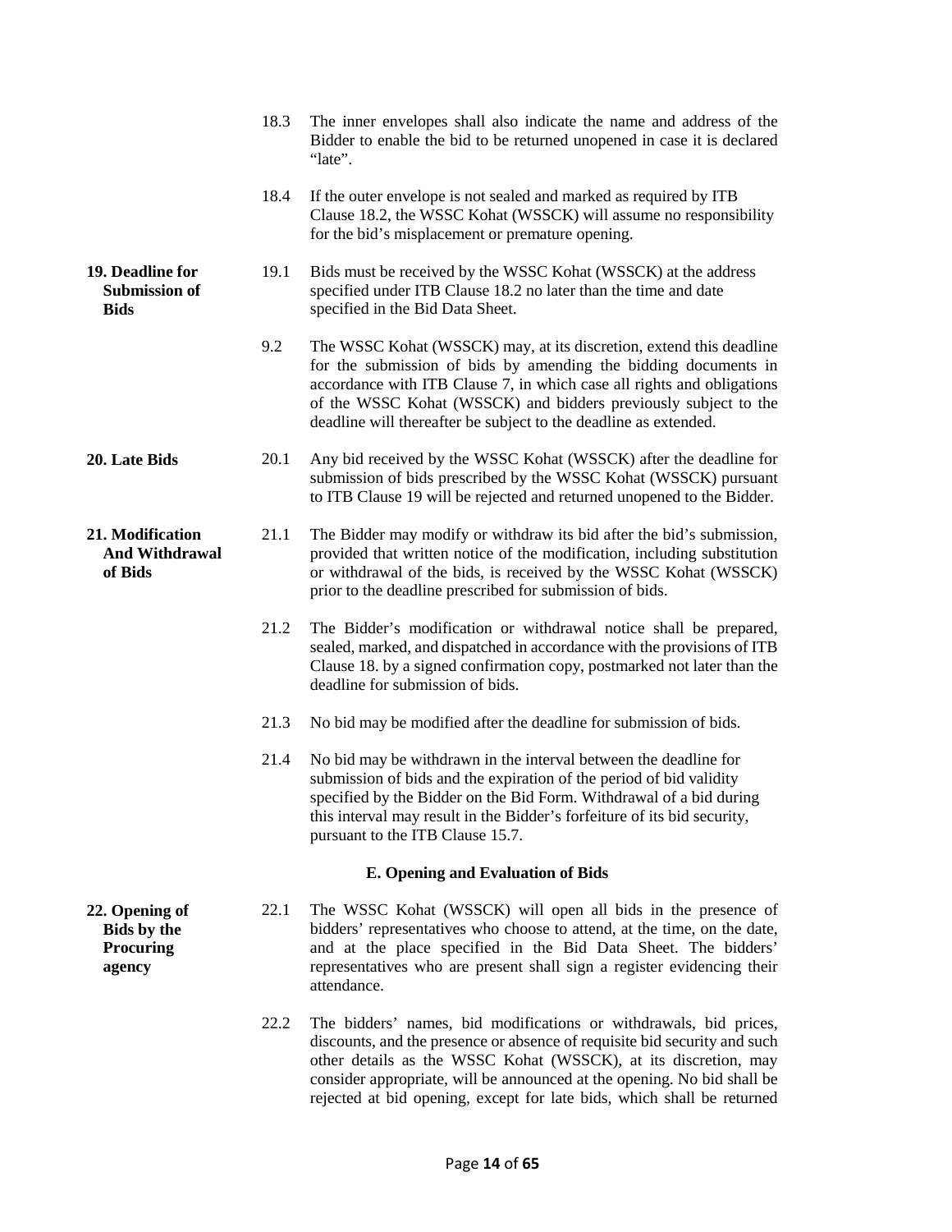18.3 The inner envelopes shall also indicate the name and address of the Bidder to enable the bid to be returned unopened in case it is declared "late".

18.4 If the outer envelope is not sealed and marked as required by ITB Clause 18.2, the WSSC Kohat (WSSCK) will assume no responsibility for the bid's misplacement or premature opening.

**19. Deadline for Submission of Bids**

19.1 Bids must be received by the WSSC Kohat (WSSCK) at the address specified under ITB Clause 18.2 no later than the time and date specified in the Bid Data Sheet.

9.2 The WSSC Kohat (WSSCK) may, at its discretion, extend this deadline for the submission of bids by amending the bidding documents in accordance with ITB Clause 7, in which case all rights and obligations of the WSSC Kohat (WSSCK) and bidders previously subject to the deadline will thereafter be subject to the deadline as extended.

**20. Late Bids**

20.1 Any bid received by the WSSC Kohat (WSSCK) after the deadline for submission of bids prescribed by the WSSC Kohat (WSSCK) pursuant to ITB Clause 19 will be rejected and returned unopened to the Bidder.

**21. Modification And Withdrawal of Bids**

21.1 The Bidder may modify or withdraw its bid after the bid's submission, provided that written notice of the modification, including substitution or withdrawal of the bids, is received by the WSSC Kohat (WSSCK) prior to the deadline prescribed for submission of bids.

21.2 The Bidder's modification or withdrawal notice shall be prepared, sealed, marked, and dispatched in accordance with the provisions of ITB Clause 18. by a signed confirmation copy, postmarked not later than the deadline for submission of bids.

21.3 No bid may be modified after the deadline for submission of bids.

21.4 No bid may be withdrawn in the interval between the deadline for submission of bids and the expiration of the period of bid validity specified by the Bidder on the Bid Form. Withdrawal of a bid during this interval may result in the Bidder's forfeiture of its bid security, pursuant to the ITB Clause 15.7.

## E. Opening and Evaluation of Bids

**22. Opening of Bids by the Procuring agency**

22.1 The WSSC Kohat (WSSCK) will open all bids in the presence of bidders' representatives who choose to attend, at the time, on the date, and at the place specified in the Bid Data Sheet. The bidders' representatives who are present shall sign a register evidencing their attendance.

22.2 The bidders' names, bid modifications or withdrawals, bid prices, discounts, and the presence or absence of requisite bid security and such other details as the WSSC Kohat (WSSCK), at its discretion, may consider appropriate, will be announced at the opening. No bid shall be rejected at bid opening, except for late bids, which shall be returned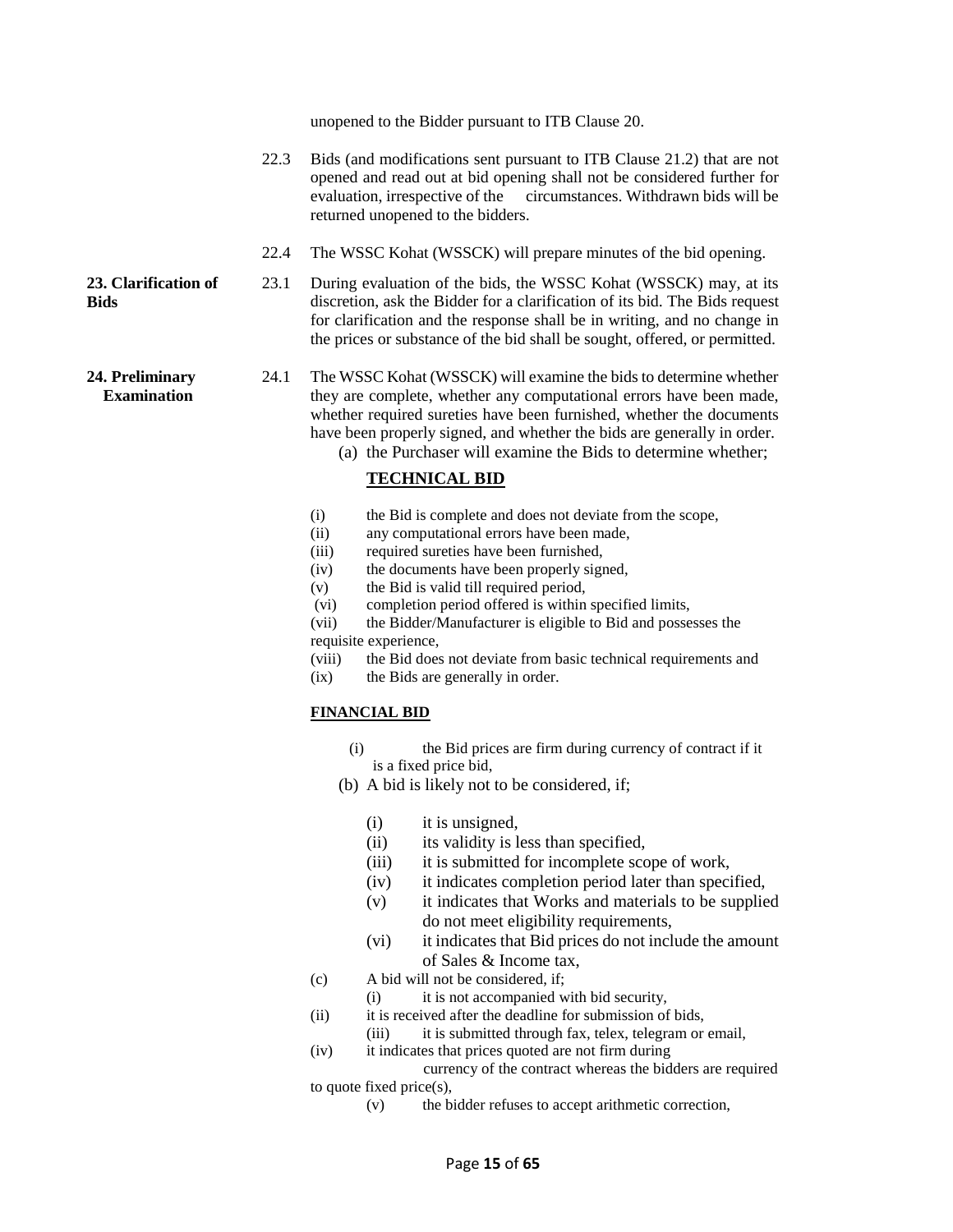unopened to the Bidder pursuant to ITB Clause 20.

22.3 Bids (and modifications sent pursuant to ITB Clause 21.2) that are not opened and read out at bid opening shall not be considered further for evaluation, irrespective of the circumstances. Withdrawn bids will be returned unopened to the bidders.

22.4 The WSSC Kohat (WSSCK) will prepare minutes of the bid opening.

**23. Clarification of Bids**

23.1 During evaluation of the bids, the WSSC Kohat (WSSCK) may, at its discretion, ask the Bidder for a clarification of its bid. The Bids request for clarification and the response shall be in writing, and no change in the prices or substance of the bid shall be sought, offered, or permitted.

**24. Preliminary Examination**

24.1 The WSSC Kohat (WSSCK) will examine the bids to determine whether they are complete, whether any computational errors have been made, whether required sureties have been furnished, whether the documents have been properly signed, and whether the bids are generally in order.

(a) the Purchaser will examine the Bids to determine whether;

**TECHNICAL BID**

(i) the Bid is complete and does not deviate from the scope,
(ii) any computational errors have been made,
(iii) required sureties have been furnished,
(iv) the documents have been properly signed,
(v) the Bid is valid till required period,
(vi) completion period offered is within specified limits,
(vii) the Bidder/Manufacturer is eligible to Bid and possesses the requisite experience,
(viii) the Bid does not deviate from basic technical requirements and
(ix) the Bids are generally in order.

**FINANCIAL BID**

(i) the Bid prices are firm during currency of contract if it is a fixed price bid,

(b) A bid is likely not to be considered, if;

(i) it is unsigned,
(ii) its validity is less than specified,
(iii) it is submitted for incomplete scope of work,
(iv) it indicates completion period later than specified,
(v) it indicates that Works and materials to be supplied do not meet eligibility requirements,
(vi) it indicates that Bid prices do not include the amount of Sales & Income tax,

(c) A bid will not be considered, if;

(i) it is not accompanied with bid security,
(ii) it is received after the deadline for submission of bids,
(iii) it is submitted through fax, telex, telegram or email,
(iv) it indicates that prices quoted are not firm during currency of the contract whereas the bidders are required to quote fixed price(s),
(v) the bidder refuses to accept arithmetic correction,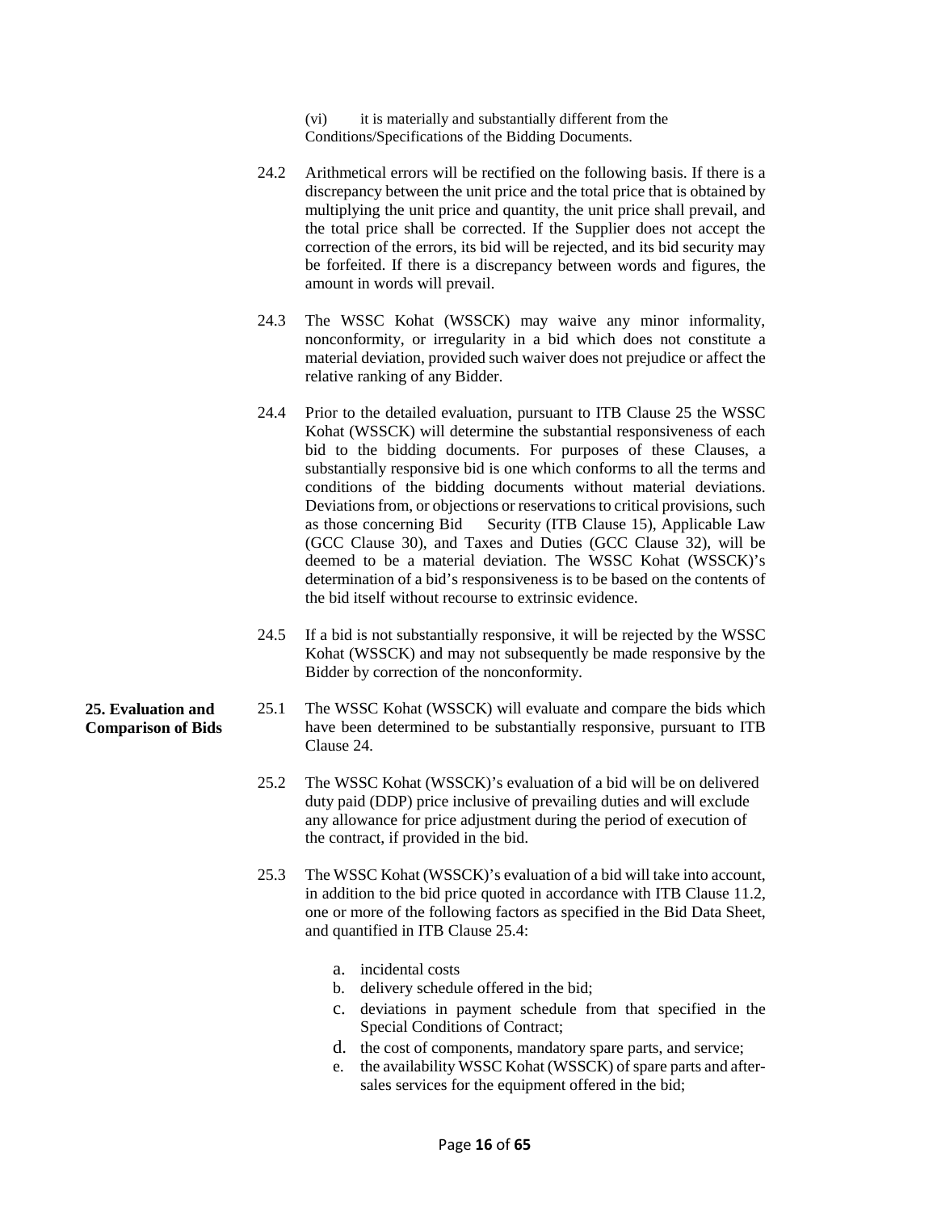(vi) it is materially and substantially different from the Conditions/Specifications of the Bidding Documents.

24.2 Arithmetical errors will be rectified on the following basis. If there is a discrepancy between the unit price and the total price that is obtained by multiplying the unit price and quantity, the unit price shall prevail, and the total price shall be corrected. If the Supplier does not accept the correction of the errors, its bid will be rejected, and its bid security may be forfeited. If there is a discrepancy between words and figures, the amount in words will prevail.

24.3 The WSSC Kohat (WSSCK) may waive any minor informality, nonconformity, or irregularity in a bid which does not constitute a material deviation, provided such waiver does not prejudice or affect the relative ranking of any Bidder.

24.4 Prior to the detailed evaluation, pursuant to ITB Clause 25 the WSSC Kohat (WSSCK) will determine the substantial responsiveness of each bid to the bidding documents. For purposes of these Clauses, a substantially responsive bid is one which conforms to all the terms and conditions of the bidding documents without material deviations. Deviations from, or objections or reservations to critical provisions, such as those concerning Bid Security (ITB Clause 15), Applicable Law (GCC Clause 30), and Taxes and Duties (GCC Clause 32), will be deemed to be a material deviation. The WSSC Kohat (WSSCK)'s determination of a bid's responsiveness is to be based on the contents of the bid itself without recourse to extrinsic evidence.

24.5 If a bid is not substantially responsive, it will be rejected by the WSSC Kohat (WSSCK) and may not subsequently be made responsive by the Bidder by correction of the nonconformity.

**25. Evaluation and Comparison of Bids**

25.1 The WSSC Kohat (WSSCK) will evaluate and compare the bids which have been determined to be substantially responsive, pursuant to ITB Clause 24.

25.2 The WSSC Kohat (WSSCK)'s evaluation of a bid will be on delivered duty paid (DDP) price inclusive of prevailing duties and will exclude any allowance for price adjustment during the period of execution of the contract, if provided in the bid.

25.3 The WSSC Kohat (WSSCK)'s evaluation of a bid will take into account, in addition to the bid price quoted in accordance with ITB Clause 11.2, one or more of the following factors as specified in the Bid Data Sheet, and quantified in ITB Clause 25.4:

a. incidental costs
b. delivery schedule offered in the bid;
c. deviations in payment schedule from that specified in the Special Conditions of Contract;
d. the cost of components, mandatory spare parts, and service;
e. the availability WSSC Kohat (WSSCK) of spare parts and after-sales services for the equipment offered in the bid;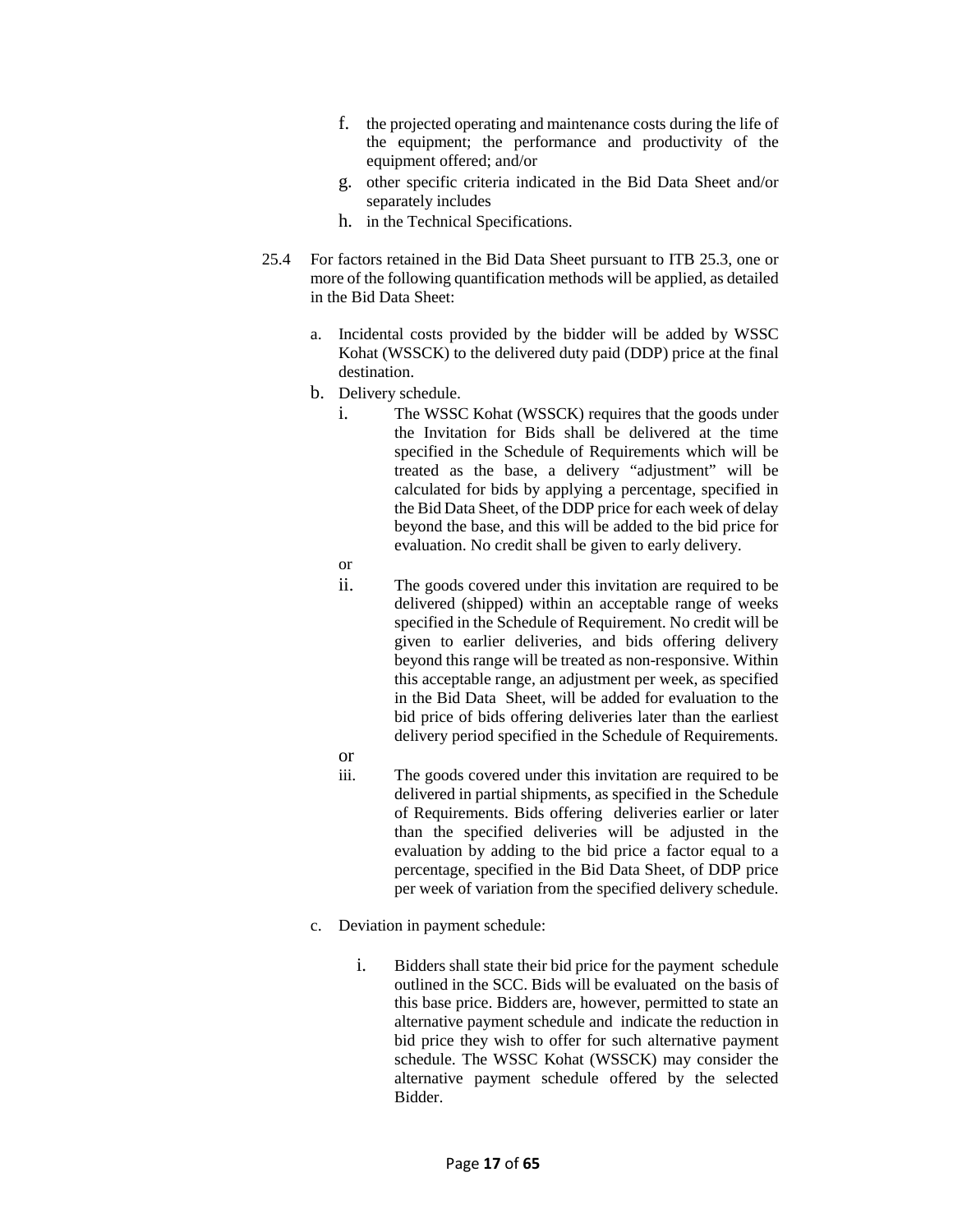f. the projected operating and maintenance costs during the life of the equipment; the performance and productivity of the equipment offered; and/or

g. other specific criteria indicated in the Bid Data Sheet and/or separately includes

h. in the Technical Specifications.

25.4 For factors retained in the Bid Data Sheet pursuant to ITB 25.3, one or more of the following quantification methods will be applied, as detailed in the Bid Data Sheet:

a. Incidental costs provided by the bidder will be added by WSSC Kohat (WSSCK) to the delivered duty paid (DDP) price at the final destination.

b. Delivery schedule.

i. The WSSC Kohat (WSSCK) requires that the goods under the Invitation for Bids shall be delivered at the time specified in the Schedule of Requirements which will be treated as the base, a delivery "adjustment" will be calculated for bids by applying a percentage, specified in the Bid Data Sheet, of the DDP price for each week of delay beyond the base, and this will be added to the bid price for evaluation. No credit shall be given to early delivery.

or

ii. The goods covered under this invitation are required to be delivered (shipped) within an acceptable range of weeks specified in the Schedule of Requirement. No credit will be given to earlier deliveries, and bids offering delivery beyond this range will be treated as non-responsive. Within this acceptable range, an adjustment per week, as specified in the Bid Data Sheet, will be added for evaluation to the bid price of bids offering deliveries later than the earliest delivery period specified in the Schedule of Requirements.

or

iii. The goods covered under this invitation are required to be delivered in partial shipments, as specified in the Schedule of Requirements. Bids offering deliveries earlier or later than the specified deliveries will be adjusted in the evaluation by adding to the bid price a factor equal to a percentage, specified in the Bid Data Sheet, of DDP price per week of variation from the specified delivery schedule.

c. Deviation in payment schedule:

i. Bidders shall state their bid price for the payment schedule outlined in the SCC. Bids will be evaluated on the basis of this base price. Bidders are, however, permitted to state an alternative payment schedule and indicate the reduction in bid price they wish to offer for such alternative payment schedule. The WSSC Kohat (WSSCK) may consider the alternative payment schedule offered by the selected Bidder.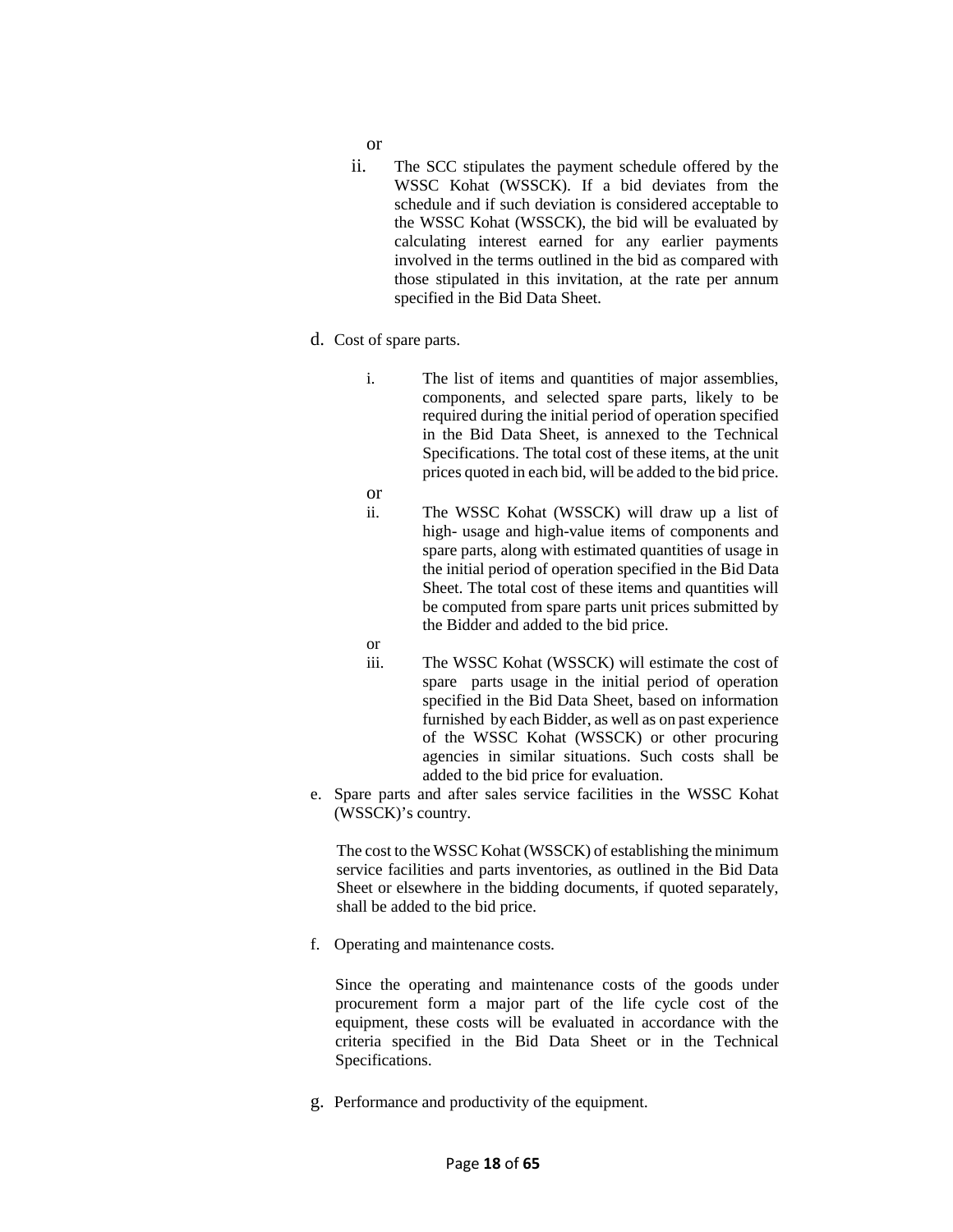or

ii. The SCC stipulates the payment schedule offered by the WSSC Kohat (WSSCK). If a bid deviates from the schedule and if such deviation is considered acceptable to the WSSC Kohat (WSSCK), the bid will be evaluated by calculating interest earned for any earlier payments involved in the terms outlined in the bid as compared with those stipulated in this invitation, at the rate per annum specified in the Bid Data Sheet.

d. Cost of spare parts.

   i. The list of items and quantities of major assemblies, components, and selected spare parts, likely to be required during the initial period of operation specified in the Bid Data Sheet, is annexed to the Technical Specifications. The total cost of these items, at the unit prices quoted in each bid, will be added to the bid price.

   or

   ii. The WSSC Kohat (WSSCK) will draw up a list of high- usage and high-value items of components and spare parts, along with estimated quantities of usage in the initial period of operation specified in the Bid Data Sheet. The total cost of these items and quantities will be computed from spare parts unit prices submitted by the Bidder and added to the bid price.

   or

   iii. The WSSC Kohat (WSSCK) will estimate the cost of spare parts usage in the initial period of operation specified in the Bid Data Sheet, based on information furnished by each Bidder, as well as on past experience of the WSSC Kohat (WSSCK) or other procuring agencies in similar situations. Such costs shall be added to the bid price for evaluation.

e. Spare parts and after sales service facilities in the WSSC Kohat (WSSCK)'s country.

   The cost to the WSSC Kohat (WSSCK) of establishing the minimum service facilities and parts inventories, as outlined in the Bid Data Sheet or elsewhere in the bidding documents, if quoted separately, shall be added to the bid price.

f. Operating and maintenance costs.

   Since the operating and maintenance costs of the goods under procurement form a major part of the life cycle cost of the equipment, these costs will be evaluated in accordance with the criteria specified in the Bid Data Sheet or in the Technical Specifications.

g. Performance and productivity of the equipment.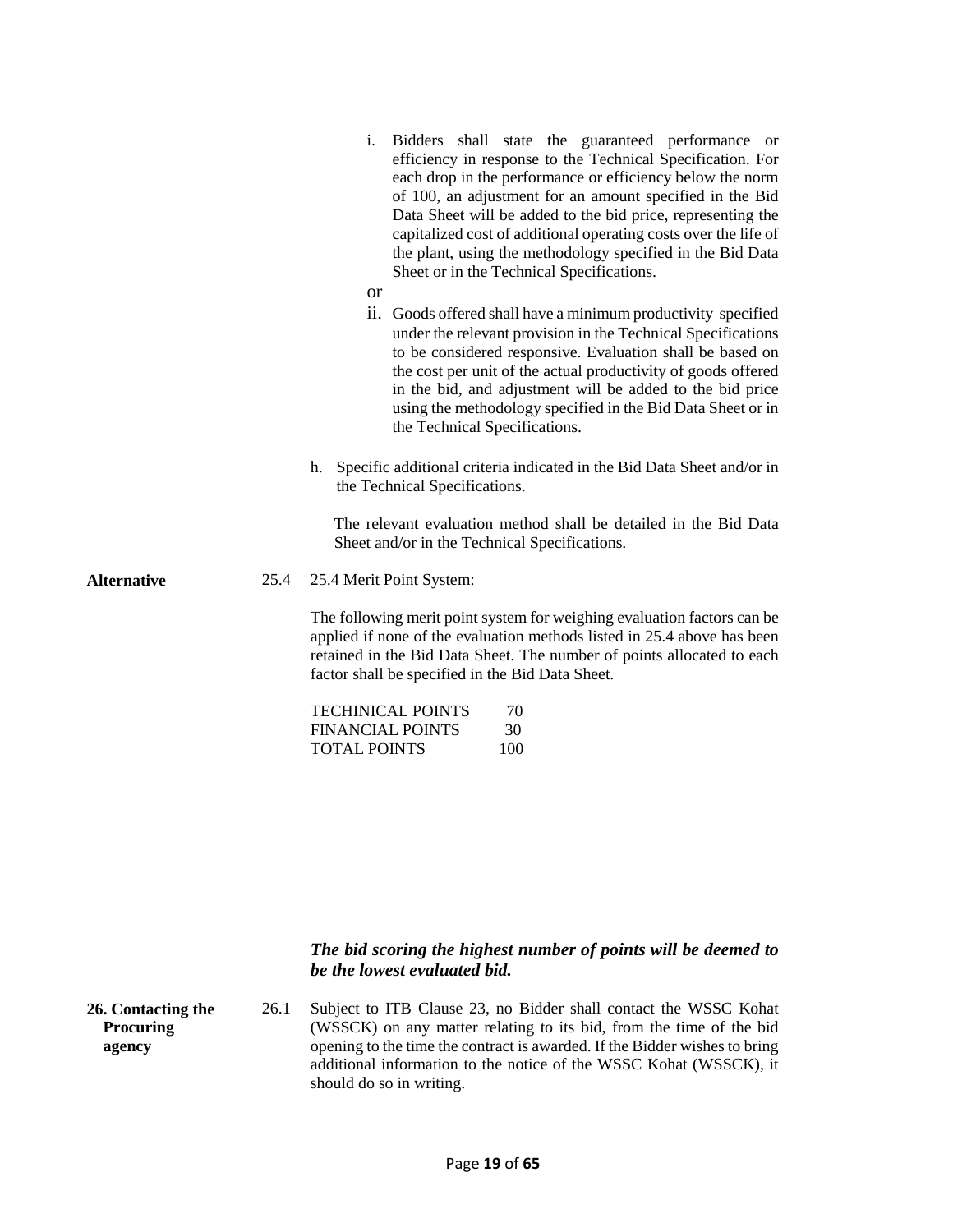i. Bidders shall state the guaranteed performance or efficiency in response to the Technical Specification. For each drop in the performance or efficiency below the norm of 100, an adjustment for an amount specified in the Bid Data Sheet will be added to the bid price, representing the capitalized cost of additional operating costs over the life of the plant, using the methodology specified in the Bid Data Sheet or in the Technical Specifications.

or

ii. Goods offered shall have a minimum productivity specified under the relevant provision in the Technical Specifications to be considered responsive. Evaluation shall be based on the cost per unit of the actual productivity of goods offered in the bid, and adjustment will be added to the bid price using the methodology specified in the Bid Data Sheet or in the Technical Specifications.

h. Specific additional criteria indicated in the Bid Data Sheet and/or in the Technical Specifications.

The relevant evaluation method shall be detailed in the Bid Data Sheet and/or in the Technical Specifications.

**Alternative**

25.4 25.4 Merit Point System:

The following merit point system for weighing evaluation factors can be applied if none of the evaluation methods listed in 25.4 above has been retained in the Bid Data Sheet. The number of points allocated to each factor shall be specified in the Bid Data Sheet.

| | |
|---|---|
| TECHINICAL POINTS | 70 |
| FINANCIAL POINTS | 30 |
| TOTAL POINTS | 100 |

***The bid scoring the highest number of points will be deemed to be the lowest evaluated bid.***

**26. Contacting the Procuring agency**

26.1 Subject to ITB Clause 23, no Bidder shall contact the WSSC Kohat (WSSCK) on any matter relating to its bid, from the time of the bid opening to the time the contract is awarded. If the Bidder wishes to bring additional information to the notice of the WSSC Kohat (WSSCK), it should do so in writing.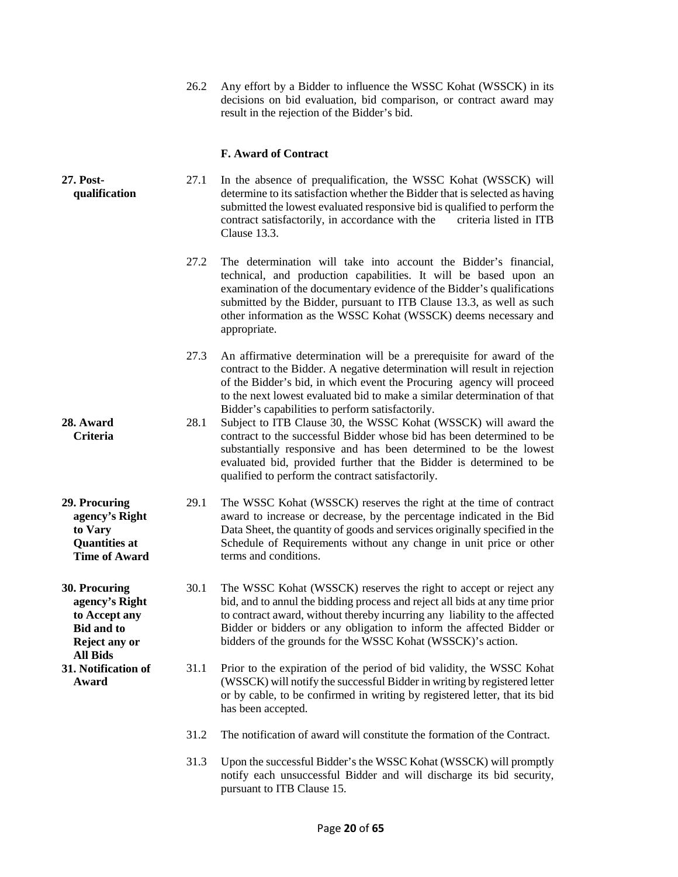26.2 Any effort by a Bidder to influence the WSSC Kohat (WSSCK) in its decisions on bid evaluation, bid comparison, or contract award may result in the rejection of the Bidder's bid.

### F. Award of Contract

**27. Post-qualification**

27.1 In the absence of prequalification, the WSSC Kohat (WSSCK) will determine to its satisfaction whether the Bidder that is selected as having submitted the lowest evaluated responsive bid is qualified to perform the contract satisfactorily, in accordance with the criteria listed in ITB Clause 13.3.

27.2 The determination will take into account the Bidder's financial, technical, and production capabilities. It will be based upon an examination of the documentary evidence of the Bidder's qualifications submitted by the Bidder, pursuant to ITB Clause 13.3, as well as such other information as the WSSC Kohat (WSSCK) deems necessary and appropriate.

27.3 An affirmative determination will be a prerequisite for award of the contract to the Bidder. A negative determination will result in rejection of the Bidder's bid, in which event the Procuring agency will proceed to the next lowest evaluated bid to make a similar determination of that Bidder's capabilities to perform satisfactorily.

**28. Award Criteria**

28.1 Subject to ITB Clause 30, the WSSC Kohat (WSSCK) will award the contract to the successful Bidder whose bid has been determined to be substantially responsive and has been determined to be the lowest evaluated bid, provided further that the Bidder is determined to be qualified to perform the contract satisfactorily.

**29. Procuring agency's Right to Vary Quantities at Time of Award**

29.1 The WSSC Kohat (WSSCK) reserves the right at the time of contract award to increase or decrease, by the percentage indicated in the Bid Data Sheet, the quantity of goods and services originally specified in the Schedule of Requirements without any change in unit price or other terms and conditions.

**30. Procuring agency's Right to Accept any Bid and to Reject any or All Bids**

30.1 The WSSC Kohat (WSSCK) reserves the right to accept or reject any bid, and to annul the bidding process and reject all bids at any time prior to contract award, without thereby incurring any liability to the affected Bidder or bidders or any obligation to inform the affected Bidder or bidders of the grounds for the WSSC Kohat (WSSCK)'s action.

**31. Notification of Award**

31.1 Prior to the expiration of the period of bid validity, the WSSC Kohat (WSSCK) will notify the successful Bidder in writing by registered letter or by cable, to be confirmed in writing by registered letter, that its bid has been accepted.

31.2 The notification of award will constitute the formation of the Contract.

31.3 Upon the successful Bidder's the WSSC Kohat (WSSCK) will promptly notify each unsuccessful Bidder and will discharge its bid security, pursuant to ITB Clause 15.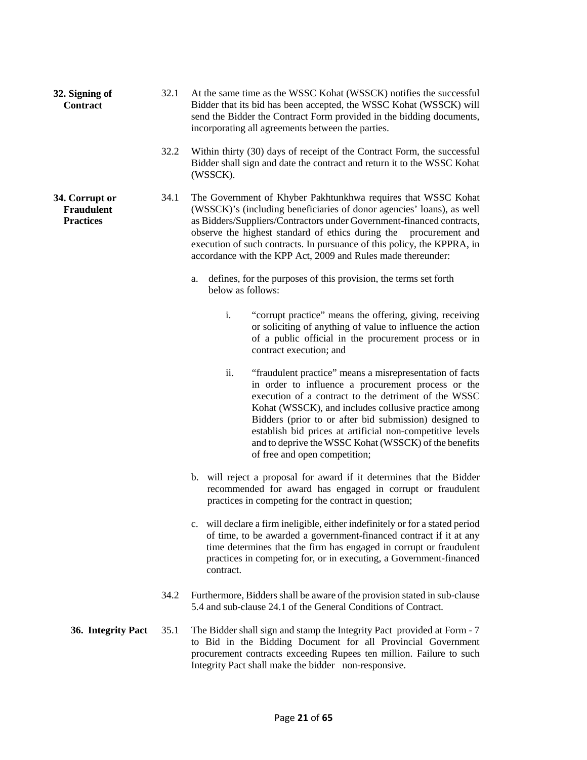**32. Signing of Contract**

32.1 At the same time as the WSSC Kohat (WSSCK) notifies the successful Bidder that its bid has been accepted, the WSSC Kohat (WSSCK) will send the Bidder the Contract Form provided in the bidding documents, incorporating all agreements between the parties.

32.2 Within thirty (30) days of receipt of the Contract Form, the successful Bidder shall sign and date the contract and return it to the WSSC Kohat (WSSCK).

**34. Corrupt or Fraudulent Practices**

34.1 The Government of Khyber Pakhtunkhwa requires that WSSC Kohat (WSSCK)'s (including beneficiaries of donor agencies' loans), as well as Bidders/Suppliers/Contractors under Government-financed contracts, observe the highest standard of ethics during the procurement and execution of such contracts. In pursuance of this policy, the KPPRA, in accordance with the KPP Act, 2009 and Rules made thereunder:

a. defines, for the purposes of this provision, the terms set forth below as follows:

   i. "corrupt practice" means the offering, giving, receiving or soliciting of anything of value to influence the action of a public official in the procurement process or in contract execution; and

   ii. "fraudulent practice" means a misrepresentation of facts in order to influence a procurement process or the execution of a contract to the detriment of the WSSC Kohat (WSSCK), and includes collusive practice among Bidders (prior to or after bid submission) designed to establish bid prices at artificial non-competitive levels and to deprive the WSSC Kohat (WSSCK) of the benefits of free and open competition;

b. will reject a proposal for award if it determines that the Bidder recommended for award has engaged in corrupt or fraudulent practices in competing for the contract in question;

c. will declare a firm ineligible, either indefinitely or for a stated period of time, to be awarded a government-financed contract if it at any time determines that the firm has engaged in corrupt or fraudulent practices in competing for, or in executing, a Government-financed contract.

34.2 Furthermore, Bidders shall be aware of the provision stated in sub-clause 5.4 and sub-clause 24.1 of the General Conditions of Contract.

**36. Integrity Pact**

35.1 The Bidder shall sign and stamp the Integrity Pact provided at Form - 7 to Bid in the Bidding Document for all Provincial Government procurement contracts exceeding Rupees ten million. Failure to such Integrity Pact shall make the bidder non-responsive.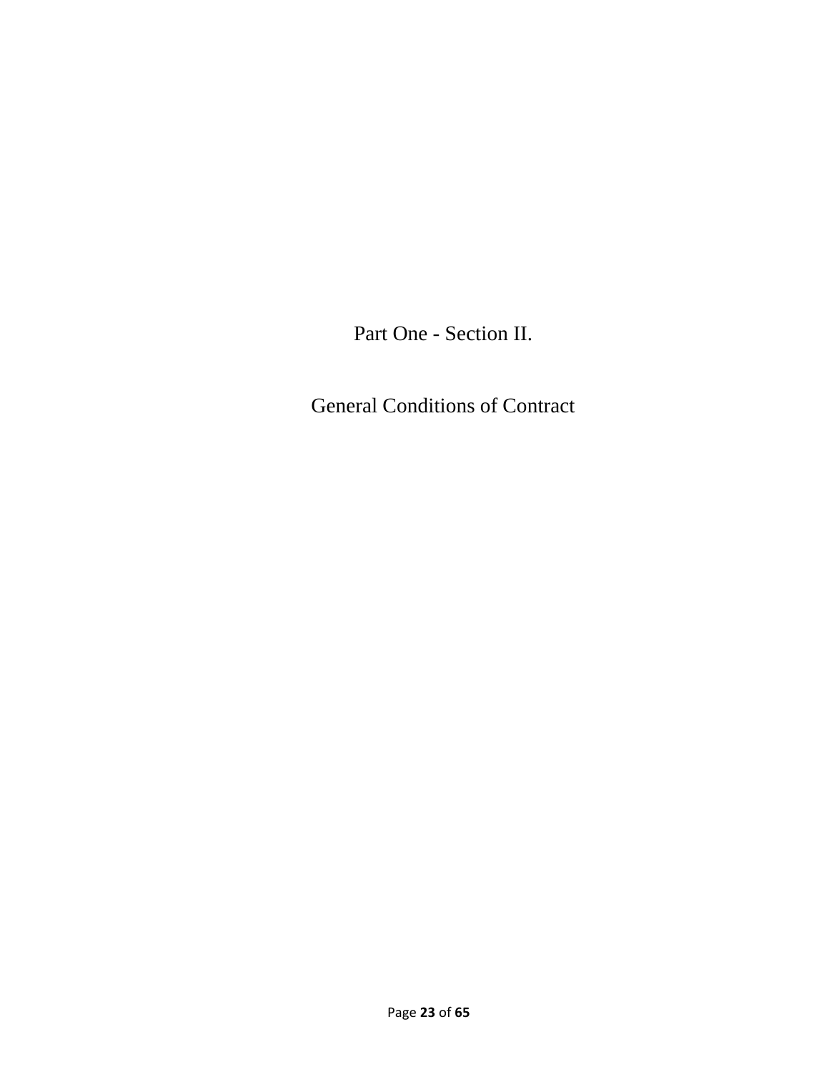# Part One - Section II.

# General Conditions of Contract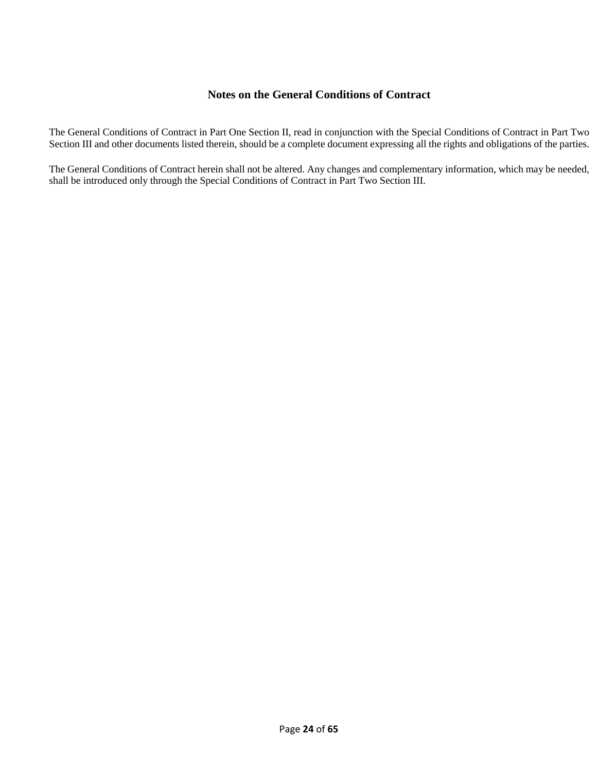## Notes on the General Conditions of Contract

The General Conditions of Contract in Part One Section II, read in conjunction with the Special Conditions of Contract in Part Two Section III and other documents listed therein, should be a complete document expressing all the rights and obligations of the parties.

The General Conditions of Contract herein shall not be altered. Any changes and complementary information, which may be needed, shall be introduced only through the Special Conditions of Contract in Part Two Section III.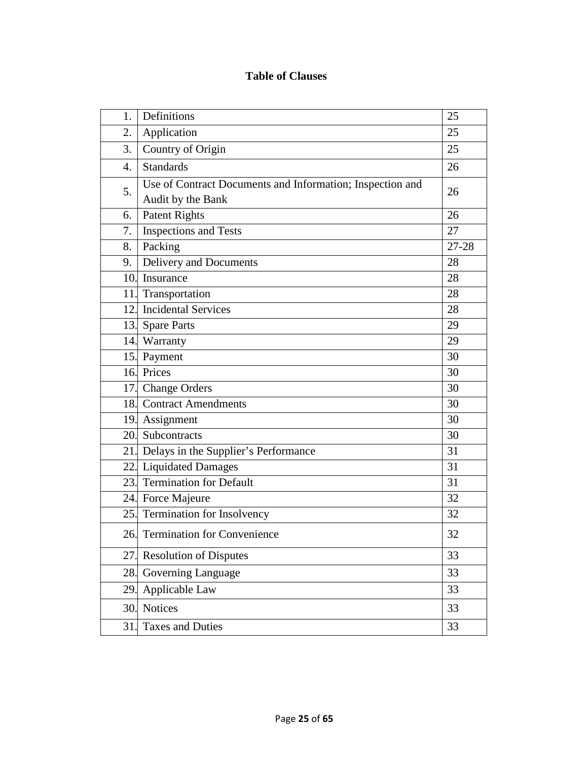**Table of Clauses**

| | | |
|---|---|---|
| 1. | Definitions | 25 |
| 2. | Application | 25 |
| 3. | Country of Origin | 25 |
| 4. | Standards | 26 |
| 5. | Use of Contract Documents and Information; Inspection and Audit by the Bank | 26 |
| 6. | Patent Rights | 26 |
| 7. | Inspections and Tests | 27 |
| 8. | Packing | 27-28 |
| 9. | Delivery and Documents | 28 |
| 10. | Insurance | 28 |
| 11. | Transportation | 28 |
| 12. | Incidental Services | 28 |
| 13. | Spare Parts | 29 |
| 14. | Warranty | 29 |
| 15. | Payment | 30 |
| 16. | Prices | 30 |
| 17. | Change Orders | 30 |
| 18. | Contract Amendments | 30 |
| 19. | Assignment | 30 |
| 20. | Subcontracts | 30 |
| 21. | Delays in the Supplier's Performance | 31 |
| 22. | Liquidated Damages | 31 |
| 23. | Termination for Default | 31 |
| 24. | Force Majeure | 32 |
| 25. | Termination for Insolvency | 32 |
| 26. | Termination for Convenience | 32 |
| 27. | Resolution of Disputes | 33 |
| 28. | Governing Language | 33 |
| 29. | Applicable Law | 33 |
| 30. | Notices | 33 |
| 31. | Taxes and Duties | 33 |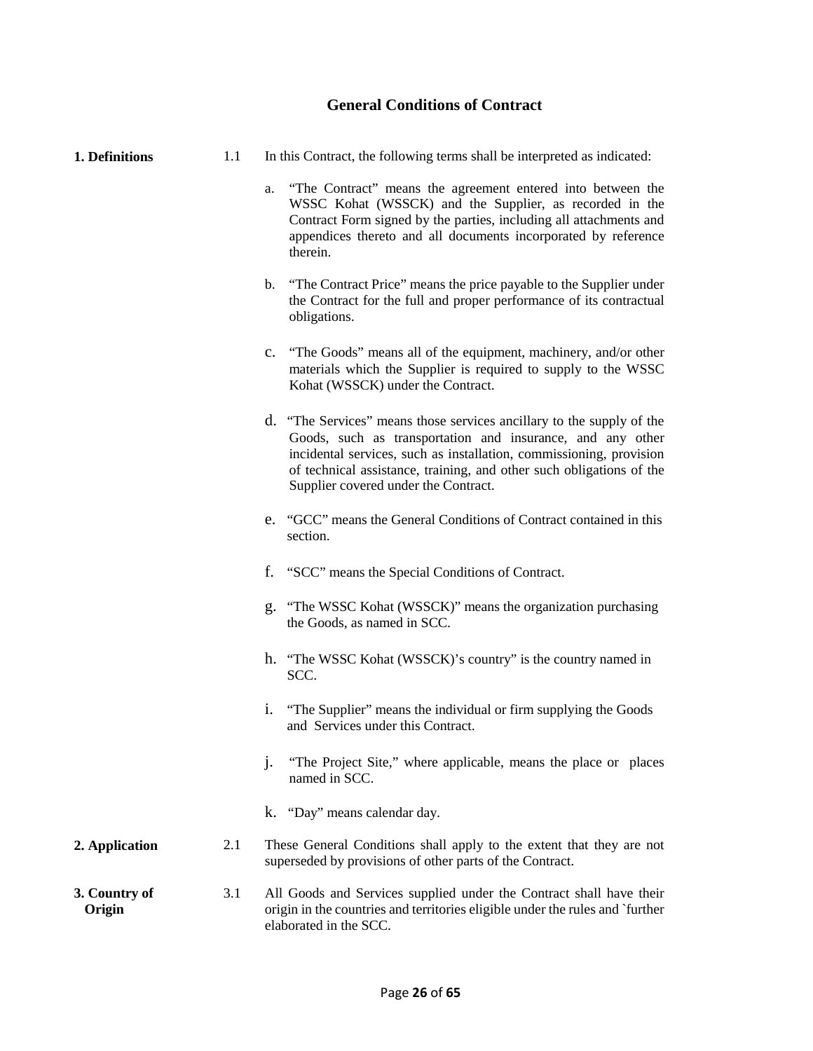## General Conditions of Contract

**1. Definitions**

1.1 In this Contract, the following terms shall be interpreted as indicated:

a. "The Contract" means the agreement entered into between the WSSC Kohat (WSSCK) and the Supplier, as recorded in the Contract Form signed by the parties, including all attachments and appendices thereto and all documents incorporated by reference therein.

b. "The Contract Price" means the price payable to the Supplier under the Contract for the full and proper performance of its contractual obligations.

c. "The Goods" means all of the equipment, machinery, and/or other materials which the Supplier is required to supply to the WSSC Kohat (WSSCK) under the Contract.

d. "The Services" means those services ancillary to the supply of the Goods, such as transportation and insurance, and any other incidental services, such as installation, commissioning, provision of technical assistance, training, and other such obligations of the Supplier covered under the Contract.

e. "GCC" means the General Conditions of Contract contained in this section.

f. "SCC" means the Special Conditions of Contract.

g. "The WSSC Kohat (WSSCK)" means the organization purchasing the Goods, as named in SCC.

h. "The WSSC Kohat (WSSCK)'s country" is the country named in SCC.

i. "The Supplier" means the individual or firm supplying the Goods and Services under this Contract.

j. "The Project Site," where applicable, means the place or places named in SCC.

k. "Day" means calendar day.

**2. Application**

2.1 These General Conditions shall apply to the extent that they are not superseded by provisions of other parts of the Contract.

**3. Country of Origin**

3.1 All Goods and Services supplied under the Contract shall have their origin in the countries and territories eligible under the rules and `further elaborated in the SCC.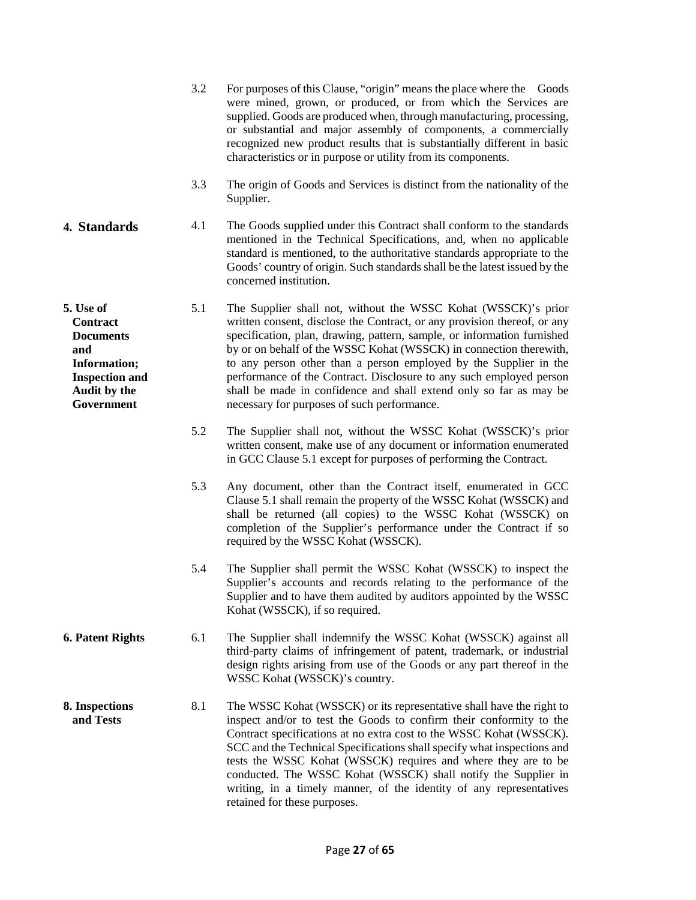3.2 For purposes of this Clause, "origin" means the place where the Goods were mined, grown, or produced, or from which the Services are supplied. Goods are produced when, through manufacturing, processing, or substantial and major assembly of components, a commercially recognized new product results that is substantially different in basic characteristics or in purpose or utility from its components.

3.3 The origin of Goods and Services is distinct from the nationality of the Supplier.

## 4. Standards

4.1 The Goods supplied under this Contract shall conform to the standards mentioned in the Technical Specifications, and, when no applicable standard is mentioned, to the authoritative standards appropriate to the Goods' country of origin. Such standards shall be the latest issued by the concerned institution.

## 5. Use of Contract Documents and Information; Inspection and Audit by the Government

5.1 The Supplier shall not, without the WSSC Kohat (WSSCK)'s prior written consent, disclose the Contract, or any provision thereof, or any specification, plan, drawing, pattern, sample, or information furnished by or on behalf of the WSSC Kohat (WSSCK) in connection therewith, to any person other than a person employed by the Supplier in the performance of the Contract. Disclosure to any such employed person shall be made in confidence and shall extend only so far as may be necessary for purposes of such performance.

5.2 The Supplier shall not, without the WSSC Kohat (WSSCK)'s prior written consent, make use of any document or information enumerated in GCC Clause 5.1 except for purposes of performing the Contract.

5.3 Any document, other than the Contract itself, enumerated in GCC Clause 5.1 shall remain the property of the WSSC Kohat (WSSCK) and shall be returned (all copies) to the WSSC Kohat (WSSCK) on completion of the Supplier's performance under the Contract if so required by the WSSC Kohat (WSSCK).

5.4 The Supplier shall permit the WSSC Kohat (WSSCK) to inspect the Supplier's accounts and records relating to the performance of the Supplier and to have them audited by auditors appointed by the WSSC Kohat (WSSCK), if so required.

## 6. Patent Rights

6.1 The Supplier shall indemnify the WSSC Kohat (WSSCK) against all third-party claims of infringement of patent, trademark, or industrial design rights arising from use of the Goods or any part thereof in the WSSC Kohat (WSSCK)'s country.

## 8. Inspections and Tests

8.1 The WSSC Kohat (WSSCK) or its representative shall have the right to inspect and/or to test the Goods to confirm their conformity to the Contract specifications at no extra cost to the WSSC Kohat (WSSCK). SCC and the Technical Specifications shall specify what inspections and tests the WSSC Kohat (WSSCK) requires and where they are to be conducted. The WSSC Kohat (WSSCK) shall notify the Supplier in writing, in a timely manner, of the identity of any representatives retained for these purposes.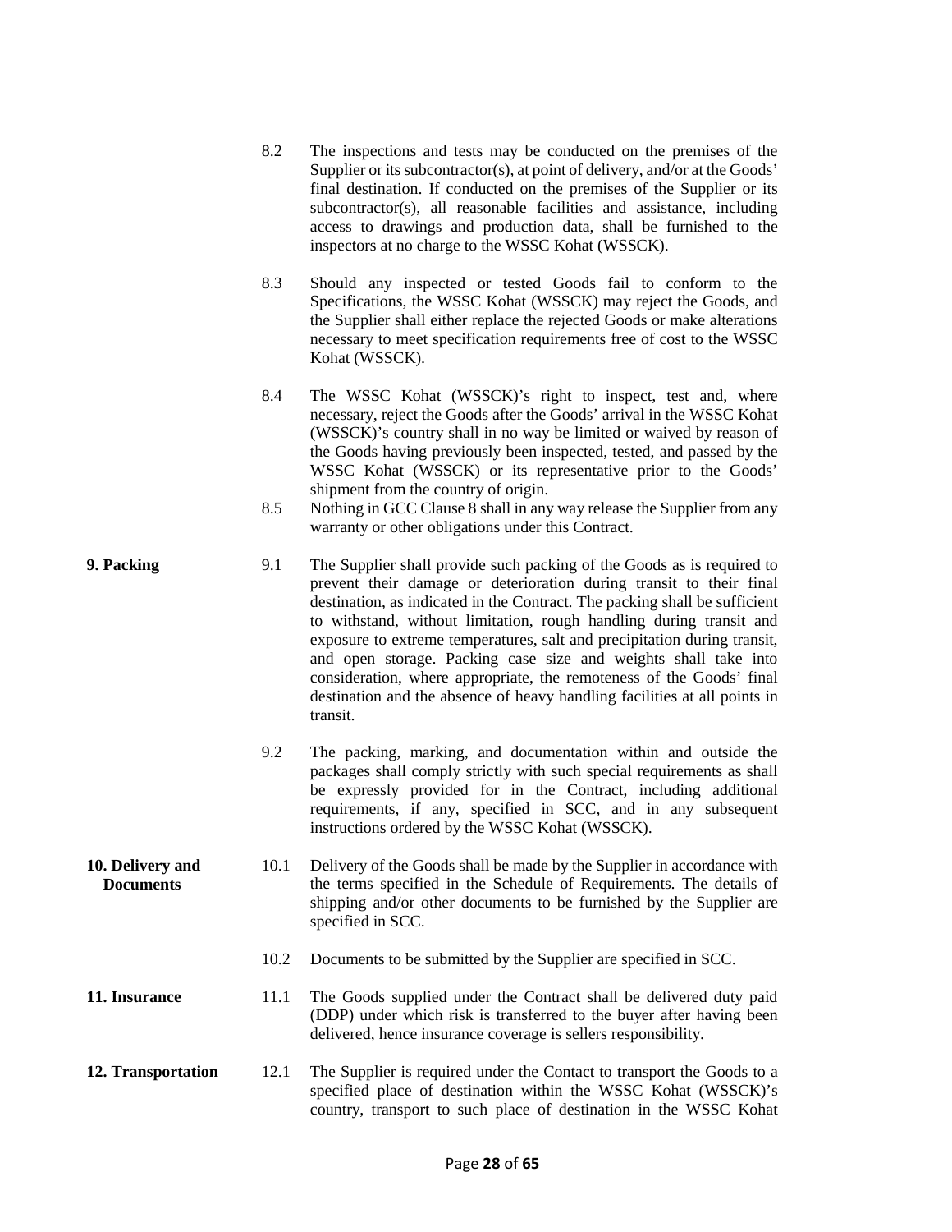8.2 The inspections and tests may be conducted on the premises of the Supplier or its subcontractor(s), at point of delivery, and/or at the Goods' final destination. If conducted on the premises of the Supplier or its subcontractor(s), all reasonable facilities and assistance, including access to drawings and production data, shall be furnished to the inspectors at no charge to the WSSC Kohat (WSSCK).

8.3 Should any inspected or tested Goods fail to conform to the Specifications, the WSSC Kohat (WSSCK) may reject the Goods, and the Supplier shall either replace the rejected Goods or make alterations necessary to meet specification requirements free of cost to the WSSC Kohat (WSSCK).

8.4 The WSSC Kohat (WSSCK)'s right to inspect, test and, where necessary, reject the Goods after the Goods' arrival in the WSSC Kohat (WSSCK)'s country shall in no way be limited or waived by reason of the Goods having previously been inspected, tested, and passed by the WSSC Kohat (WSSCK) or its representative prior to the Goods' shipment from the country of origin.

8.5 Nothing in GCC Clause 8 shall in any way release the Supplier from any warranty or other obligations under this Contract.

**9. Packing**

9.1 The Supplier shall provide such packing of the Goods as is required to prevent their damage or deterioration during transit to their final destination, as indicated in the Contract. The packing shall be sufficient to withstand, without limitation, rough handling during transit and exposure to extreme temperatures, salt and precipitation during transit, and open storage. Packing case size and weights shall take into consideration, where appropriate, the remoteness of the Goods' final destination and the absence of heavy handling facilities at all points in transit.

9.2 The packing, marking, and documentation within and outside the packages shall comply strictly with such special requirements as shall be expressly provided for in the Contract, including additional requirements, if any, specified in SCC, and in any subsequent instructions ordered by the WSSC Kohat (WSSCK).

**10. Delivery and Documents**

10.1 Delivery of the Goods shall be made by the Supplier in accordance with the terms specified in the Schedule of Requirements. The details of shipping and/or other documents to be furnished by the Supplier are specified in SCC.

10.2 Documents to be submitted by the Supplier are specified in SCC.

**11. Insurance**

11.1 The Goods supplied under the Contract shall be delivered duty paid (DDP) under which risk is transferred to the buyer after having been delivered, hence insurance coverage is sellers responsibility.

**12. Transportation**

12.1 The Supplier is required under the Contact to transport the Goods to a specified place of destination within the WSSC Kohat (WSSCK)'s country, transport to such place of destination in the WSSC Kohat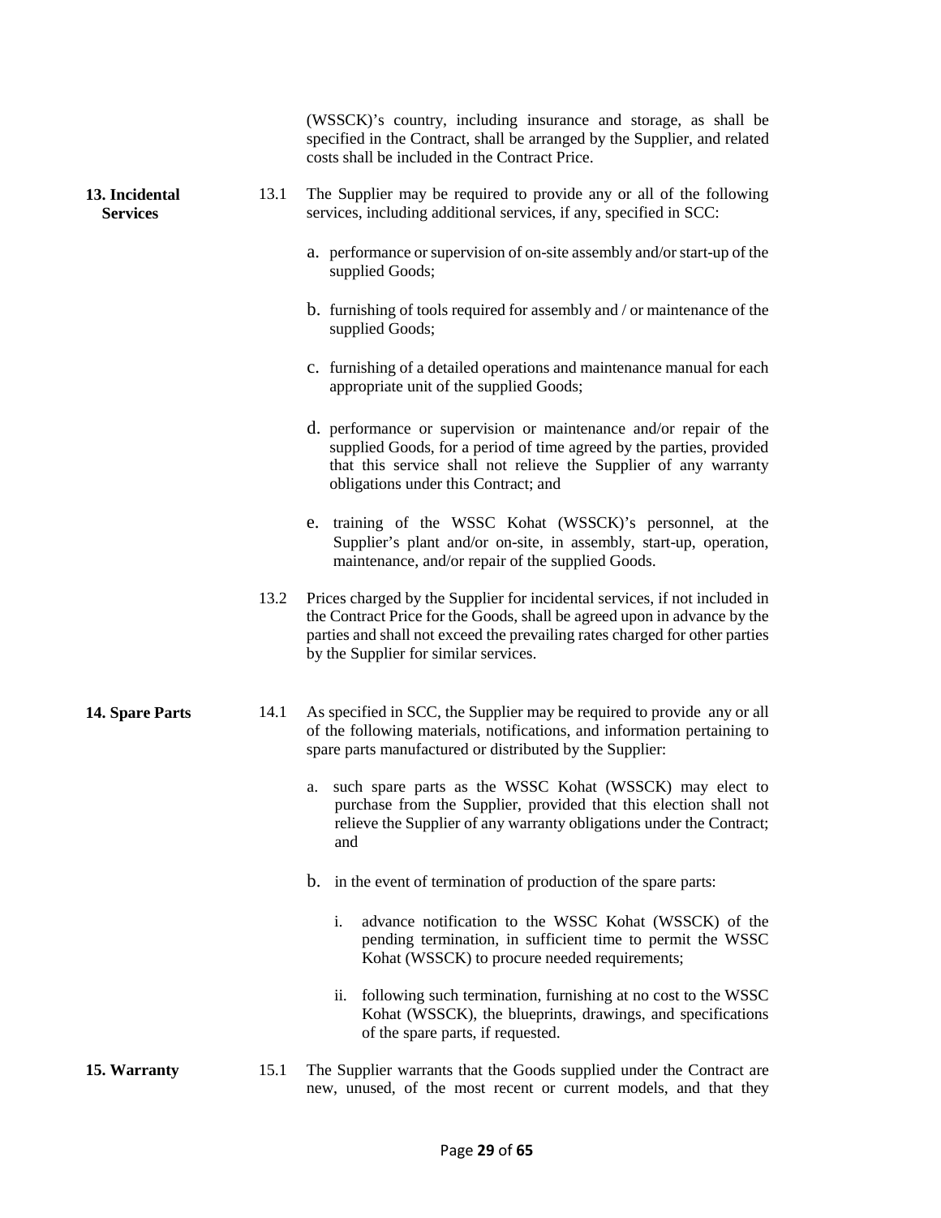(WSSCK)'s country, including insurance and storage, as shall be specified in the Contract, shall be arranged by the Supplier, and related costs shall be included in the Contract Price.

**13. Incidental Services**

13.1 The Supplier may be required to provide any or all of the following services, including additional services, if any, specified in SCC:

a. performance or supervision of on-site assembly and/or start-up of the supplied Goods;

b. furnishing of tools required for assembly and / or maintenance of the supplied Goods;

c. furnishing of a detailed operations and maintenance manual for each appropriate unit of the supplied Goods;

d. performance or supervision or maintenance and/or repair of the supplied Goods, for a period of time agreed by the parties, provided that this service shall not relieve the Supplier of any warranty obligations under this Contract; and

e. training of the WSSC Kohat (WSSCK)'s personnel, at the Supplier's plant and/or on-site, in assembly, start-up, operation, maintenance, and/or repair of the supplied Goods.

13.2 Prices charged by the Supplier for incidental services, if not included in the Contract Price for the Goods, shall be agreed upon in advance by the parties and shall not exceed the prevailing rates charged for other parties by the Supplier for similar services.

**14. Spare Parts**

14.1 As specified in SCC, the Supplier may be required to provide any or all of the following materials, notifications, and information pertaining to spare parts manufactured or distributed by the Supplier:

a. such spare parts as the WSSC Kohat (WSSCK) may elect to purchase from the Supplier, provided that this election shall not relieve the Supplier of any warranty obligations under the Contract; and

b. in the event of termination of production of the spare parts:

i. advance notification to the WSSC Kohat (WSSCK) of the pending termination, in sufficient time to permit the WSSC Kohat (WSSCK) to procure needed requirements;

ii. following such termination, furnishing at no cost to the WSSC Kohat (WSSCK), the blueprints, drawings, and specifications of the spare parts, if requested.

**15. Warranty**

15.1 The Supplier warrants that the Goods supplied under the Contract are new, unused, of the most recent or current models, and that they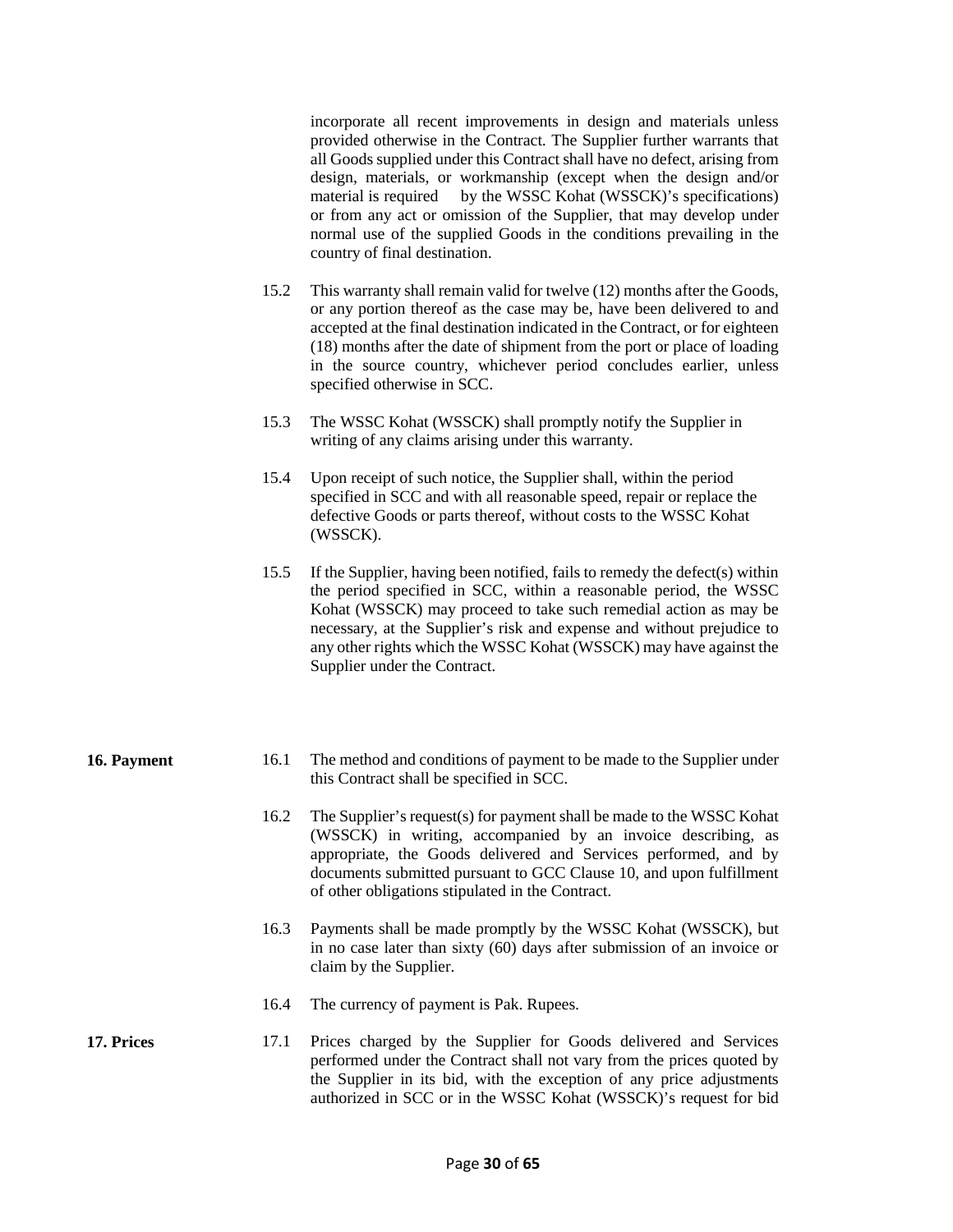incorporate all recent improvements in design and materials unless provided otherwise in the Contract. The Supplier further warrants that all Goods supplied under this Contract shall have no defect, arising from design, materials, or workmanship (except when the design and/or material is required by the WSSC Kohat (WSSCK)'s specifications) or from any act or omission of the Supplier, that may develop under normal use of the supplied Goods in the conditions prevailing in the country of final destination.

15.2 This warranty shall remain valid for twelve (12) months after the Goods, or any portion thereof as the case may be, have been delivered to and accepted at the final destination indicated in the Contract, or for eighteen (18) months after the date of shipment from the port or place of loading in the source country, whichever period concludes earlier, unless specified otherwise in SCC.

15.3 The WSSC Kohat (WSSCK) shall promptly notify the Supplier in writing of any claims arising under this warranty.

15.4 Upon receipt of such notice, the Supplier shall, within the period specified in SCC and with all reasonable speed, repair or replace the defective Goods or parts thereof, without costs to the WSSC Kohat (WSSCK).

15.5 If the Supplier, having been notified, fails to remedy the defect(s) within the period specified in SCC, within a reasonable period, the WSSC Kohat (WSSCK) may proceed to take such remedial action as may be necessary, at the Supplier's risk and expense and without prejudice to any other rights which the WSSC Kohat (WSSCK) may have against the Supplier under the Contract.

**16. Payment**

16.1 The method and conditions of payment to be made to the Supplier under this Contract shall be specified in SCC.

16.2 The Supplier's request(s) for payment shall be made to the WSSC Kohat (WSSCK) in writing, accompanied by an invoice describing, as appropriate, the Goods delivered and Services performed, and by documents submitted pursuant to GCC Clause 10, and upon fulfillment of other obligations stipulated in the Contract.

16.3 Payments shall be made promptly by the WSSC Kohat (WSSCK), but in no case later than sixty (60) days after submission of an invoice or claim by the Supplier.

16.4 The currency of payment is Pak. Rupees.

**17. Prices**

17.1 Prices charged by the Supplier for Goods delivered and Services performed under the Contract shall not vary from the prices quoted by the Supplier in its bid, with the exception of any price adjustments authorized in SCC or in the WSSC Kohat (WSSCK)'s request for bid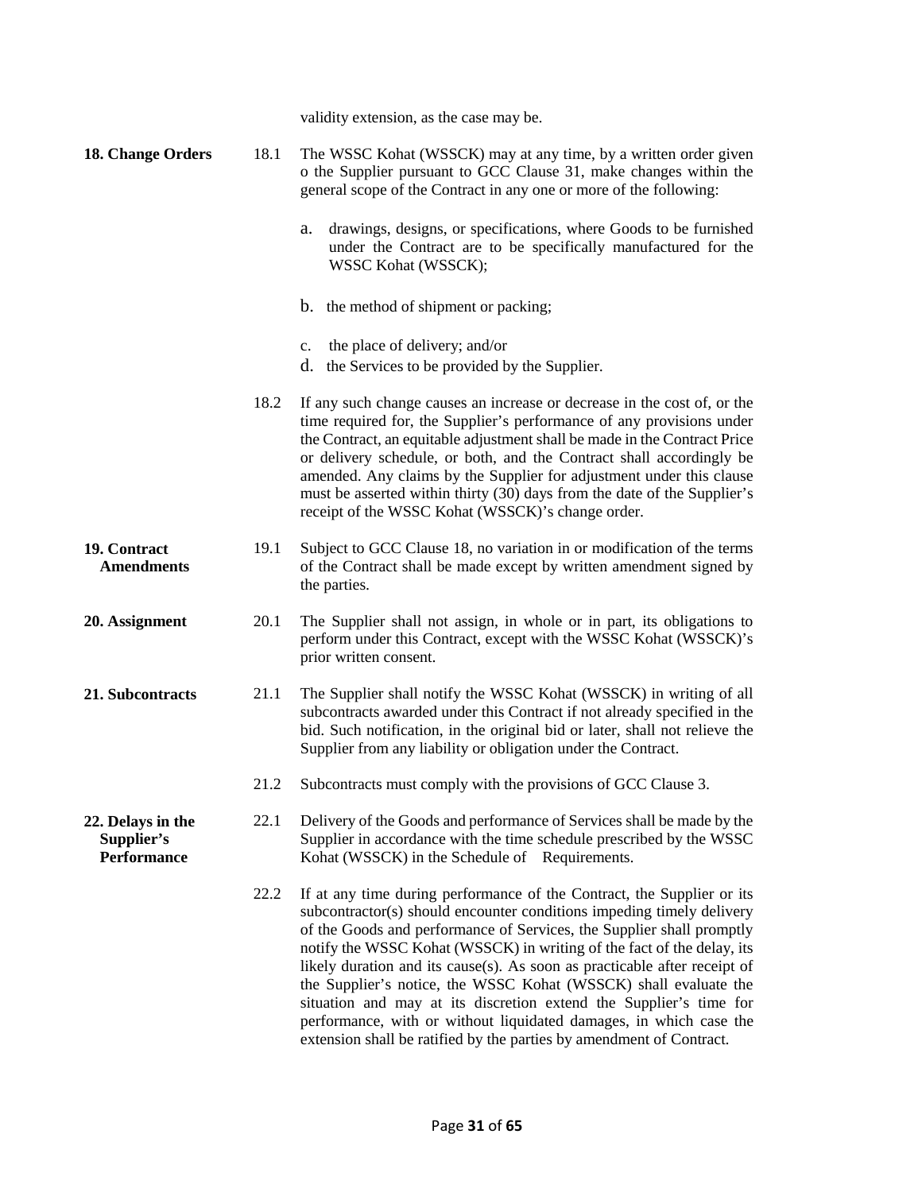validity extension, as the case may be.

**18. Change Orders**

18.1 The WSSC Kohat (WSSCK) may at any time, by a written order given o the Supplier pursuant to GCC Clause 31, make changes within the general scope of the Contract in any one or more of the following:

a. drawings, designs, or specifications, where Goods to be furnished under the Contract are to be specifically manufactured for the WSSC Kohat (WSSCK);

b. the method of shipment or packing;

c. the place of delivery; and/or

d. the Services to be provided by the Supplier.

18.2 If any such change causes an increase or decrease in the cost of, or the time required for, the Supplier's performance of any provisions under the Contract, an equitable adjustment shall be made in the Contract Price or delivery schedule, or both, and the Contract shall accordingly be amended. Any claims by the Supplier for adjustment under this clause must be asserted within thirty (30) days from the date of the Supplier's receipt of the WSSC Kohat (WSSCK)'s change order.

**19. Contract Amendments**

19.1 Subject to GCC Clause 18, no variation in or modification of the terms of the Contract shall be made except by written amendment signed by the parties.

**20. Assignment**

20.1 The Supplier shall not assign, in whole or in part, its obligations to perform under this Contract, except with the WSSC Kohat (WSSCK)'s prior written consent.

**21. Subcontracts**

21.1 The Supplier shall notify the WSSC Kohat (WSSCK) in writing of all subcontracts awarded under this Contract if not already specified in the bid. Such notification, in the original bid or later, shall not relieve the Supplier from any liability or obligation under the Contract.

21.2 Subcontracts must comply with the provisions of GCC Clause 3.

**22. Delays in the Supplier's Performance**

22.1 Delivery of the Goods and performance of Services shall be made by the Supplier in accordance with the time schedule prescribed by the WSSC Kohat (WSSCK) in the Schedule of Requirements.

22.2 If at any time during performance of the Contract, the Supplier or its subcontractor(s) should encounter conditions impeding timely delivery of the Goods and performance of Services, the Supplier shall promptly notify the WSSC Kohat (WSSCK) in writing of the fact of the delay, its likely duration and its cause(s). As soon as practicable after receipt of the Supplier's notice, the WSSC Kohat (WSSCK) shall evaluate the situation and may at its discretion extend the Supplier's time for performance, with or without liquidated damages, in which case the extension shall be ratified by the parties by amendment of Contract.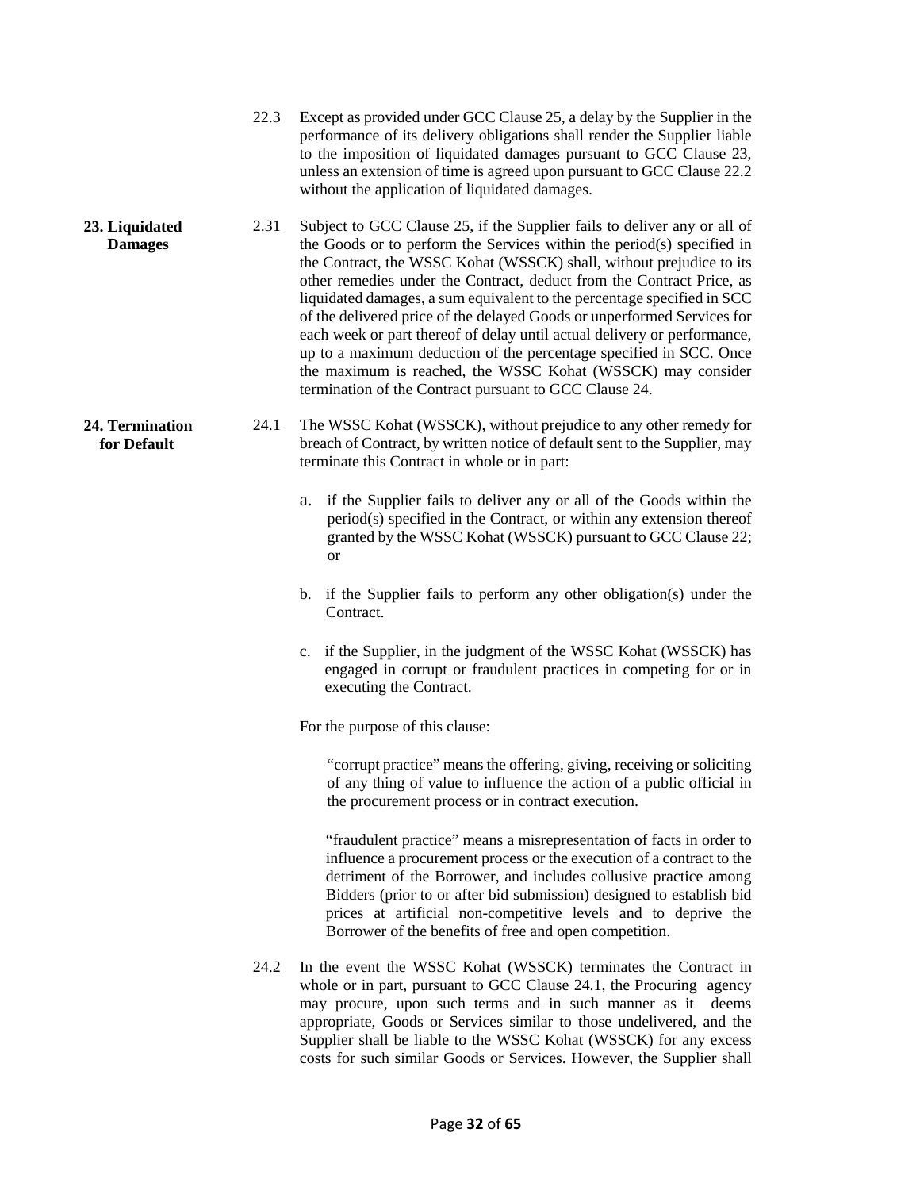22.3 Except as provided under GCC Clause 25, a delay by the Supplier in the performance of its delivery obligations shall render the Supplier liable to the imposition of liquidated damages pursuant to GCC Clause 23, unless an extension of time is agreed upon pursuant to GCC Clause 22.2 without the application of liquidated damages.

**23. Liquidated Damages**

2.31 Subject to GCC Clause 25, if the Supplier fails to deliver any or all of the Goods or to perform the Services within the period(s) specified in the Contract, the WSSC Kohat (WSSCK) shall, without prejudice to its other remedies under the Contract, deduct from the Contract Price, as liquidated damages, a sum equivalent to the percentage specified in SCC of the delivered price of the delayed Goods or unperformed Services for each week or part thereof of delay until actual delivery or performance, up to a maximum deduction of the percentage specified in SCC. Once the maximum is reached, the WSSC Kohat (WSSCK) may consider termination of the Contract pursuant to GCC Clause 24.

**24. Termination for Default**

24.1 The WSSC Kohat (WSSCK), without prejudice to any other remedy for breach of Contract, by written notice of default sent to the Supplier, may terminate this Contract in whole or in part:

a. if the Supplier fails to deliver any or all of the Goods within the period(s) specified in the Contract, or within any extension thereof granted by the WSSC Kohat (WSSCK) pursuant to GCC Clause 22; or

b. if the Supplier fails to perform any other obligation(s) under the Contract.

c. if the Supplier, in the judgment of the WSSC Kohat (WSSCK) has engaged in corrupt or fraudulent practices in competing for or in executing the Contract.

For the purpose of this clause:

"corrupt practice" means the offering, giving, receiving or soliciting of any thing of value to influence the action of a public official in the procurement process or in contract execution.

"fraudulent practice" means a misrepresentation of facts in order to influence a procurement process or the execution of a contract to the detriment of the Borrower, and includes collusive practice among Bidders (prior to or after bid submission) designed to establish bid prices at artificial non-competitive levels and to deprive the Borrower of the benefits of free and open competition.

24.2 In the event the WSSC Kohat (WSSCK) terminates the Contract in whole or in part, pursuant to GCC Clause 24.1, the Procuring agency may procure, upon such terms and in such manner as it deems appropriate, Goods or Services similar to those undelivered, and the Supplier shall be liable to the WSSC Kohat (WSSCK) for any excess costs for such similar Goods or Services. However, the Supplier shall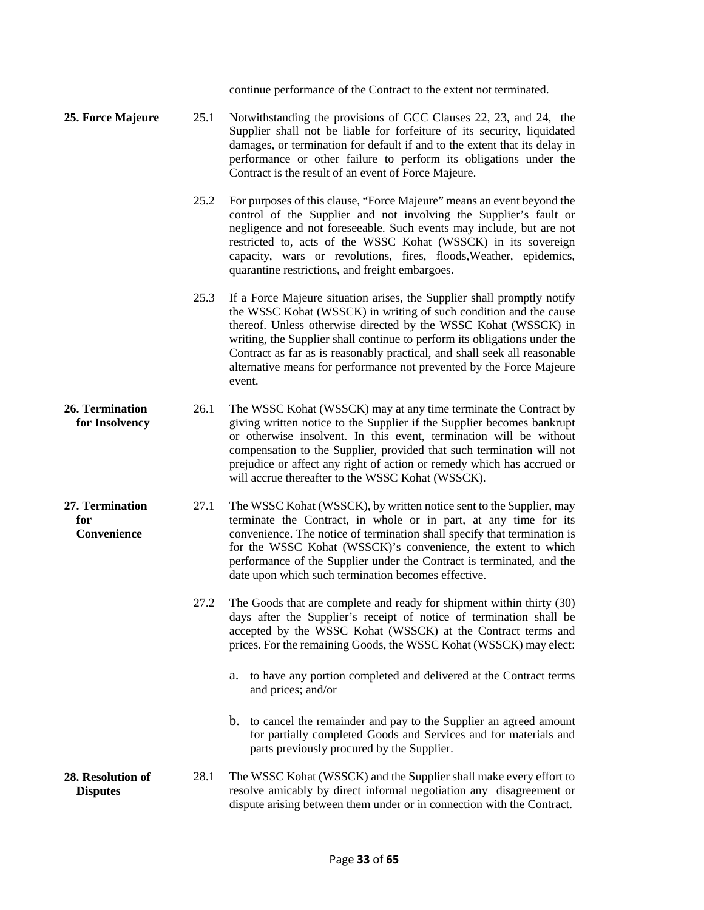continue performance of the Contract to the extent not terminated.

**25. Force Majeure**

25.1 Notwithstanding the provisions of GCC Clauses 22, 23, and 24, the Supplier shall not be liable for forfeiture of its security, liquidated damages, or termination for default if and to the extent that its delay in performance or other failure to perform its obligations under the Contract is the result of an event of Force Majeure.

25.2 For purposes of this clause, "Force Majeure" means an event beyond the control of the Supplier and not involving the Supplier's fault or negligence and not foreseeable. Such events may include, but are not restricted to, acts of the WSSC Kohat (WSSCK) in its sovereign capacity, wars or revolutions, fires, floods,Weather, epidemics, quarantine restrictions, and freight embargoes.

25.3 If a Force Majeure situation arises, the Supplier shall promptly notify the WSSC Kohat (WSSCK) in writing of such condition and the cause thereof. Unless otherwise directed by the WSSC Kohat (WSSCK) in writing, the Supplier shall continue to perform its obligations under the Contract as far as is reasonably practical, and shall seek all reasonable alternative means for performance not prevented by the Force Majeure event.

**26. Termination for Insolvency**

26.1 The WSSC Kohat (WSSCK) may at any time terminate the Contract by giving written notice to the Supplier if the Supplier becomes bankrupt or otherwise insolvent. In this event, termination will be without compensation to the Supplier, provided that such termination will not prejudice or affect any right of action or remedy which has accrued or will accrue thereafter to the WSSC Kohat (WSSCK).

**27. Termination for Convenience**

27.1 The WSSC Kohat (WSSCK), by written notice sent to the Supplier, may terminate the Contract, in whole or in part, at any time for its convenience. The notice of termination shall specify that termination is for the WSSC Kohat (WSSCK)'s convenience, the extent to which performance of the Supplier under the Contract is terminated, and the date upon which such termination becomes effective.

27.2 The Goods that are complete and ready for shipment within thirty (30) days after the Supplier's receipt of notice of termination shall be accepted by the WSSC Kohat (WSSCK) at the Contract terms and prices. For the remaining Goods, the WSSC Kohat (WSSCK) may elect:

a. to have any portion completed and delivered at the Contract terms and prices; and/or

b. to cancel the remainder and pay to the Supplier an agreed amount for partially completed Goods and Services and for materials and parts previously procured by the Supplier.

**28. Resolution of Disputes**

28.1 The WSSC Kohat (WSSCK) and the Supplier shall make every effort to resolve amicably by direct informal negotiation any disagreement or dispute arising between them under or in connection with the Contract.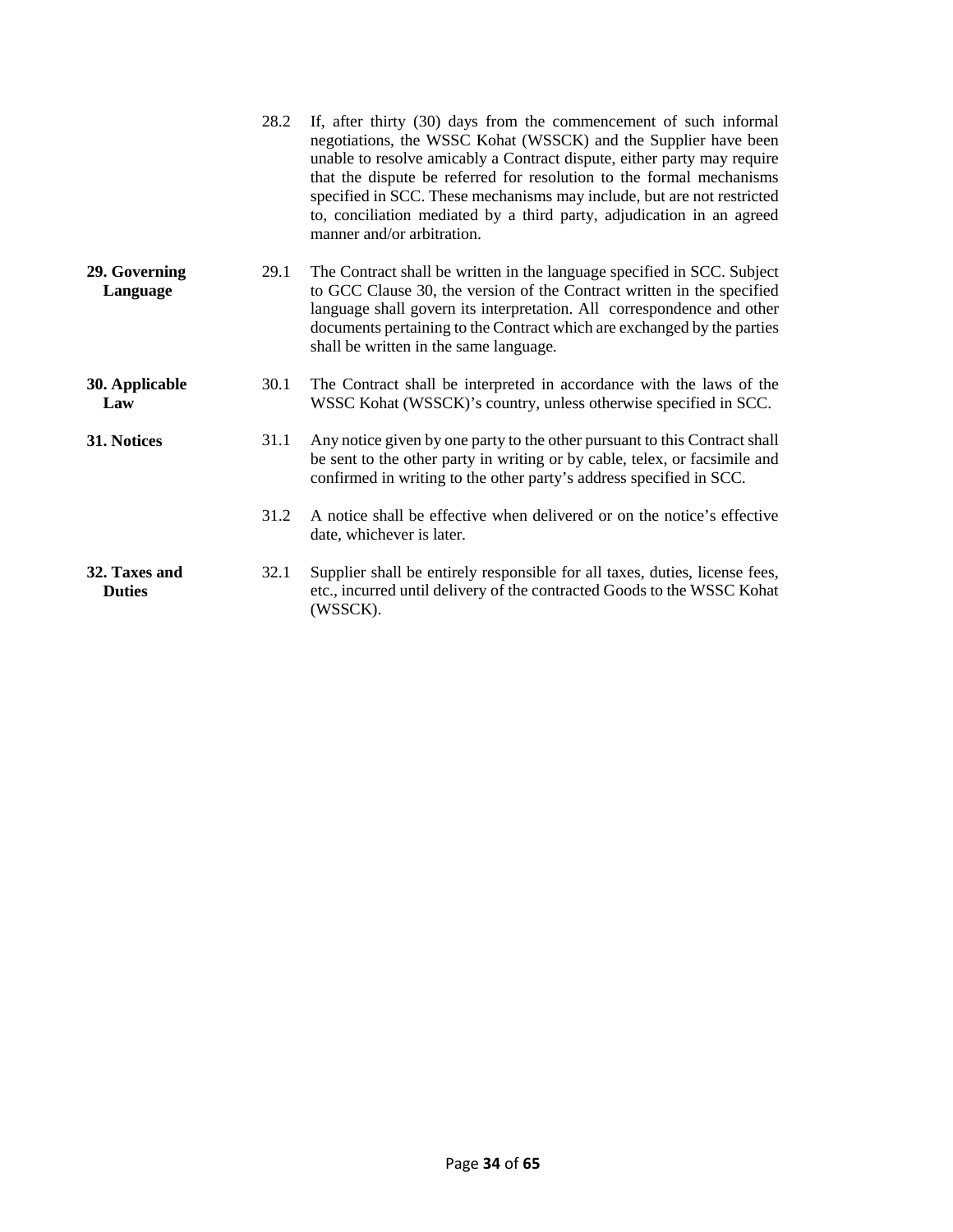28.2 If, after thirty (30) days from the commencement of such informal negotiations, the WSSC Kohat (WSSCK) and the Supplier have been unable to resolve amicably a Contract dispute, either party may require that the dispute be referred for resolution to the formal mechanisms specified in SCC. These mechanisms may include, but are not restricted to, conciliation mediated by a third party, adjudication in an agreed manner and/or arbitration.

**29. Governing Language**

29.1 The Contract shall be written in the language specified in SCC. Subject to GCC Clause 30, the version of the Contract written in the specified language shall govern its interpretation. All correspondence and other documents pertaining to the Contract which are exchanged by the parties shall be written in the same language.

**30. Applicable Law**

30.1 The Contract shall be interpreted in accordance with the laws of the WSSC Kohat (WSSCK)'s country, unless otherwise specified in SCC.

**31. Notices**

31.1 Any notice given by one party to the other pursuant to this Contract shall be sent to the other party in writing or by cable, telex, or facsimile and confirmed in writing to the other party's address specified in SCC.

31.2 A notice shall be effective when delivered or on the notice's effective date, whichever is later.

**32. Taxes and Duties**

32.1 Supplier shall be entirely responsible for all taxes, duties, license fees, etc., incurred until delivery of the contracted Goods to the WSSC Kohat (WSSCK).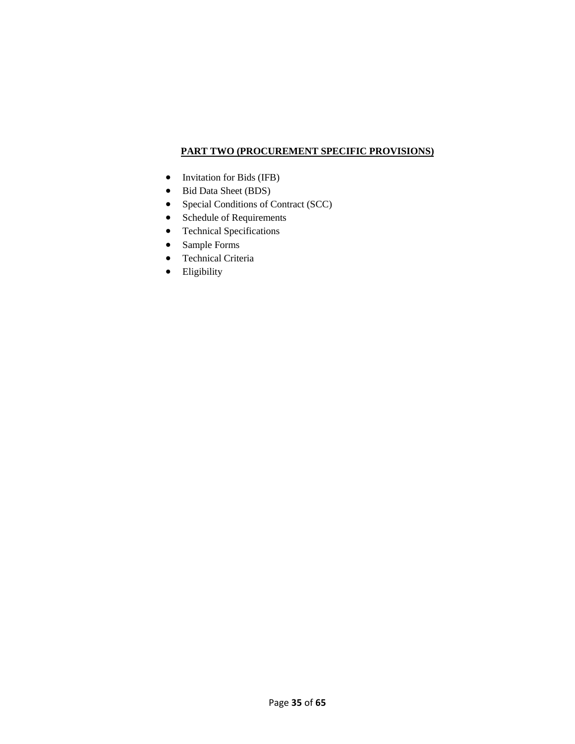**PART TWO (PROCUREMENT SPECIFIC PROVISIONS)**

- Invitation for Bids (IFB)
- Bid Data Sheet (BDS)
- Special Conditions of Contract (SCC)
- Schedule of Requirements
- Technical Specifications
- Sample Forms
- Technical Criteria
- Eligibility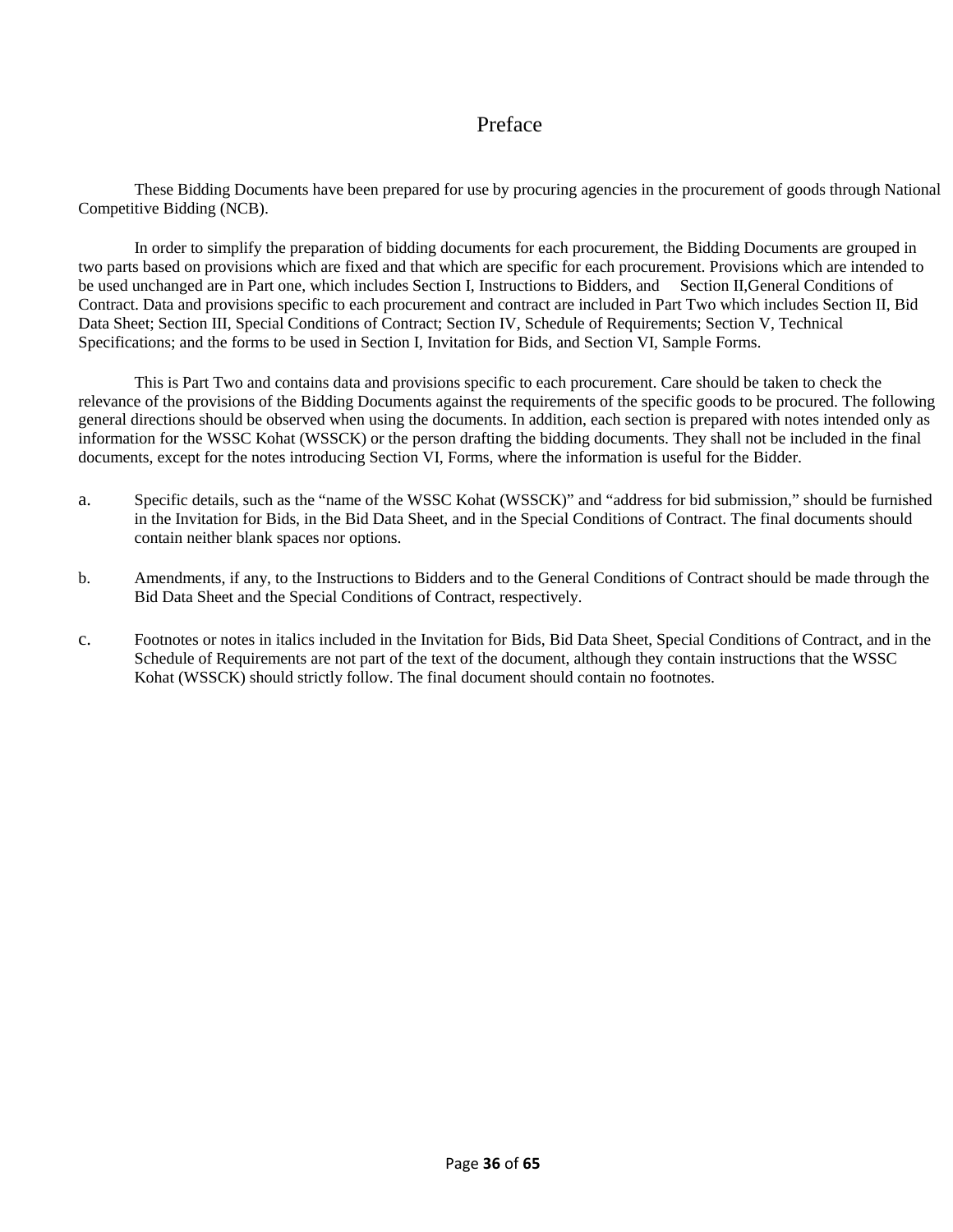# Preface

These Bidding Documents have been prepared for use by procuring agencies in the procurement of goods through National Competitive Bidding (NCB).

In order to simplify the preparation of bidding documents for each procurement, the Bidding Documents are grouped in two parts based on provisions which are fixed and that which are specific for each procurement. Provisions which are intended to be used unchanged are in Part one, which includes Section I, Instructions to Bidders, and Section II,General Conditions of Contract. Data and provisions specific to each procurement and contract are included in Part Two which includes Section II, Bid Data Sheet; Section III, Special Conditions of Contract; Section IV, Schedule of Requirements; Section V, Technical Specifications; and the forms to be used in Section I, Invitation for Bids, and Section VI, Sample Forms.

This is Part Two and contains data and provisions specific to each procurement. Care should be taken to check the relevance of the provisions of the Bidding Documents against the requirements of the specific goods to be procured. The following general directions should be observed when using the documents. In addition, each section is prepared with notes intended only as information for the WSSC Kohat (WSSCK) or the person drafting the bidding documents. They shall not be included in the final documents, except for the notes introducing Section VI, Forms, where the information is useful for the Bidder.

a. Specific details, such as the "name of the WSSC Kohat (WSSCK)" and "address for bid submission," should be furnished in the Invitation for Bids, in the Bid Data Sheet, and in the Special Conditions of Contract. The final documents should contain neither blank spaces nor options.

b. Amendments, if any, to the Instructions to Bidders and to the General Conditions of Contract should be made through the Bid Data Sheet and the Special Conditions of Contract, respectively.

c. Footnotes or notes in italics included in the Invitation for Bids, Bid Data Sheet, Special Conditions of Contract, and in the Schedule of Requirements are not part of the text of the document, although they contain instructions that the WSSC Kohat (WSSCK) should strictly follow. The final document should contain no footnotes.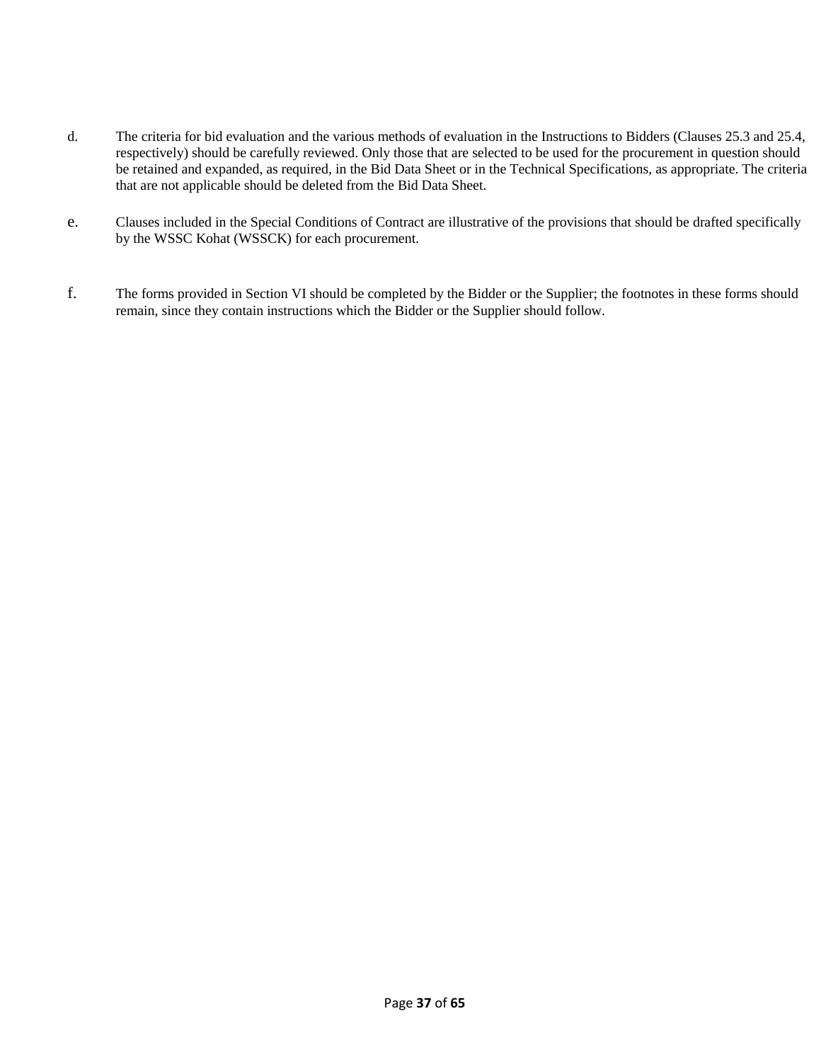d. The criteria for bid evaluation and the various methods of evaluation in the Instructions to Bidders (Clauses 25.3 and 25.4, respectively) should be carefully reviewed. Only those that are selected to be used for the procurement in question should be retained and expanded, as required, in the Bid Data Sheet or in the Technical Specifications, as appropriate. The criteria that are not applicable should be deleted from the Bid Data Sheet.

e. Clauses included in the Special Conditions of Contract are illustrative of the provisions that should be drafted specifically by the WSSC Kohat (WSSCK) for each procurement.

f. The forms provided in Section VI should be completed by the Bidder or the Supplier; the footnotes in these forms should remain, since they contain instructions which the Bidder or the Supplier should follow.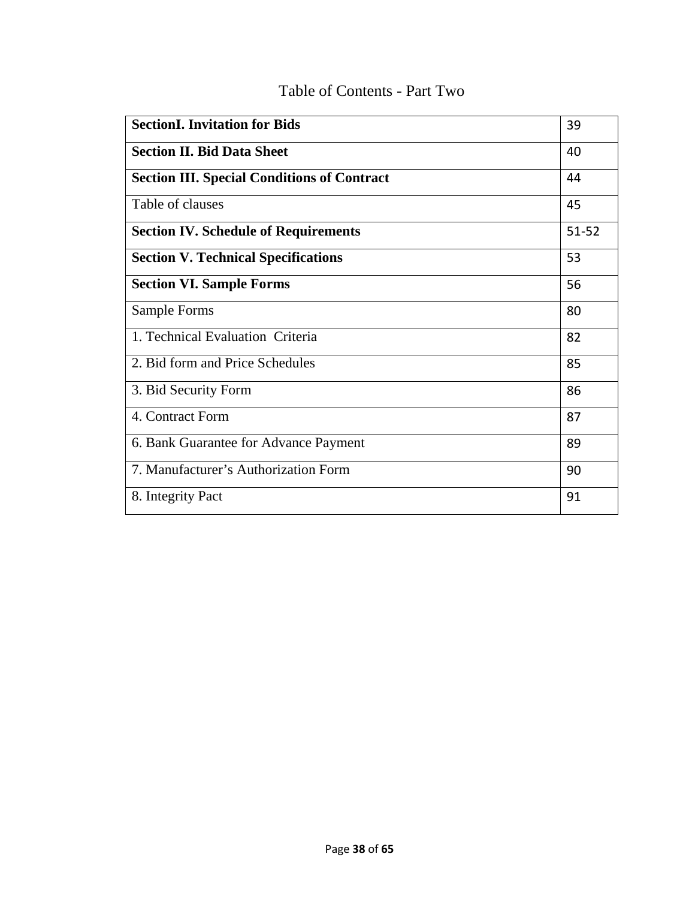# Table of Contents - Part Two

| | |
|---|---|
| **SectionI. Invitation for Bids** | 39 |
| **Section II. Bid Data Sheet** | 40 |
| **Section III. Special Conditions of Contract** | 44 |
| Table of clauses | 45 |
| **Section IV. Schedule of Requirements** | 51-52 |
| **Section V. Technical Specifications** | 53 |
| **Section VI. Sample Forms** | 56 |
| Sample Forms | 80 |
| 1. Technical Evaluation Criteria | 82 |
| 2. Bid form and Price Schedules | 85 |
| 3. Bid Security Form | 86 |
| 4. Contract Form | 87 |
| 6. Bank Guarantee for Advance Payment | 89 |
| 7. Manufacturer's Authorization Form | 90 |
| 8. Integrity Pact | 91 |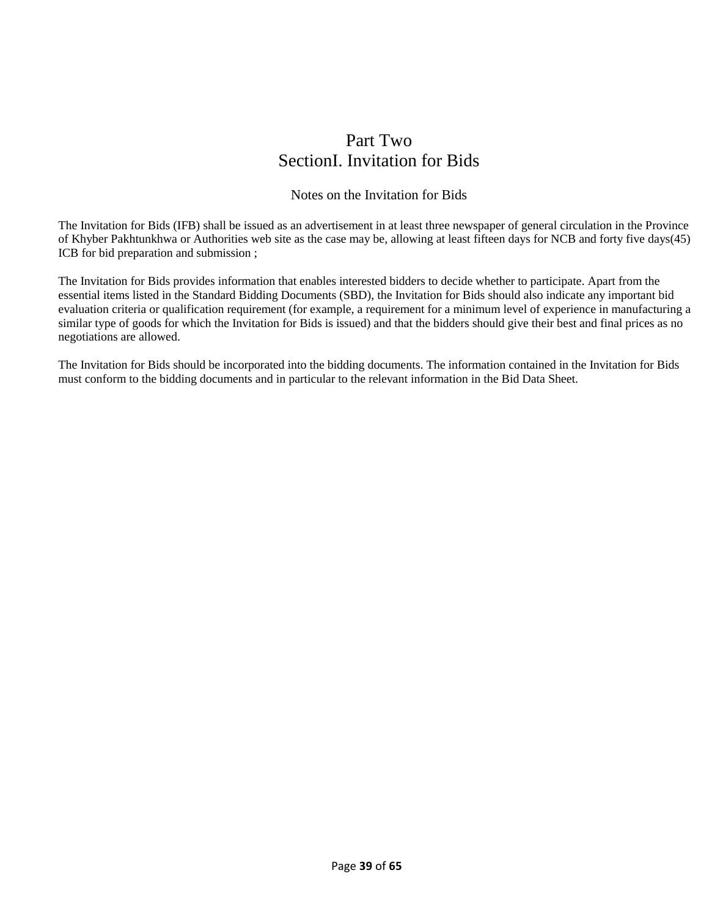# Part Two
# SectionI. Invitation for Bids

## Notes on the Invitation for Bids

The Invitation for Bids (IFB) shall be issued as an advertisement in at least three newspaper of general circulation in the Province of Khyber Pakhtunkhwa or Authorities web site as the case may be, allowing at least fifteen days for NCB and forty five days(45) ICB for bid preparation and submission ;

The Invitation for Bids provides information that enables interested bidders to decide whether to participate. Apart from the essential items listed in the Standard Bidding Documents (SBD), the Invitation for Bids should also indicate any important bid evaluation criteria or qualification requirement (for example, a requirement for a minimum level of experience in manufacturing a similar type of goods for which the Invitation for Bids is issued) and that the bidders should give their best and final prices as no negotiations are allowed.

The Invitation for Bids should be incorporated into the bidding documents. The information contained in the Invitation for Bids must conform to the bidding documents and in particular to the relevant information in the Bid Data Sheet.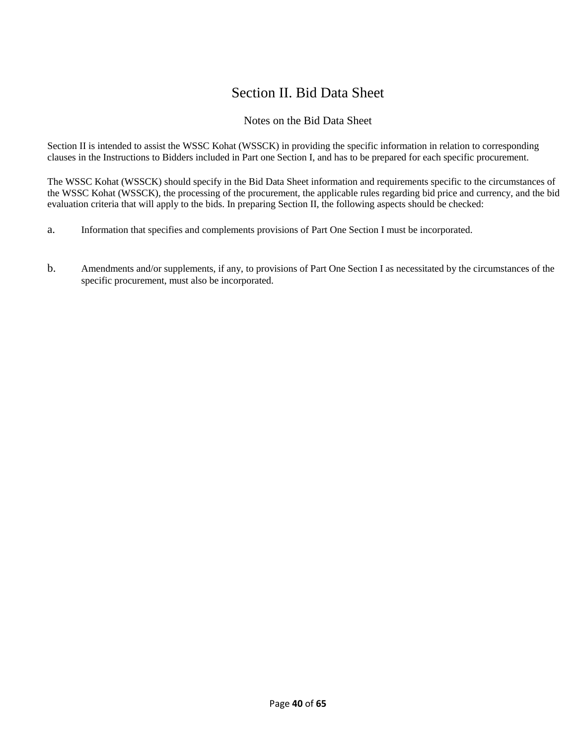# Section II. Bid Data Sheet

## Notes on the Bid Data Sheet

Section II is intended to assist the WSSC Kohat (WSSCK) in providing the specific information in relation to corresponding clauses in the Instructions to Bidders included in Part one Section I, and has to be prepared for each specific procurement.

The WSSC Kohat (WSSCK) should specify in the Bid Data Sheet information and requirements specific to the circumstances of the WSSC Kohat (WSSCK), the processing of the procurement, the applicable rules regarding bid price and currency, and the bid evaluation criteria that will apply to the bids. In preparing Section II, the following aspects should be checked:

a. Information that specifies and complements provisions of Part One Section I must be incorporated.

b. Amendments and/or supplements, if any, to provisions of Part One Section I as necessitated by the circumstances of the specific procurement, must also be incorporated.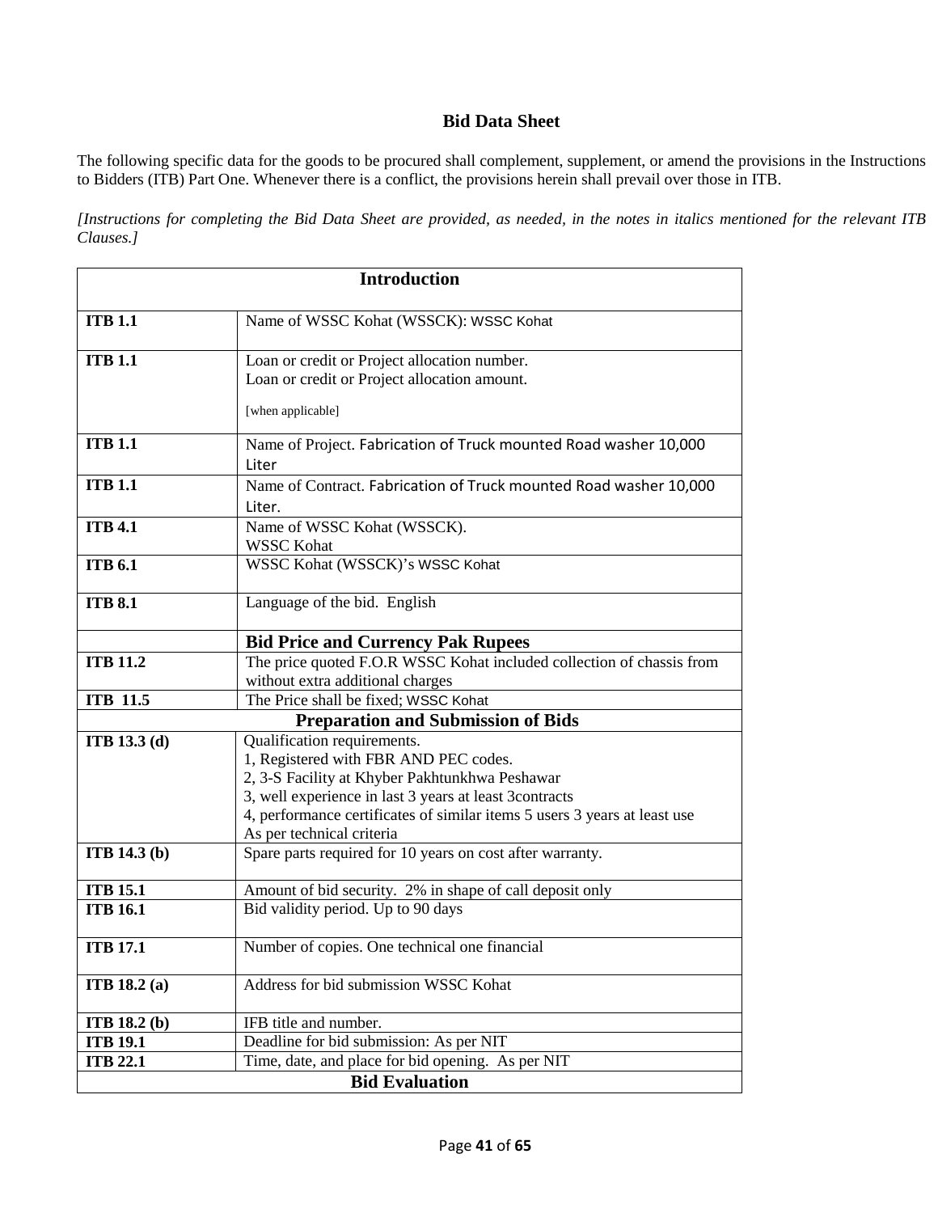## Bid Data Sheet

The following specific data for the goods to be procured shall complement, supplement, or amend the provisions in the Instructions to Bidders (ITB) Part One. Whenever there is a conflict, the provisions herein shall prevail over those in ITB.

*[Instructions for completing the Bid Data Sheet are provided, as needed, in the notes in italics mentioned for the relevant ITB Clauses.]*

| **Introduction** | |
|---|---|
| **ITB 1.1** | Name of WSSC Kohat (WSSCK): WSSC Kohat |
| **ITB 1.1** | Loan or credit or Project allocation number.<br>Loan or credit or Project allocation amount.<br>[when applicable] |
| **ITB 1.1** | Name of Project. Fabrication of Truck mounted Road washer 10,000 Liter |
| **ITB 1.1** | Name of Contract. Fabrication of Truck mounted Road washer 10,000 Liter. |
| **ITB 4.1** | Name of WSSC Kohat (WSSCK).<br>WSSC Kohat |
| **ITB 6.1** | WSSC Kohat (WSSCK)'s WSSC Kohat |
| **ITB 8.1** | Language of the bid. English |
| | **Bid Price and Currency Pak Rupees** |
| **ITB 11.2** | The price quoted F.O.R WSSC Kohat included collection of chassis from without extra additional charges |
| **ITB 11.5** | The Price shall be fixed; WSSC Kohat |
| **Preparation and Submission of Bids** | |
| **ITB 13.3 (d)** | Qualification requirements.<br>1, Registered with FBR AND PEC codes.<br>2, 3-S Facility at Khyber Pakhtunkhwa Peshawar<br>3, well experience in last 3 years at least 3contracts<br>4, performance certificates of similar items 5 users 3 years at least use<br>As per technical criteria |
| **ITB 14.3 (b)** | Spare parts required for 10 years on cost after warranty. |
| **ITB 15.1** | Amount of bid security. 2% in shape of call deposit only |
| **ITB 16.1** | Bid validity period. Up to 90 days |
| **ITB 17.1** | Number of copies. One technical one financial |
| **ITB 18.2 (a)** | Address for bid submission WSSC Kohat |
| **ITB 18.2 (b)** | IFB title and number. |
| **ITB 19.1** | Deadline for bid submission: As per NIT |
| **ITB 22.1** | Time, date, and place for bid opening. As per NIT |
| **Bid Evaluation** | |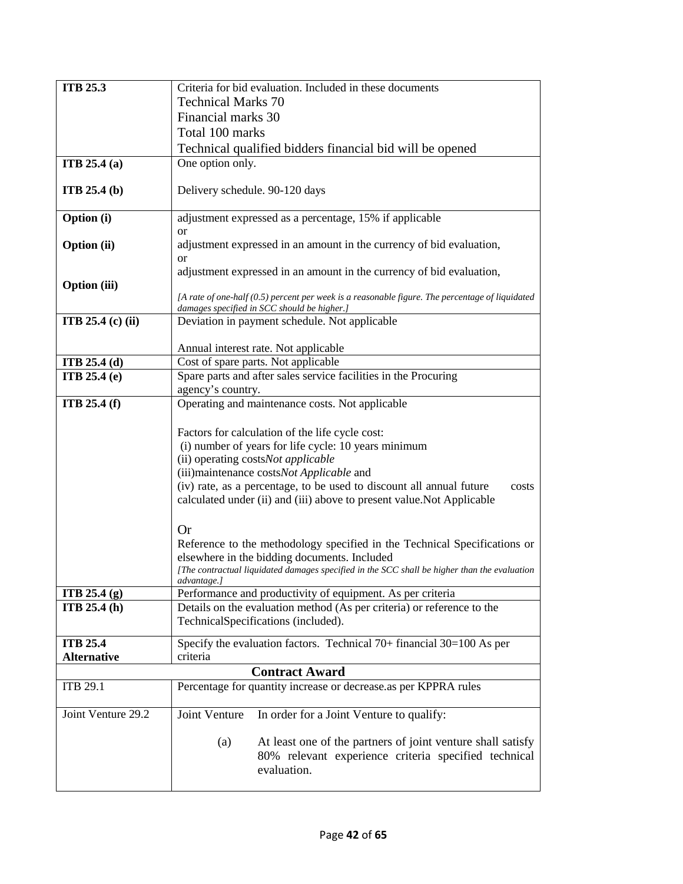| | |
|---|---|
| **ITB 25.3** | Criteria for bid evaluation. Included in these documents<br>Technical Marks 70<br>Financial marks 30<br>Total 100 marks<br>Technical qualified bidders financial bid will be opened |
| **ITB 25.4 (a)**<br><br>**ITB 25.4 (b)** | One option only.<br><br>Delivery schedule. 90-120 days |
| **Option (i)**<br><br>**Option (ii)**<br><br>**Option (iii)** | adjustment expressed as a percentage, 15% if applicable<br>or<br>adjustment expressed in an amount in the currency of bid evaluation,<br>or<br>adjustment expressed in an amount in the currency of bid evaluation,<br>*[A rate of one-half (0.5) percent per week is a reasonable figure. The percentage of liquidated damages specified in SCC should be higher.]* |
| **ITB 25.4 (c) (ii)** | Deviation in payment schedule. Not applicable<br><br>Annual interest rate. Not applicable |
| **ITB 25.4 (d)** | Cost of spare parts. Not applicable |
| **ITB 25.4 (e)** | Spare parts and after sales service facilities in the Procuring agency's country. |
| **ITB 25.4 (f)** | Operating and maintenance costs. Not applicable<br><br>Factors for calculation of the life cycle cost:<br>(i) number of years for life cycle: 10 years minimum<br>(ii) operating costs*Not applicable*<br>(iii)maintenance costs*Not Applicable* and<br>(iv) rate, as a percentage, to be used to discount all annual future costs calculated under (ii) and (iii) above to present value.Not Applicable<br><br>Or<br>Reference to the methodology specified in the Technical Specifications or elsewhere in the bidding documents. Included<br>*[The contractual liquidated damages specified in the SCC shall be higher than the evaluation advantage.]* |
| **ITB 25.4 (g)** | Performance and productivity of equipment. As per criteria |
| **ITB 25.4 (h)** | Details on the evaluation method (As per criteria) or reference to the TechnicalSpecifications (included). |
| **ITB 25.4 Alternative** | Specify the evaluation factors. Technical 70+ financial 30=100 As per criteria |
| **Contract Award** | |
| ITB 29.1 | Percentage for quantity increase or decrease.as per KPPRA rules |
| Joint Venture 29.2 | Joint Venture In order for a Joint Venture to qualify:<br><br>(a) At least one of the partners of joint venture shall satisfy 80% relevant experience criteria specified technical evaluation. |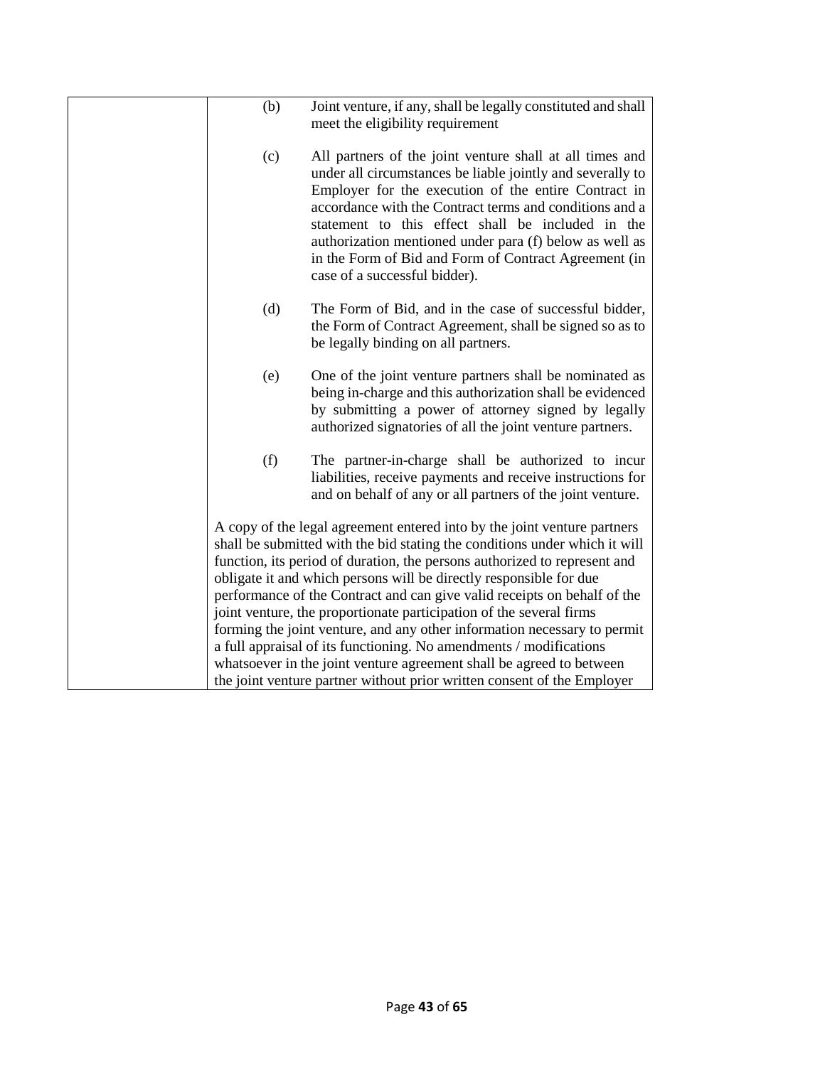| | |
|---|---|
| | (b) Joint venture, if any, shall be legally constituted and shall meet the eligibility requirement<br><br>(c) All partners of the joint venture shall at all times and under all circumstances be liable jointly and severally to Employer for the execution of the entire Contract in accordance with the Contract terms and conditions and a statement to this effect shall be included in the authorization mentioned under para (f) below as well as in the Form of Bid and Form of Contract Agreement (in case of a successful bidder).<br><br>(d) The Form of Bid, and in the case of successful bidder, the Form of Contract Agreement, shall be signed so as to be legally binding on all partners.<br><br>(e) One of the joint venture partners shall be nominated as being in-charge and this authorization shall be evidenced by submitting a power of attorney signed by legally authorized signatories of all the joint venture partners.<br><br>(f) The partner-in-charge shall be authorized to incur liabilities, receive payments and receive instructions for and on behalf of any or all partners of the joint venture.<br><br>A copy of the legal agreement entered into by the joint venture partners shall be submitted with the bid stating the conditions under which it will function, its period of duration, the persons authorized to represent and obligate it and which persons will be directly responsible for due performance of the Contract and can give valid receipts on behalf of the joint venture, the proportionate participation of the several firms forming the joint venture, and any other information necessary to permit a full appraisal of its functioning. No amendments / modifications whatsoever in the joint venture agreement shall be agreed to between the joint venture partner without prior written consent of the Employer |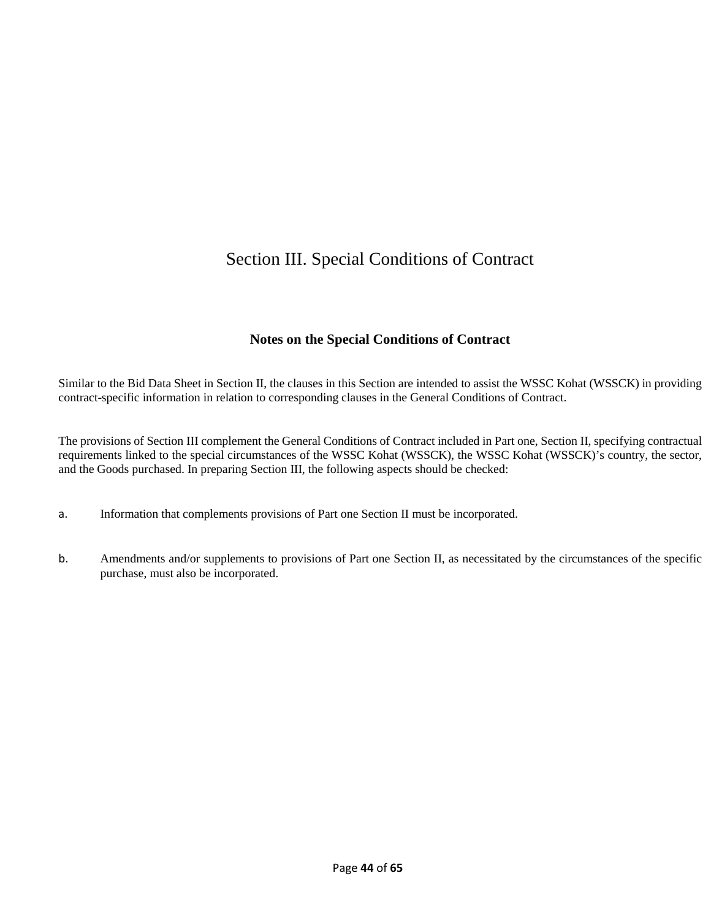# Section III. Special Conditions of Contract

## Notes on the Special Conditions of Contract

Similar to the Bid Data Sheet in Section II, the clauses in this Section are intended to assist the WSSC Kohat (WSSCK) in providing contract-specific information in relation to corresponding clauses in the General Conditions of Contract.

The provisions of Section III complement the General Conditions of Contract included in Part one, Section II, specifying contractual requirements linked to the special circumstances of the WSSC Kohat (WSSCK), the WSSC Kohat (WSSCK)'s country, the sector, and the Goods purchased. In preparing Section III, the following aspects should be checked:

a. Information that complements provisions of Part one Section II must be incorporated.

b. Amendments and/or supplements to provisions of Part one Section II, as necessitated by the circumstances of the specific purchase, must also be incorporated.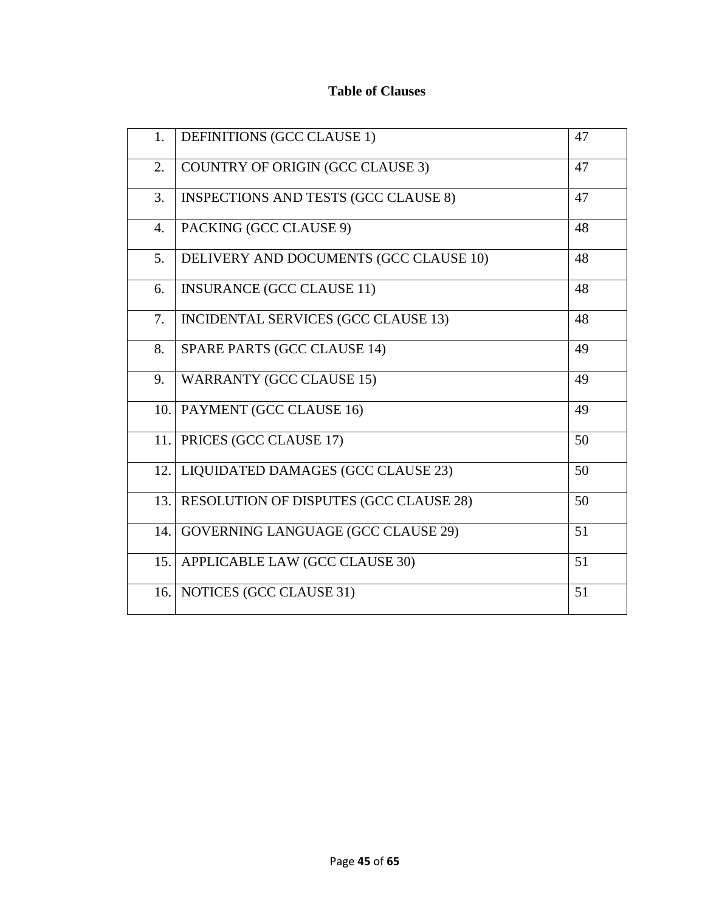## Table of Clauses

| | | |
|---|---|---|
| 1. | DEFINITIONS (GCC CLAUSE 1) | 47 |
| 2. | COUNTRY OF ORIGIN (GCC CLAUSE 3) | 47 |
| 3. | INSPECTIONS AND TESTS (GCC CLAUSE 8) | 47 |
| 4. | PACKING (GCC CLAUSE 9) | 48 |
| 5. | DELIVERY AND DOCUMENTS (GCC CLAUSE 10) | 48 |
| 6. | INSURANCE (GCC CLAUSE 11) | 48 |
| 7. | INCIDENTAL SERVICES (GCC CLAUSE 13) | 48 |
| 8. | SPARE PARTS (GCC CLAUSE 14) | 49 |
| 9. | WARRANTY (GCC CLAUSE 15) | 49 |
| 10. | PAYMENT (GCC CLAUSE 16) | 49 |
| 11. | PRICES (GCC CLAUSE 17) | 50 |
| 12. | LIQUIDATED DAMAGES (GCC CLAUSE 23) | 50 |
| 13. | RESOLUTION OF DISPUTES (GCC CLAUSE 28) | 50 |
| 14. | GOVERNING LANGUAGE (GCC CLAUSE 29) | 51 |
| 15. | APPLICABLE LAW (GCC CLAUSE 30) | 51 |
| 16. | NOTICES (GCC CLAUSE 31) | 51 |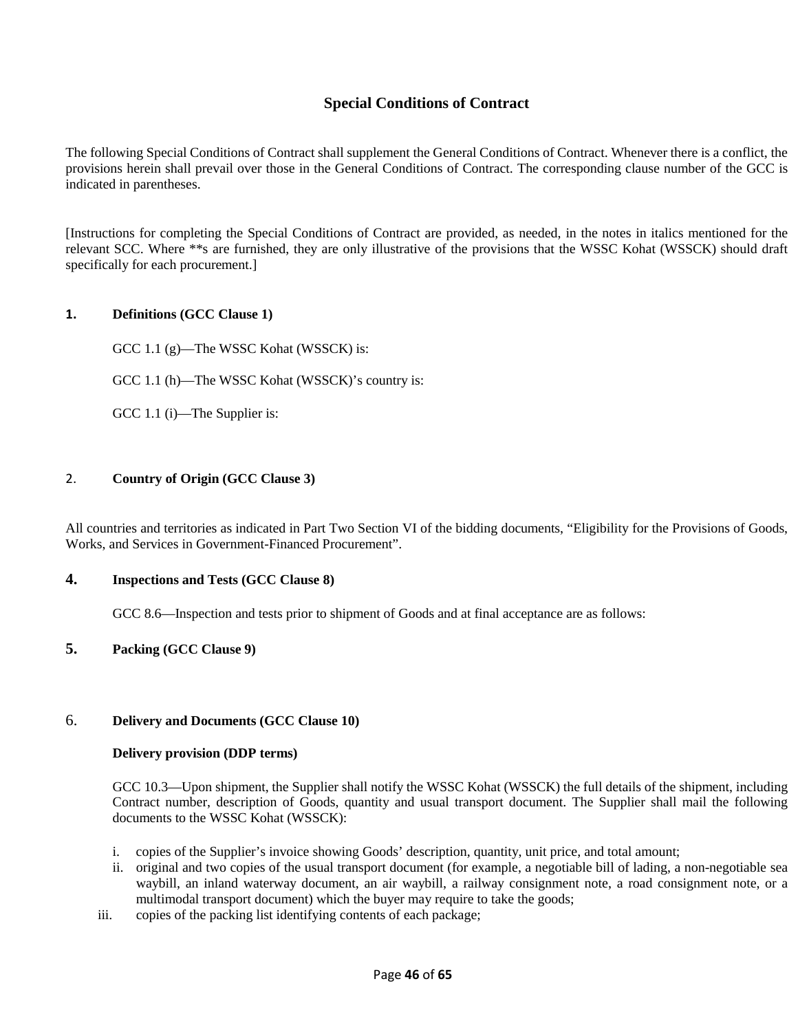## Special Conditions of Contract

The following Special Conditions of Contract shall supplement the General Conditions of Contract. Whenever there is a conflict, the provisions herein shall prevail over those in the General Conditions of Contract. The corresponding clause number of the GCC is indicated in parentheses.

[Instructions for completing the Special Conditions of Contract are provided, as needed, in the notes in italics mentioned for the relevant SCC. Where **s are furnished, they are only illustrative of the provisions that the WSSC Kohat (WSSCK) should draft specifically for each procurement.]

### 1. Definitions (GCC Clause 1)

GCC 1.1 (g)—The WSSC Kohat (WSSCK) is:

GCC 1.1 (h)—The WSSC Kohat (WSSCK)'s country is:

GCC 1.1 (i)—The Supplier is:

### 2. Country of Origin (GCC Clause 3)

All countries and territories as indicated in Part Two Section VI of the bidding documents, "Eligibility for the Provisions of Goods, Works, and Services in Government-Financed Procurement".

### 4. Inspections and Tests (GCC Clause 8)

GCC 8.6—Inspection and tests prior to shipment of Goods and at final acceptance are as follows:

### 5. Packing (GCC Clause 9)

### 6. Delivery and Documents (GCC Clause 10)

**Delivery provision (DDP terms)**

GCC 10.3—Upon shipment, the Supplier shall notify the WSSC Kohat (WSSCK) the full details of the shipment, including Contract number, description of Goods, quantity and usual transport document. The Supplier shall mail the following documents to the WSSC Kohat (WSSCK):

i. copies of the Supplier's invoice showing Goods' description, quantity, unit price, and total amount;
ii. original and two copies of the usual transport document (for example, a negotiable bill of lading, a non-negotiable sea waybill, an inland waterway document, an air waybill, a railway consignment note, a road consignment note, or a multimodal transport document) which the buyer may require to take the goods;
iii. copies of the packing list identifying contents of each package;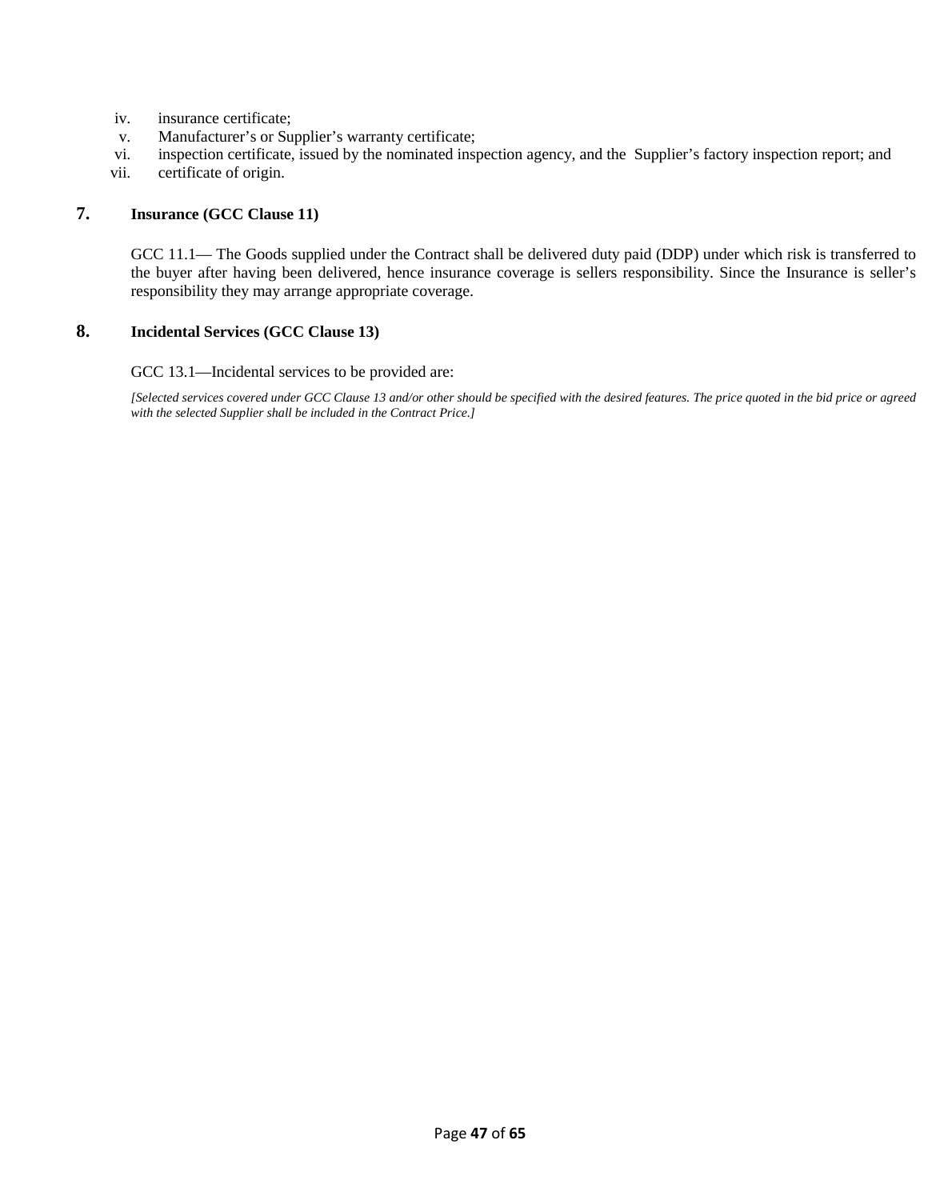iv. insurance certificate;
v. Manufacturer's or Supplier's warranty certificate;
vi. inspection certificate, issued by the nominated inspection agency, and the Supplier's factory inspection report; and
vii. certificate of origin.

**7. Insurance (GCC Clause 11)**

GCC 11.1— The Goods supplied under the Contract shall be delivered duty paid (DDP) under which risk is transferred to the buyer after having been delivered, hence insurance coverage is sellers responsibility. Since the Insurance is seller's responsibility they may arrange appropriate coverage.

**8. Incidental Services (GCC Clause 13)**

GCC 13.1—Incidental services to be provided are:

*[Selected services covered under GCC Clause 13 and/or other should be specified with the desired features. The price quoted in the bid price or agreed with the selected Supplier shall be included in the Contract Price.]*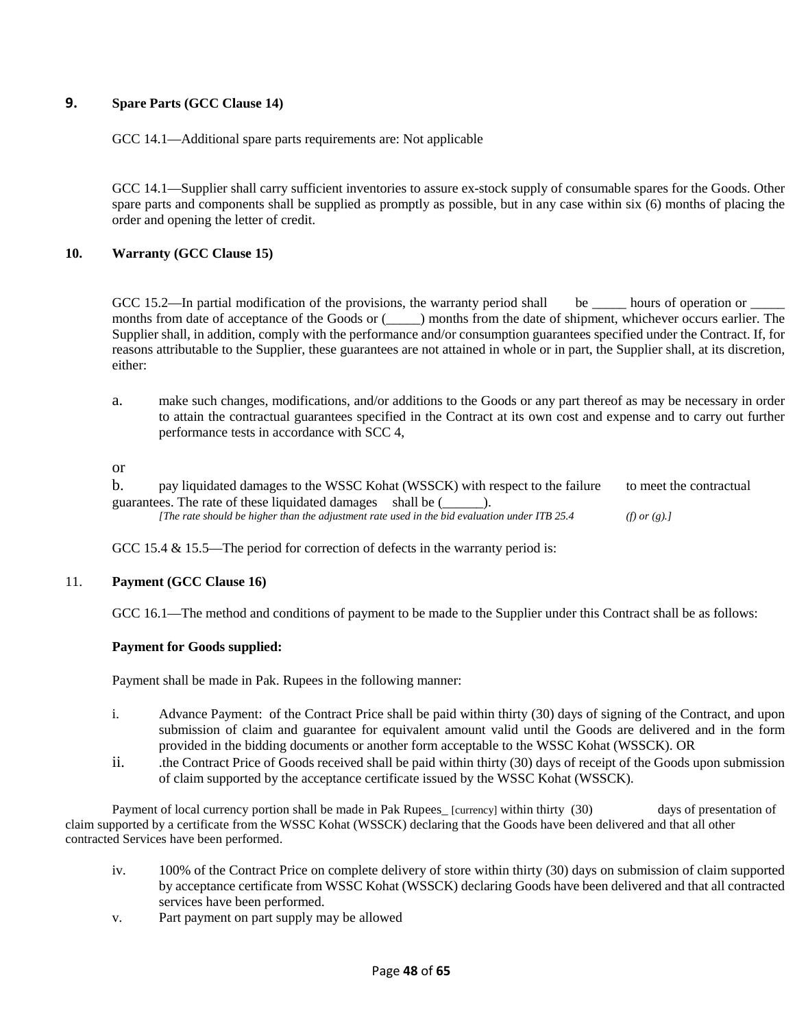## 9. Spare Parts (GCC Clause 14)

GCC 14.1—Additional spare parts requirements are: Not applicable

GCC 14.1—Supplier shall carry sufficient inventories to assure ex-stock supply of consumable spares for the Goods. Other spare parts and components shall be supplied as promptly as possible, but in any case within six (6) months of placing the order and opening the letter of credit.

## 10. Warranty (GCC Clause 15)

GCC 15.2—In partial modification of the provisions, the warranty period shall be _____ hours of operation or _____ months from date of acceptance of the Goods or (_____) months from the date of shipment, whichever occurs earlier. The Supplier shall, in addition, comply with the performance and/or consumption guarantees specified under the Contract. If, for reasons attributable to the Supplier, these guarantees are not attained in whole or in part, the Supplier shall, at its discretion, either:

a. make such changes, modifications, and/or additions to the Goods or any part thereof as may be necessary in order to attain the contractual guarantees specified in the Contract at its own cost and expense and to carry out further performance tests in accordance with SCC 4,

or

b. pay liquidated damages to the WSSC Kohat (WSSCK) with respect to the failure to meet the contractual guarantees. The rate of these liquidated damages shall be (______).
*[The rate should be higher than the adjustment rate used in the bid evaluation under ITB 25.4 (f) or (g).]*

GCC 15.4 & 15.5—The period for correction of defects in the warranty period is:

## 11. Payment (GCC Clause 16)

GCC 16.1—The method and conditions of payment to be made to the Supplier under this Contract shall be as follows:

**Payment for Goods supplied:**

Payment shall be made in Pak. Rupees in the following manner:

i. Advance Payment: of the Contract Price shall be paid within thirty (30) days of signing of the Contract, and upon submission of claim and guarantee for equivalent amount valid until the Goods are delivered and in the form provided in the bidding documents or another form acceptable to the WSSC Kohat (WSSCK). OR

ii. .the Contract Price of Goods received shall be paid within thirty (30) days of receipt of the Goods upon submission of claim supported by the acceptance certificate issued by the WSSC Kohat (WSSCK).

Payment of local currency portion shall be made in Pak Rupees_ [currency] within thirty (30) days of presentation of claim supported by a certificate from the WSSC Kohat (WSSCK) declaring that the Goods have been delivered and that all other contracted Services have been performed.

iv. 100% of the Contract Price on complete delivery of store within thirty (30) days on submission of claim supported by acceptance certificate from WSSC Kohat (WSSCK) declaring Goods have been delivered and that all contracted services have been performed.

v. Part payment on part supply may be allowed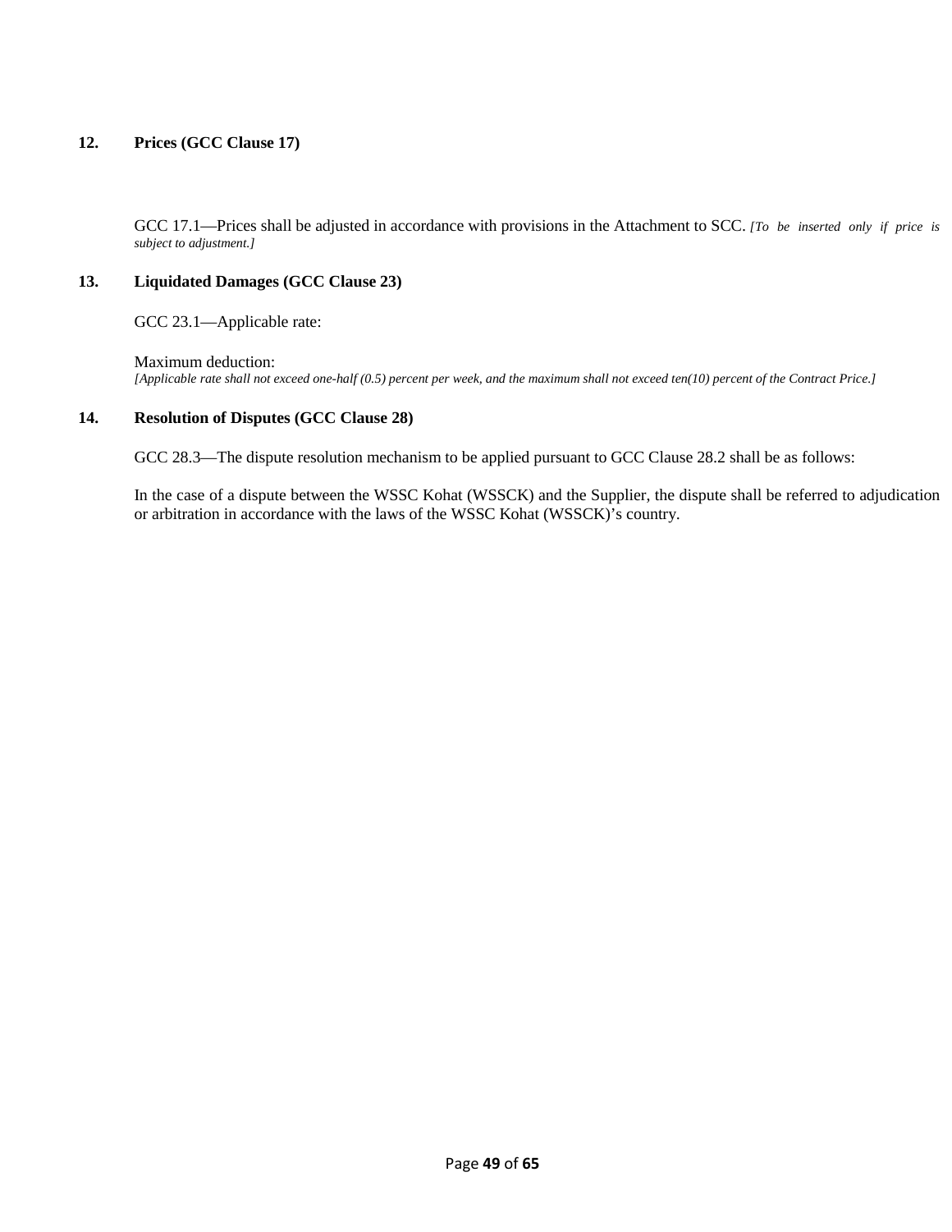### 12. Prices (GCC Clause 17)

GCC 17.1—Prices shall be adjusted in accordance with provisions in the Attachment to SCC. *[To be inserted only if price is subject to adjustment.]*

### 13. Liquidated Damages (GCC Clause 23)

GCC 23.1—Applicable rate:

Maximum deduction:
*[Applicable rate shall not exceed one-half (0.5) percent per week, and the maximum shall not exceed ten(10) percent of the Contract Price.]*

### 14. Resolution of Disputes (GCC Clause 28)

GCC 28.3—The dispute resolution mechanism to be applied pursuant to GCC Clause 28.2 shall be as follows:

In the case of a dispute between the WSSC Kohat (WSSCK) and the Supplier, the dispute shall be referred to adjudication or arbitration in accordance with the laws of the WSSC Kohat (WSSCK)'s country.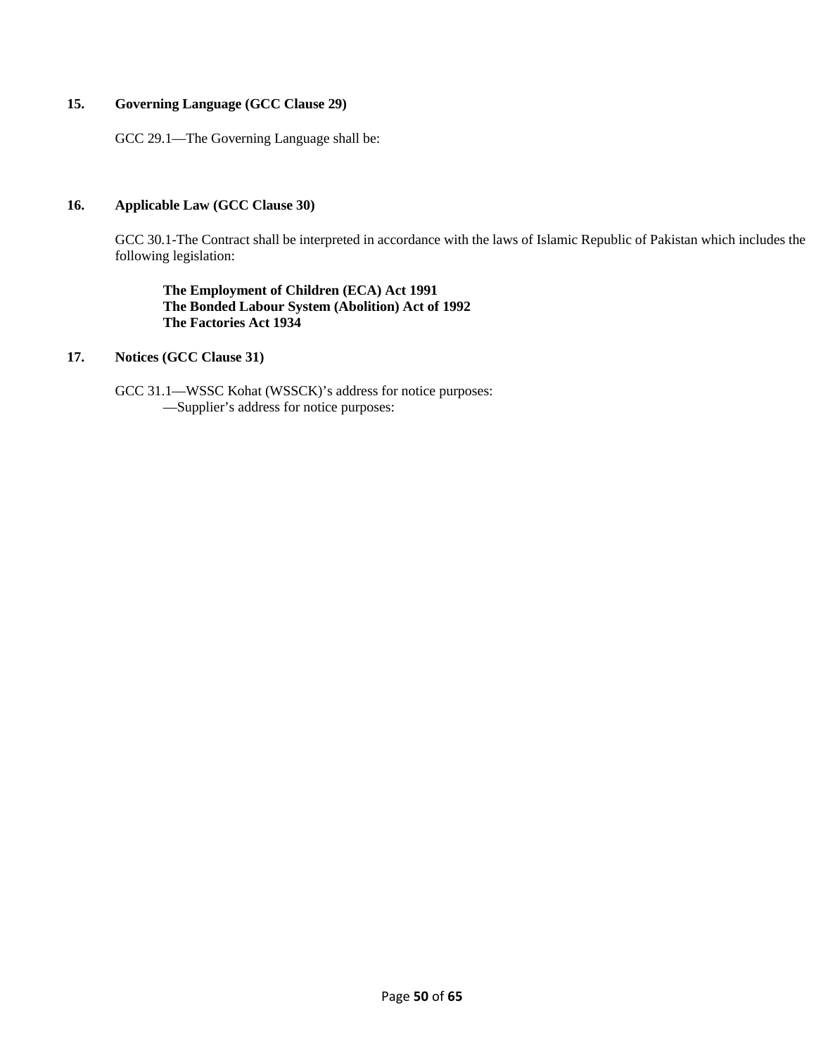**15. Governing Language (GCC Clause 29)**

GCC 29.1—The Governing Language shall be:

**16. Applicable Law (GCC Clause 30)**

GCC 30.1-The Contract shall be interpreted in accordance with the laws of Islamic Republic of Pakistan which includes the following legislation:

**The Employment of Children (ECA) Act 1991**
**The Bonded Labour System (Abolition) Act of 1992**
**The Factories Act 1934**

**17. Notices (GCC Clause 31)**

GCC 31.1—WSSC Kohat (WSSCK)'s address for notice purposes:
—Supplier's address for notice purposes: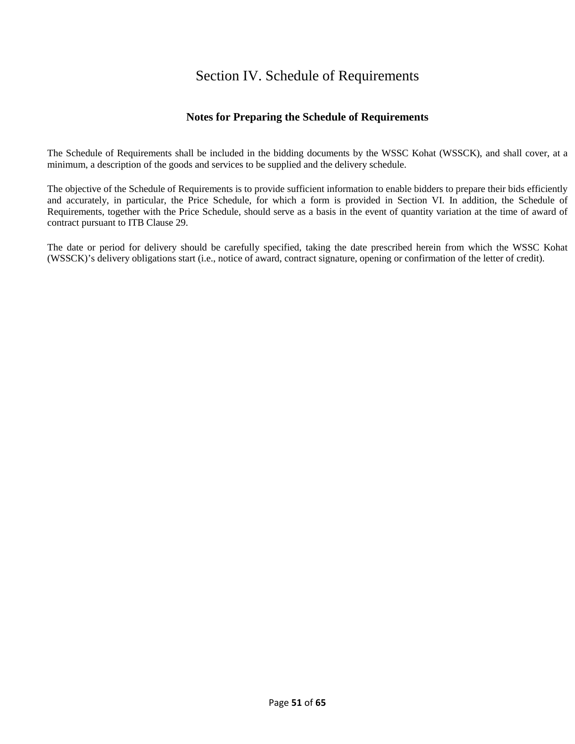# Section IV. Schedule of Requirements

## Notes for Preparing the Schedule of Requirements

The Schedule of Requirements shall be included in the bidding documents by the WSSC Kohat (WSSCK), and shall cover, at a minimum, a description of the goods and services to be supplied and the delivery schedule.

The objective of the Schedule of Requirements is to provide sufficient information to enable bidders to prepare their bids efficiently and accurately, in particular, the Price Schedule, for which a form is provided in Section VI. In addition, the Schedule of Requirements, together with the Price Schedule, should serve as a basis in the event of quantity variation at the time of award of contract pursuant to ITB Clause 29.

The date or period for delivery should be carefully specified, taking the date prescribed herein from which the WSSC Kohat (WSSCK)'s delivery obligations start (i.e., notice of award, contract signature, opening or confirmation of the letter of credit).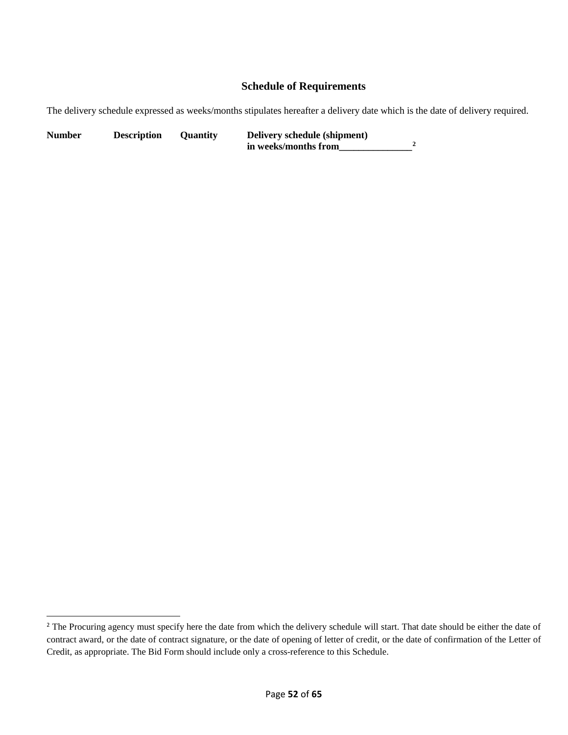## Schedule of Requirements

The delivery schedule expressed as weeks/months stipulates hereafter a delivery date which is the date of delivery required.

| **Number** | **Description** | **Quantity** | **Delivery schedule (shipment) in weeks/months from_______________[2]** |
|---|---|---|---|

[2] The Procuring agency must specify here the date from which the delivery schedule will start. That date should be either the date of contract award, or the date of contract signature, or the date of opening of letter of credit, or the date of confirmation of the Letter of Credit, as appropriate. The Bid Form should include only a cross-reference to this Schedule.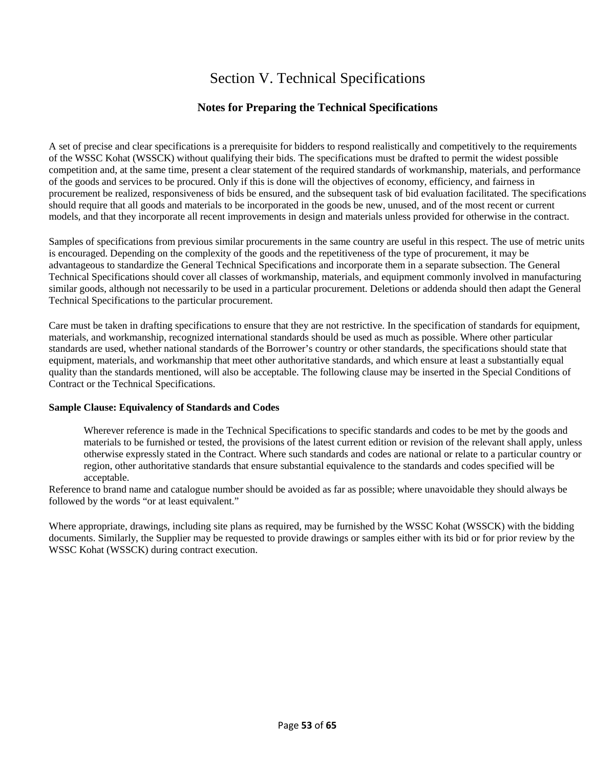# Section V. Technical Specifications

## Notes for Preparing the Technical Specifications

A set of precise and clear specifications is a prerequisite for bidders to respond realistically and competitively to the requirements of the WSSC Kohat (WSSCK) without qualifying their bids. The specifications must be drafted to permit the widest possible competition and, at the same time, present a clear statement of the required standards of workmanship, materials, and performance of the goods and services to be procured. Only if this is done will the objectives of economy, efficiency, and fairness in procurement be realized, responsiveness of bids be ensured, and the subsequent task of bid evaluation facilitated. The specifications should require that all goods and materials to be incorporated in the goods be new, unused, and of the most recent or current models, and that they incorporate all recent improvements in design and materials unless provided for otherwise in the contract.

Samples of specifications from previous similar procurements in the same country are useful in this respect. The use of metric units is encouraged. Depending on the complexity of the goods and the repetitiveness of the type of procurement, it may be advantageous to standardize the General Technical Specifications and incorporate them in a separate subsection. The General Technical Specifications should cover all classes of workmanship, materials, and equipment commonly involved in manufacturing similar goods, although not necessarily to be used in a particular procurement. Deletions or addenda should then adapt the General Technical Specifications to the particular procurement.

Care must be taken in drafting specifications to ensure that they are not restrictive. In the specification of standards for equipment, materials, and workmanship, recognized international standards should be used as much as possible. Where other particular standards are used, whether national standards of the Borrower's country or other standards, the specifications should state that equipment, materials, and workmanship that meet other authoritative standards, and which ensure at least a substantially equal quality than the standards mentioned, will also be acceptable. The following clause may be inserted in the Special Conditions of Contract or the Technical Specifications.

**Sample Clause: Equivalency of Standards and Codes**

> Wherever reference is made in the Technical Specifications to specific standards and codes to be met by the goods and materials to be furnished or tested, the provisions of the latest current edition or revision of the relevant shall apply, unless otherwise expressly stated in the Contract. Where such standards and codes are national or relate to a particular country or region, other authoritative standards that ensure substantial equivalence to the standards and codes specified will be acceptable.

Reference to brand name and catalogue number should be avoided as far as possible; where unavoidable they should always be followed by the words "or at least equivalent."

Where appropriate, drawings, including site plans as required, may be furnished by the WSSC Kohat (WSSCK) with the bidding documents. Similarly, the Supplier may be requested to provide drawings or samples either with its bid or for prior review by the WSSC Kohat (WSSCK) during contract execution.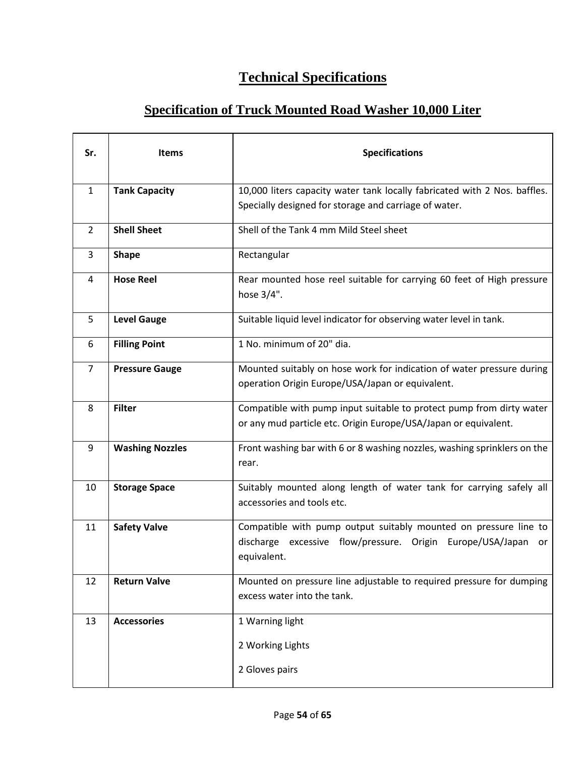# Technical Specifications

## Specification of Truck Mounted Road Washer 10,000 Liter

| Sr. | Items | Specifications |
|---|---|---|
| 1 | **Tank Capacity** | 10,000 liters capacity water tank locally fabricated with 2 Nos. baffles. Specially designed for storage and carriage of water. |
| 2 | **Shell Sheet** | Shell of the Tank 4 mm Mild Steel sheet |
| 3 | **Shape** | Rectangular |
| 4 | **Hose Reel** | Rear mounted hose reel suitable for carrying 60 feet of High pressure hose 3/4". |
| 5 | **Level Gauge** | Suitable liquid level indicator for observing water level in tank. |
| 6 | **Filling Point** | 1 No. minimum of 20" dia. |
| 7 | **Pressure Gauge** | Mounted suitably on hose work for indication of water pressure during operation Origin Europe/USA/Japan or equivalent. |
| 8 | **Filter** | Compatible with pump input suitable to protect pump from dirty water or any mud particle etc. Origin Europe/USA/Japan or equivalent. |
| 9 | **Washing Nozzles** | Front washing bar with 6 or 8 washing nozzles, washing sprinklers on the rear. |
| 10 | **Storage Space** | Suitably mounted along length of water tank for carrying safely all accessories and tools etc. |
| 11 | **Safety Valve** | Compatible with pump output suitably mounted on pressure line to discharge excessive flow/pressure. Origin Europe/USA/Japan or equivalent. |
| 12 | **Return Valve** | Mounted on pressure line adjustable to required pressure for dumping excess water into the tank. |
| 13 | **Accessories** | 1 Warning light<br>2 Working Lights<br>2 Gloves pairs |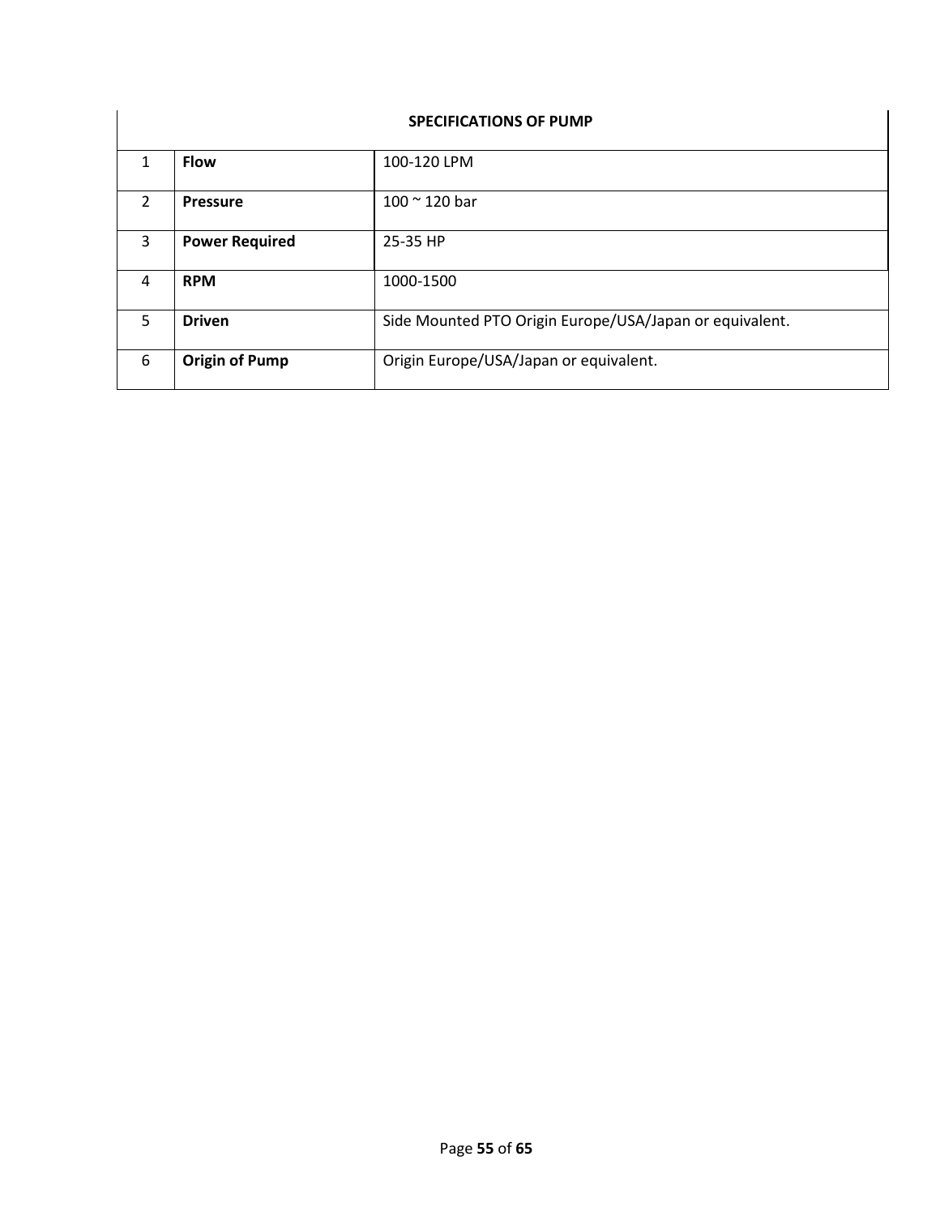| SPECIFICATIONS OF PUMP | | |
|---|---|---|
| 1 | **Flow** | 100-120 LPM |
| 2 | **Pressure** | 100 ~ 120 bar |
| 3 | **Power Required** | 25-35 HP |
| 4 | **RPM** | 1000-1500 |
| 5 | **Driven** | Side Mounted PTO Origin Europe/USA/Japan or equivalent. |
| 6 | **Origin of Pump** | Origin Europe/USA/Japan or equivalent. |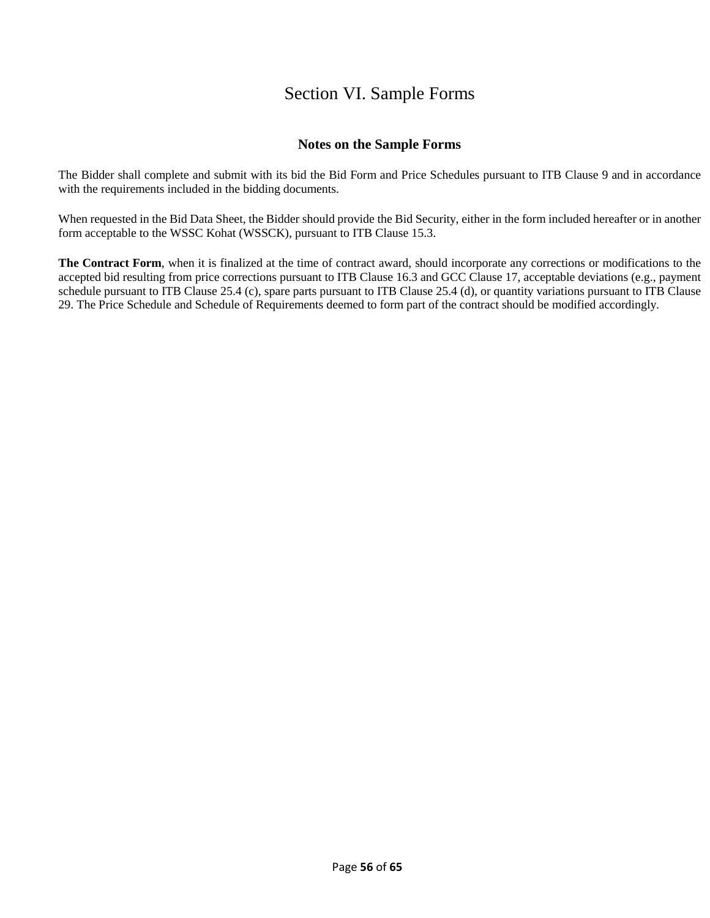# Section VI. Sample Forms

## Notes on the Sample Forms

The Bidder shall complete and submit with its bid the Bid Form and Price Schedules pursuant to ITB Clause 9 and in accordance with the requirements included in the bidding documents.

When requested in the Bid Data Sheet, the Bidder should provide the Bid Security, either in the form included hereafter or in another form acceptable to the WSSC Kohat (WSSCK), pursuant to ITB Clause 15.3.

**The Contract Form**, when it is finalized at the time of contract award, should incorporate any corrections or modifications to the accepted bid resulting from price corrections pursuant to ITB Clause 16.3 and GCC Clause 17, acceptable deviations (e.g., payment schedule pursuant to ITB Clause 25.4 (c), spare parts pursuant to ITB Clause 25.4 (d), or quantity variations pursuant to ITB Clause 29. The Price Schedule and Schedule of Requirements deemed to form part of the contract should be modified accordingly.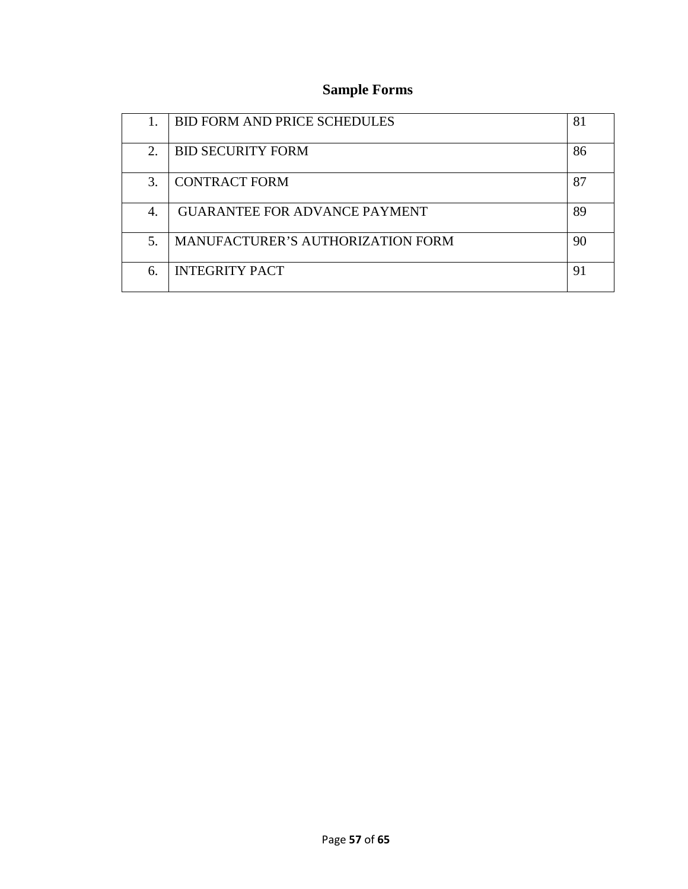# Sample Forms

| | | |
|---|---|---|
| 1. | BID FORM AND PRICE SCHEDULES | 81 |
| 2. | BID SECURITY FORM | 86 |
| 3. | CONTRACT FORM | 87 |
| 4. | GUARANTEE FOR ADVANCE PAYMENT | 89 |
| 5. | MANUFACTURER'S AUTHORIZATION FORM | 90 |
| 6. | INTEGRITY PACT | 91 |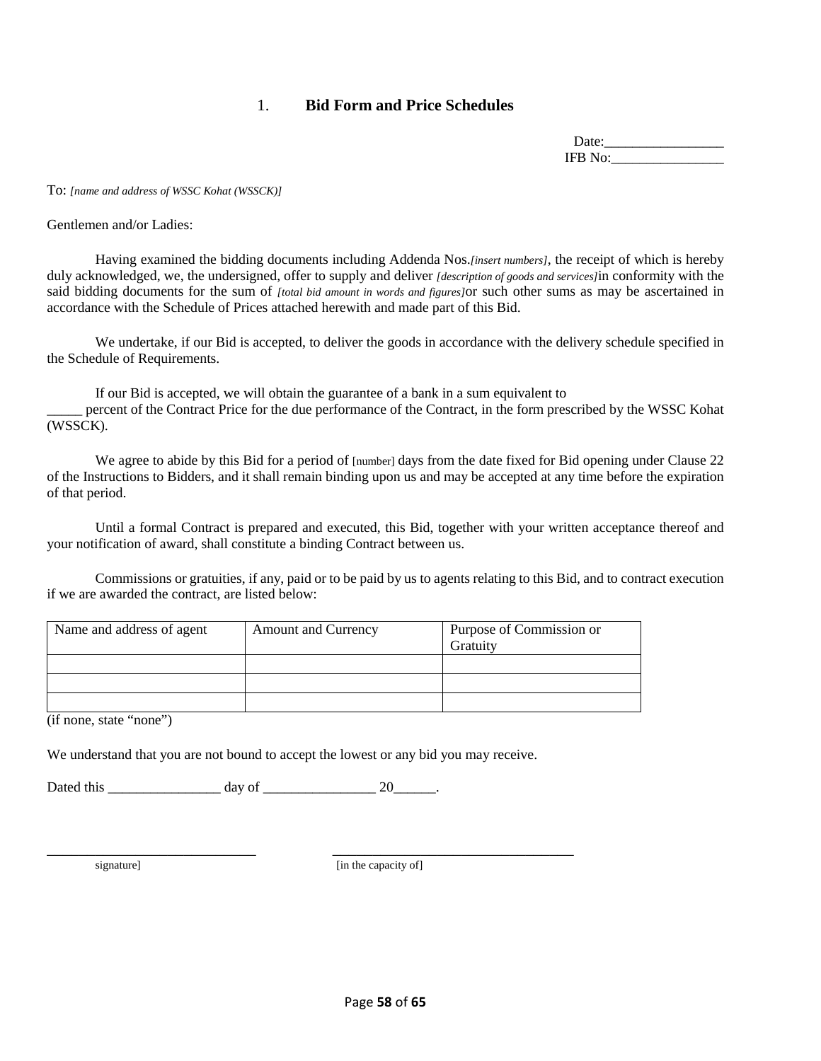## 1. Bid Form and Price Schedules

Date:________________
IFB No:________________

To: *[name and address of WSSC Kohat (WSSCK)]*

Gentlemen and/or Ladies:

Having examined the bidding documents including Addenda Nos.*[insert numbers]*, the receipt of which is hereby duly acknowledged, we, the undersigned, offer to supply and deliver *[description of goods and services]*in conformity with the said bidding documents for the sum of *[total bid amount in words and figures]*or such other sums as may be ascertained in accordance with the Schedule of Prices attached herewith and made part of this Bid.

We undertake, if our Bid is accepted, to deliver the goods in accordance with the delivery schedule specified in the Schedule of Requirements.

If our Bid is accepted, we will obtain the guarantee of a bank in a sum equivalent to _____ percent of the Contract Price for the due performance of the Contract, in the form prescribed by the WSSC Kohat (WSSCK).

We agree to abide by this Bid for a period of [number] days from the date fixed for Bid opening under Clause 22 of the Instructions to Bidders, and it shall remain binding upon us and may be accepted at any time before the expiration of that period.

Until a formal Contract is prepared and executed, this Bid, together with your written acceptance thereof and your notification of award, shall constitute a binding Contract between us.

Commissions or gratuities, if any, paid or to be paid by us to agents relating to this Bid, and to contract execution if we are awarded the contract, are listed below:

| Name and address of agent | Amount and Currency | Purpose of Commission or Gratuity |
|---|---|---|
| | | |
| | | |
| | | |

(if none, state "none")

We understand that you are not bound to accept the lowest or any bid you may receive.

Dated this ________________ day of ________________ 20______.

______________________________ ______________________________

signature] [in the capacity of]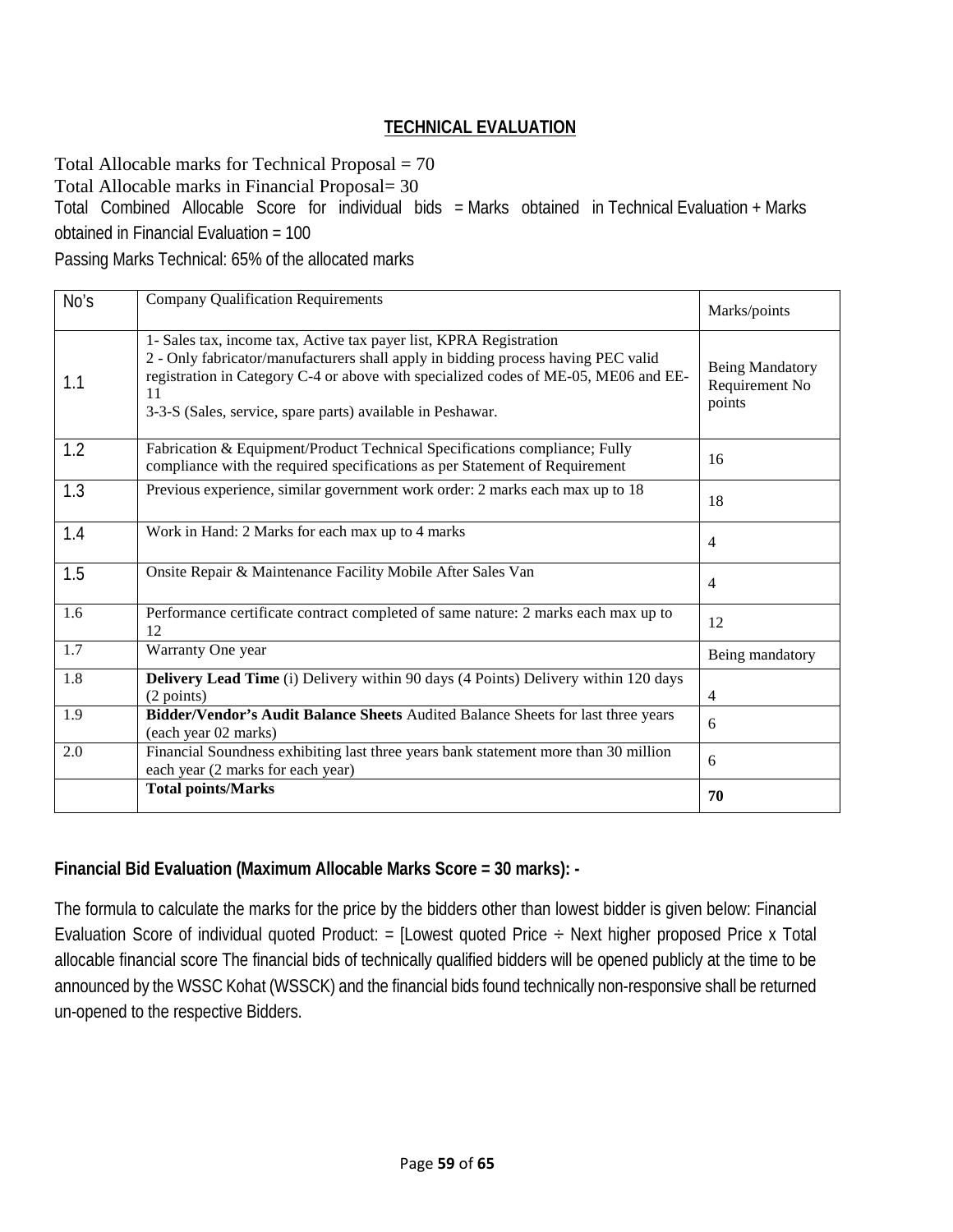## TECHNICAL EVALUATION

Total Allocable marks for Technical Proposal = 70

Total Allocable marks in Financial Proposal= 30

Total Combined Allocable Score for individual bids = Marks obtained in Technical Evaluation + Marks obtained in Financial Evaluation = 100

Passing Marks Technical: 65% of the allocated marks

| No's | Company Qualification Requirements | Marks/points |
|---|---|---|
| 1.1 | 1- Sales tax, income tax, Active tax payer list, KPRA Registration<br>2 - Only fabricator/manufacturers shall apply in bidding process having PEC valid registration in Category C-4 or above with specialized codes of ME-05, ME06 and EE-11<br>3-3-S (Sales, service, spare parts) available in Peshawar. | Being Mandatory Requirement No points |
| 1.2 | Fabrication & Equipment/Product Technical Specifications compliance; Fully compliance with the required specifications as per Statement of Requirement | 16 |
| 1.3 | Previous experience, similar government work order: 2 marks each max up to 18 | 18 |
| 1.4 | Work in Hand: 2 Marks for each max up to 4 marks | 4 |
| 1.5 | Onsite Repair & Maintenance Facility Mobile After Sales Van | 4 |
| 1.6 | Performance certificate contract completed of same nature: 2 marks each max up to 12 | 12 |
| 1.7 | Warranty One year | Being mandatory |
| 1.8 | **Delivery Lead Time** (i) Delivery within 90 days (4 Points) Delivery within 120 days (2 points) | 4 |
| 1.9 | **Bidder/Vendor's Audit Balance Sheets** Audited Balance Sheets for last three years (each year 02 marks) | 6 |
| 2.0 | Financial Soundness exhibiting last three years bank statement more than 30 million each year (2 marks for each year) | 6 |
| | **Total points/Marks** | **70** |

**Financial Bid Evaluation (Maximum Allocable Marks Score = 30 marks): -**

The formula to calculate the marks for the price by the bidders other than lowest bidder is given below: Financial Evaluation Score of individual quoted Product: = [Lowest quoted Price ÷ Next higher proposed Price x Total allocable financial score The financial bids of technically qualified bidders will be opened publicly at the time to be announced by the WSSC Kohat (WSSCK) and the financial bids found technically non-responsive shall be returned un-opened to the respective Bidders.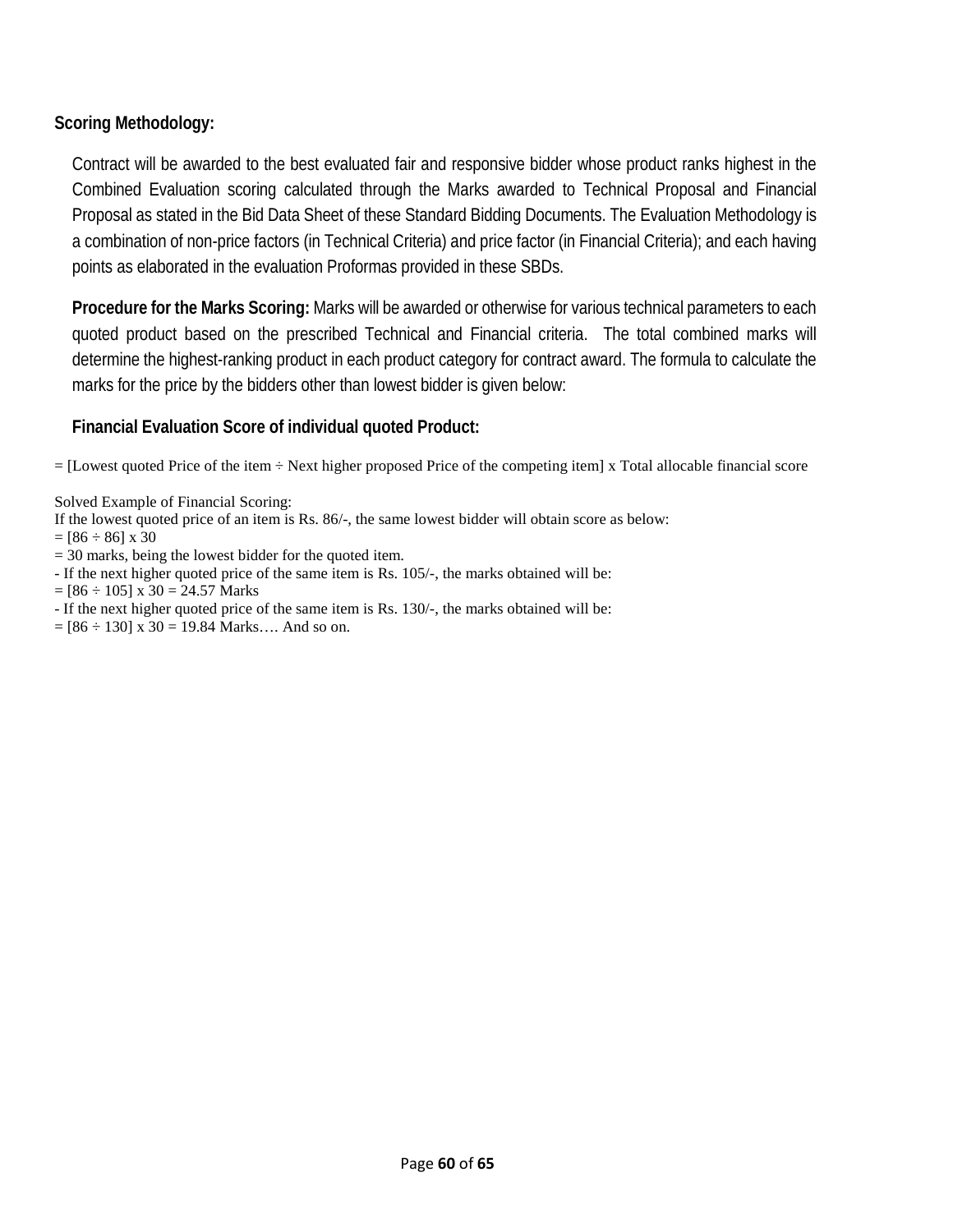**Scoring Methodology:**

Contract will be awarded to the best evaluated fair and responsive bidder whose product ranks highest in the Combined Evaluation scoring calculated through the Marks awarded to Technical Proposal and Financial Proposal as stated in the Bid Data Sheet of these Standard Bidding Documents. The Evaluation Methodology is a combination of non-price factors (in Technical Criteria) and price factor (in Financial Criteria); and each having points as elaborated in the evaluation Proformas provided in these SBDs.

**Procedure for the Marks Scoring:** Marks will be awarded or otherwise for various technical parameters to each quoted product based on the prescribed Technical and Financial criteria. The total combined marks will determine the highest-ranking product in each product category for contract award. The formula to calculate the marks for the price by the bidders other than lowest bidder is given below:

**Financial Evaluation Score of individual quoted Product:**

= [Lowest quoted Price of the item ÷ Next higher proposed Price of the competing item] x Total allocable financial score

Solved Example of Financial Scoring:
If the lowest quoted price of an item is Rs. 86/-, the same lowest bidder will obtain score as below:
= [86 ÷ 86] x 30
= 30 marks, being the lowest bidder for the quoted item.
- If the next higher quoted price of the same item is Rs. 105/-, the marks obtained will be:
= [86 ÷ 105] x 30 = 24.57 Marks
- If the next higher quoted price of the same item is Rs. 130/-, the marks obtained will be:
= [86 ÷ 130] x 30 = 19.84 Marks…. And so on.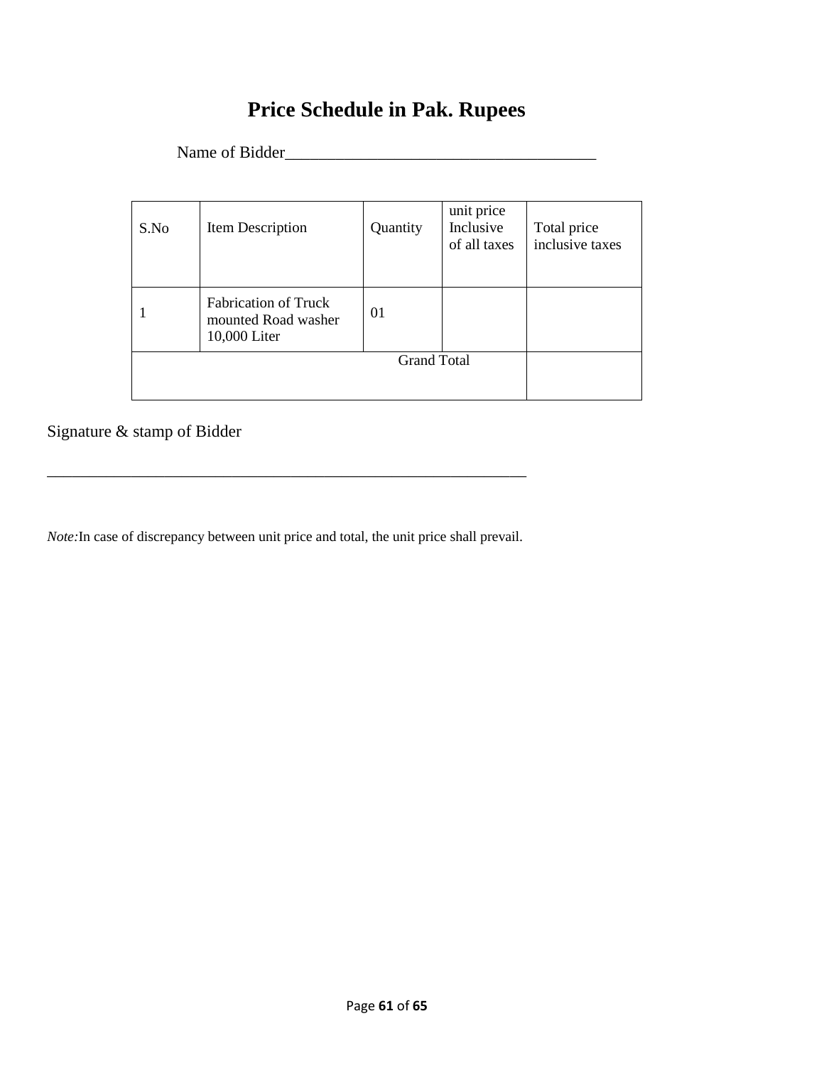# Price Schedule in Pak. Rupees

Name of Bidder____________________________________

| S.No | Item Description | Quantity | unit price Inclusive of all taxes | Total price inclusive taxes |
|---|---|---|---|---|
| 1 | Fabrication of Truck mounted Road washer 10,000 Liter | 01 | | |
| | | Grand Total | | |

Signature & stamp of Bidder

___________________________________________________________

*Note:*In case of discrepancy between unit price and total, the unit price shall prevail.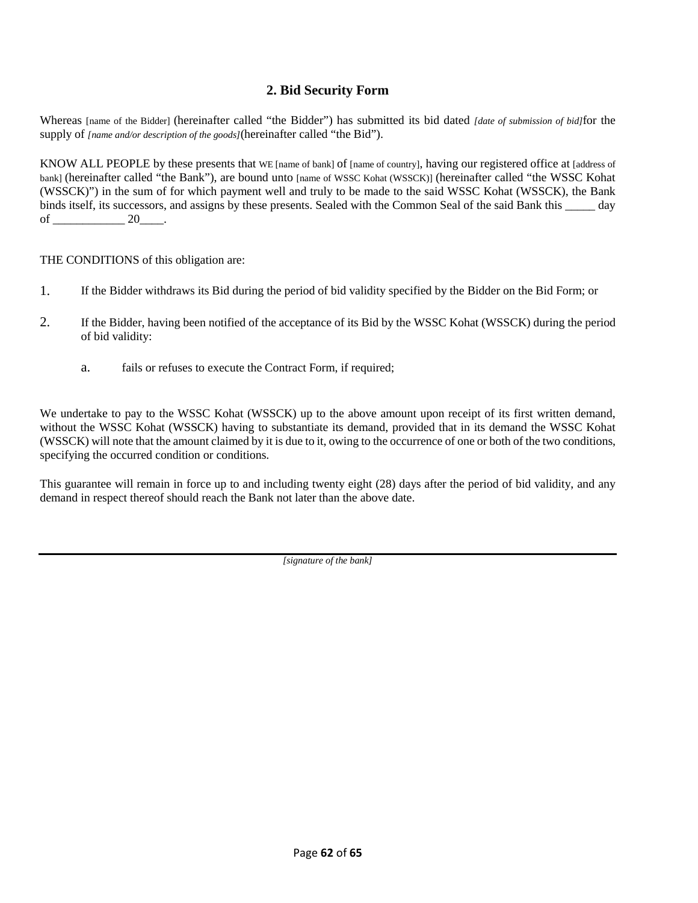## 2. Bid Security Form

Whereas [name of the Bidder] (hereinafter called "the Bidder") has submitted its bid dated *[date of submission of bid]*for the supply of *[name and/or description of the goods]*(hereinafter called "the Bid").

KNOW ALL PEOPLE by these presents that WE [name of bank] of [name of country], having our registered office at [address of bank] (hereinafter called "the Bank"), are bound unto [name of WSSC Kohat (WSSCK)] (hereinafter called "the WSSC Kohat (WSSCK)") in the sum of for which payment well and truly to be made to the said WSSC Kohat (WSSCK), the Bank binds itself, its successors, and assigns by these presents. Sealed with the Common Seal of the said Bank this _____ day of ____________ 20____.

THE CONDITIONS of this obligation are:

1. If the Bidder withdraws its Bid during the period of bid validity specified by the Bidder on the Bid Form; or

2. If the Bidder, having been notified of the acceptance of its Bid by the WSSC Kohat (WSSCK) during the period of bid validity:

   a. fails or refuses to execute the Contract Form, if required;

We undertake to pay to the WSSC Kohat (WSSCK) up to the above amount upon receipt of its first written demand, without the WSSC Kohat (WSSCK) having to substantiate its demand, provided that in its demand the WSSC Kohat (WSSCK) will note that the amount claimed by it is due to it, owing to the occurrence of one or both of the two conditions, specifying the occurred condition or conditions.

This guarantee will remain in force up to and including twenty eight (28) days after the period of bid validity, and any demand in respect thereof should reach the Bank not later than the above date.

---

*[signature of the bank]*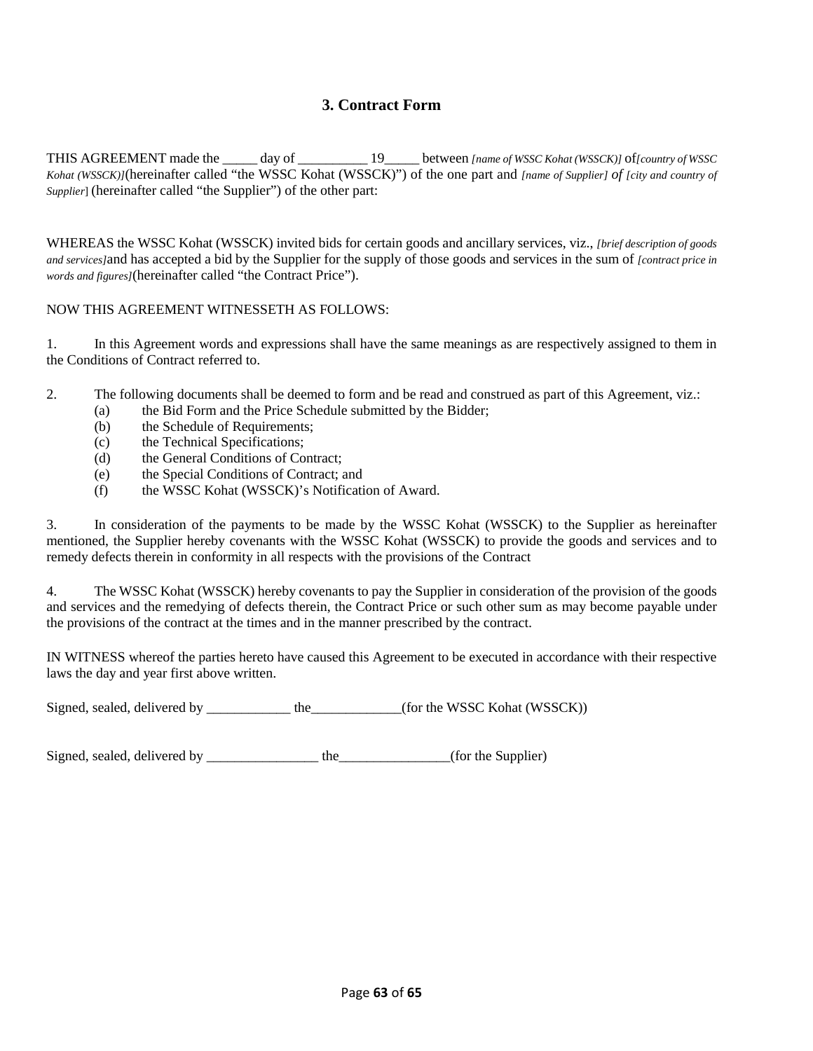## 3. Contract Form

THIS AGREEMENT made the _____ day of __________ 19_____ between *[name of WSSC Kohat (WSSCK)]* of*[country of WSSC Kohat (WSSCK)]*(hereinafter called "the WSSC Kohat (WSSCK)") of the one part and *[name of Supplier] of [city and country of Supplier]* (hereinafter called "the Supplier") of the other part:

WHEREAS the WSSC Kohat (WSSCK) invited bids for certain goods and ancillary services, viz., *[brief description of goods and services]*and has accepted a bid by the Supplier for the supply of those goods and services in the sum of *[contract price in words and figures]*(hereinafter called "the Contract Price").

NOW THIS AGREEMENT WITNESSETH AS FOLLOWS:

1. In this Agreement words and expressions shall have the same meanings as are respectively assigned to them in the Conditions of Contract referred to.

2. The following documents shall be deemed to form and be read and construed as part of this Agreement, viz.:
   - (a) the Bid Form and the Price Schedule submitted by the Bidder;
   - (b) the Schedule of Requirements;
   - (c) the Technical Specifications;
   - (d) the General Conditions of Contract;
   - (e) the Special Conditions of Contract; and
   - (f) the WSSC Kohat (WSSCK)'s Notification of Award.

3. In consideration of the payments to be made by the WSSC Kohat (WSSCK) to the Supplier as hereinafter mentioned, the Supplier hereby covenants with the WSSC Kohat (WSSCK) to provide the goods and services and to remedy defects therein in conformity in all respects with the provisions of the Contract

4. The WSSC Kohat (WSSCK) hereby covenants to pay the Supplier in consideration of the provision of the goods and services and the remedying of defects therein, the Contract Price or such other sum as may become payable under the provisions of the contract at the times and in the manner prescribed by the contract.

IN WITNESS whereof the parties hereto have caused this Agreement to be executed in accordance with their respective laws the day and year first above written.

Signed, sealed, delivered by ____________ the_____________(for the WSSC Kohat (WSSCK))

Signed, sealed, delivered by ________________ the________________(for the Supplier)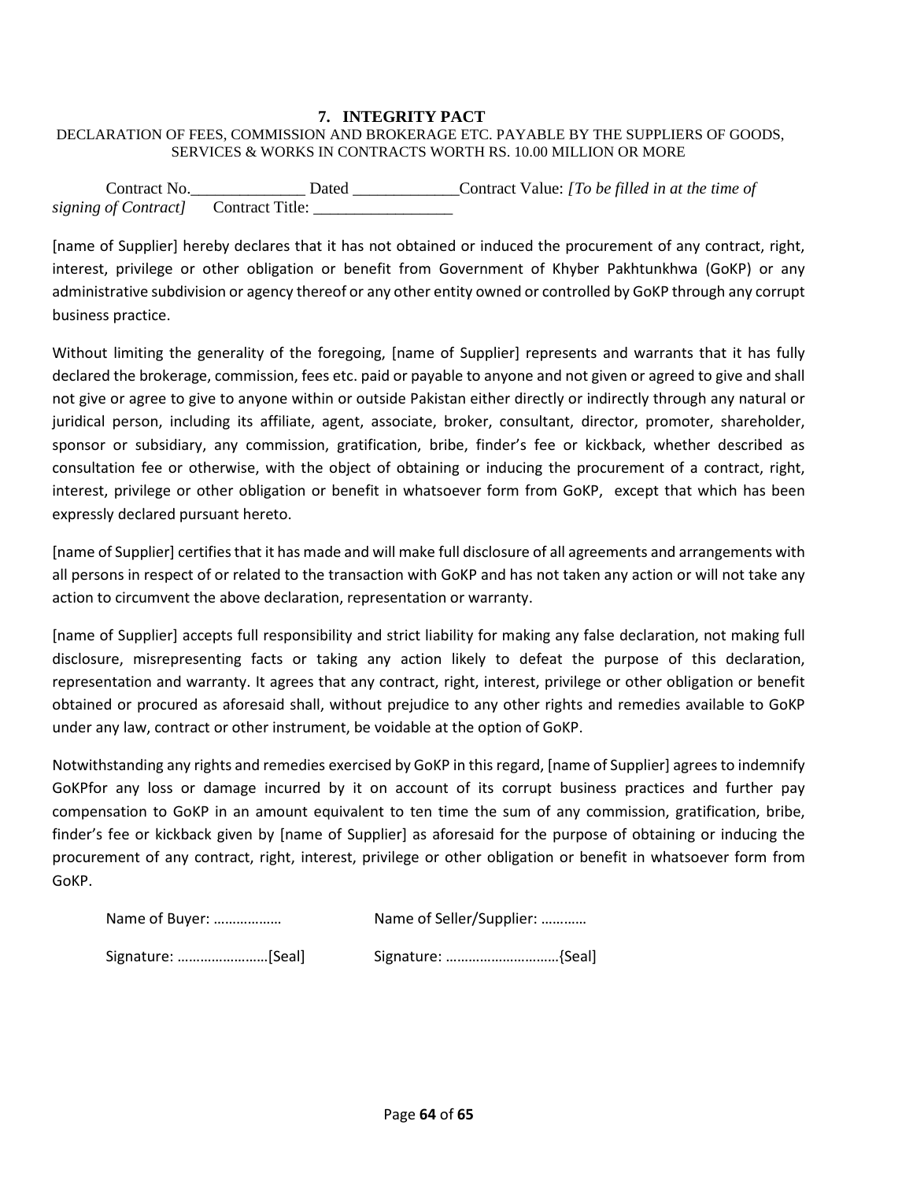## 7. INTEGRITY PACT

DECLARATION OF FEES, COMMISSION AND BROKERAGE ETC. PAYABLE BY THE SUPPLIERS OF GOODS, SERVICES & WORKS IN CONTRACTS WORTH RS. 10.00 MILLION OR MORE

Contract No.______________ Dated _____________Contract Value: *[To be filled in at the time of signing of Contract]* Contract Title: _________________

[name of Supplier] hereby declares that it has not obtained or induced the procurement of any contract, right, interest, privilege or other obligation or benefit from Government of Khyber Pakhtunkhwa (GoKP) or any administrative subdivision or agency thereof or any other entity owned or controlled by GoKP through any corrupt business practice.

Without limiting the generality of the foregoing, [name of Supplier] represents and warrants that it has fully declared the brokerage, commission, fees etc. paid or payable to anyone and not given or agreed to give and shall not give or agree to give to anyone within or outside Pakistan either directly or indirectly through any natural or juridical person, including its affiliate, agent, associate, broker, consultant, director, promoter, shareholder, sponsor or subsidiary, any commission, gratification, bribe, finder's fee or kickback, whether described as consultation fee or otherwise, with the object of obtaining or inducing the procurement of a contract, right, interest, privilege or other obligation or benefit in whatsoever form from GoKP, except that which has been expressly declared pursuant hereto.

[name of Supplier] certifies that it has made and will make full disclosure of all agreements and arrangements with all persons in respect of or related to the transaction with GoKP and has not taken any action or will not take any action to circumvent the above declaration, representation or warranty.

[name of Supplier] accepts full responsibility and strict liability for making any false declaration, not making full disclosure, misrepresenting facts or taking any action likely to defeat the purpose of this declaration, representation and warranty. It agrees that any contract, right, interest, privilege or other obligation or benefit obtained or procured as aforesaid shall, without prejudice to any other rights and remedies available to GoKP under any law, contract or other instrument, be voidable at the option of GoKP.

Notwithstanding any rights and remedies exercised by GoKP in this regard, [name of Supplier] agrees to indemnify GoKPfor any loss or damage incurred by it on account of its corrupt business practices and further pay compensation to GoKP in an amount equivalent to ten time the sum of any commission, gratification, bribe, finder's fee or kickback given by [name of Supplier] as aforesaid for the purpose of obtaining or inducing the procurement of any contract, right, interest, privilege or other obligation or benefit in whatsoever form from GoKP.

Name of Buyer: ……………… Name of Seller/Supplier: …………

Signature: ……………………[Seal] Signature: …………………………{Seal]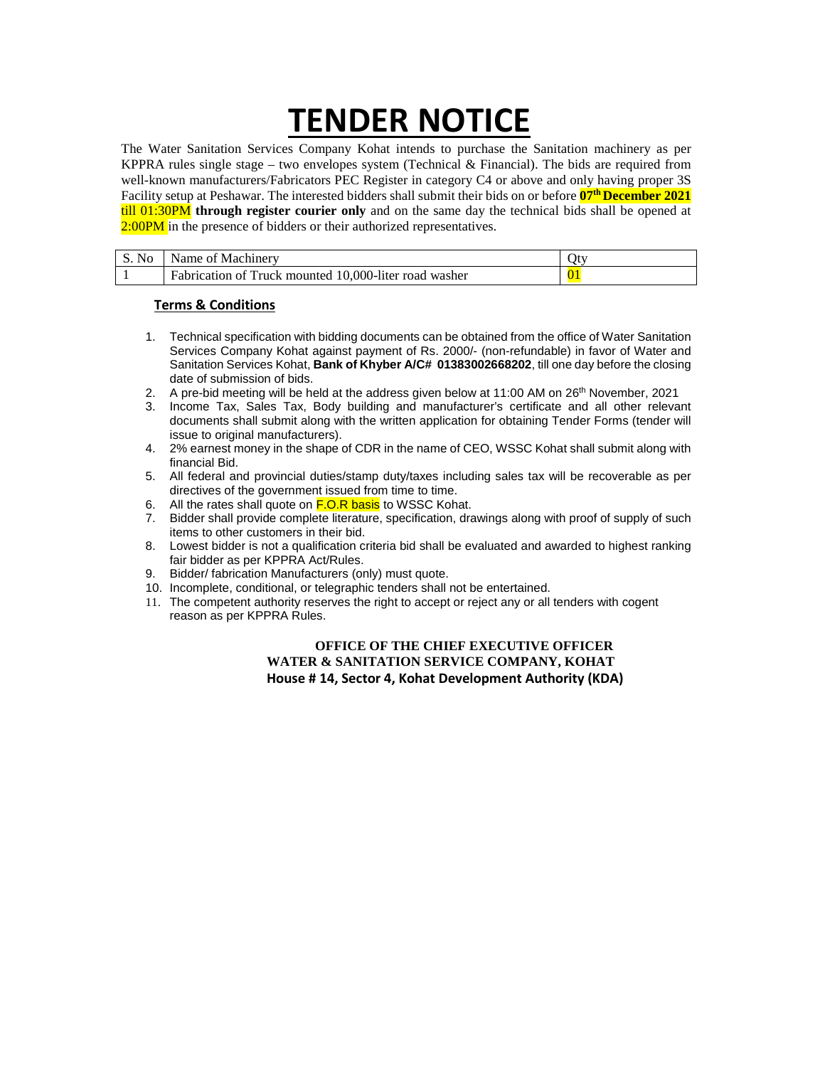# TENDER NOTICE

The Water Sanitation Services Company Kohat intends to purchase the Sanitation machinery as per KPPRA rules single stage – two envelopes system (Technical & Financial). The bids are required from well-known manufacturers/Fabricators PEC Register in category C4 or above and only having proper 3S Facility setup at Peshawar. The interested bidders shall submit their bids on or before **07th December 2021** till 01:30PM **through register courier only** and on the same day the technical bids shall be opened at 2:00PM in the presence of bidders or their authorized representatives.

| S. No | Name of Machinery | Qty |
|---|---|---|
| 1 | Fabrication of Truck mounted 10,000-liter road washer | 01 |

**Terms & Conditions**

1. Technical specification with bidding documents can be obtained from the office of Water Sanitation Services Company Kohat against payment of Rs. 2000/- (non-refundable) in favor of Water and Sanitation Services Kohat, **Bank of Khyber A/C# 01383002668202**, till one day before the closing date of submission of bids.
2. A pre-bid meeting will be held at the address given below at 11:00 AM on 26th November, 2021
3. Income Tax, Sales Tax, Body building and manufacturer's certificate and all other relevant documents shall submit along with the written application for obtaining Tender Forms (tender will issue to original manufacturers).
4. 2% earnest money in the shape of CDR in the name of CEO, WSSC Kohat shall submit along with financial Bid.
5. All federal and provincial duties/stamp duty/taxes including sales tax will be recoverable as per directives of the government issued from time to time.
6. All the rates shall quote on F.O.R basis to WSSC Kohat.
7. Bidder shall provide complete literature, specification, drawings along with proof of supply of such items to other customers in their bid.
8. Lowest bidder is not a qualification criteria bid shall be evaluated and awarded to highest ranking fair bidder as per KPPRA Act/Rules.
9. Bidder/ fabrication Manufacturers (only) must quote.
10. Incomplete, conditional, or telegraphic tenders shall not be entertained.
11. The competent authority reserves the right to accept or reject any or all tenders with cogent reason as per KPPRA Rules.

**OFFICE OF THE CHIEF EXECUTIVE OFFICER**
**WATER & SANITATION SERVICE COMPANY, KOHAT**
**House # 14, Sector 4, Kohat Development Authority (KDA)**